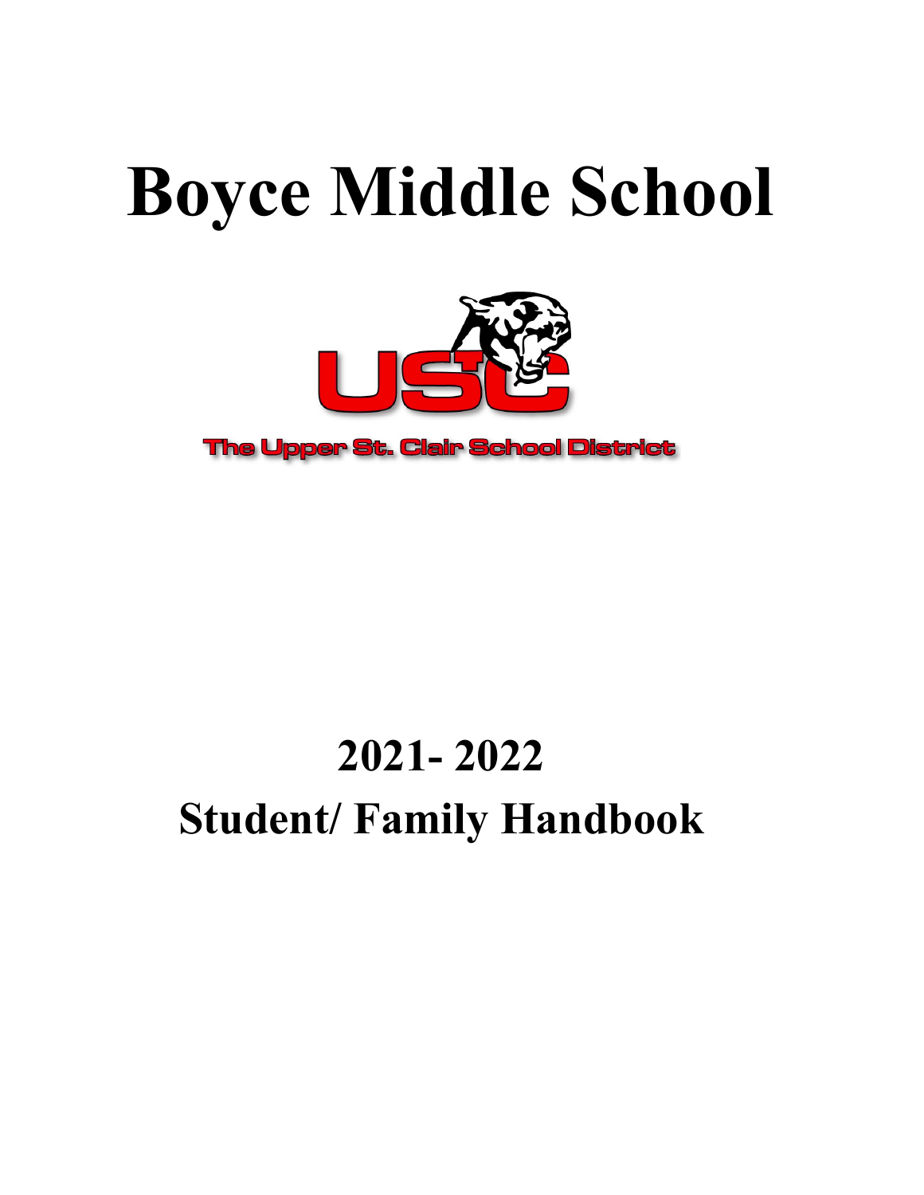# Boyce Middle School

The Upper St. Clair School District

## 2021- 2022

## Student/ Family Handbook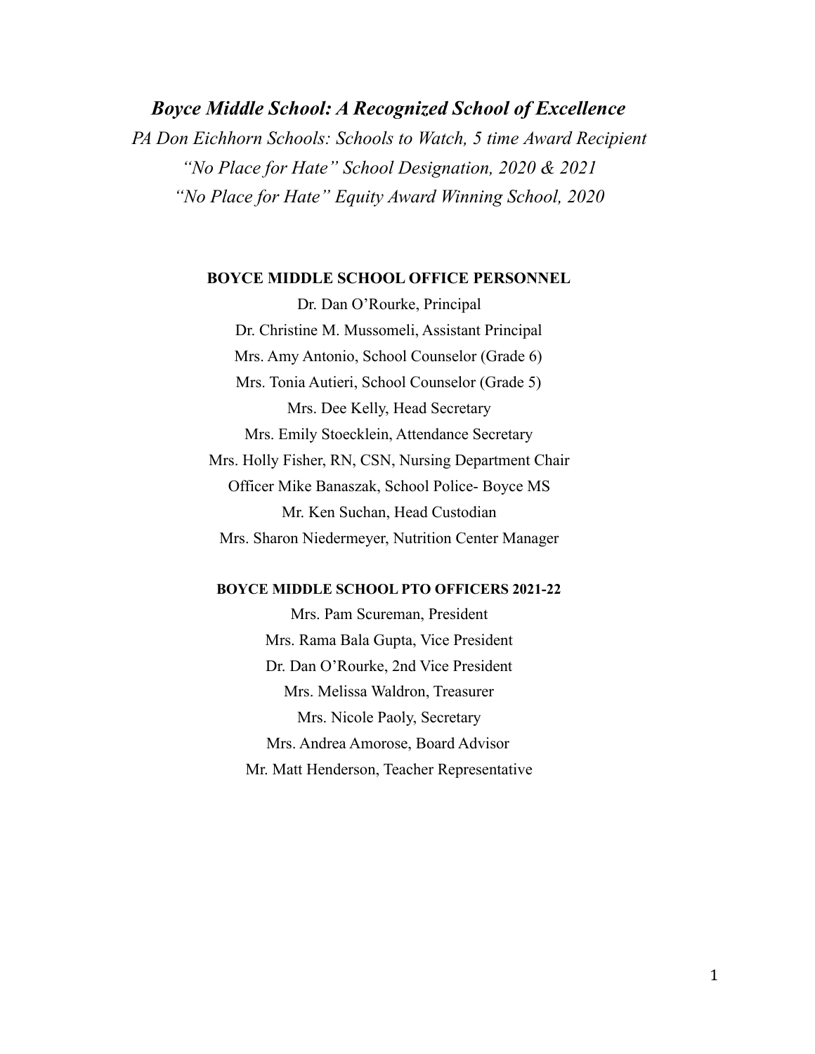***Boyce Middle School: A Recognized School of Excellence***

*PA Don Eichhorn Schools: Schools to Watch, 5 time Award Recipient*

*"No Place for Hate" School Designation, 2020 & 2021*

*"No Place for Hate" Equity Award Winning School, 2020*

**BOYCE MIDDLE SCHOOL OFFICE PERSONNEL**

Dr. Dan O'Rourke, Principal
Dr. Christine M. Mussomeli, Assistant Principal
Mrs. Amy Antonio, School Counselor (Grade 6)
Mrs. Tonia Autieri, School Counselor (Grade 5)
Mrs. Dee Kelly, Head Secretary
Mrs. Emily Stoecklein, Attendance Secretary
Mrs. Holly Fisher, RN, CSN, Nursing Department Chair
Officer Mike Banaszak, School Police- Boyce MS
Mr. Ken Suchan, Head Custodian
Mrs. Sharon Niedermeyer, Nutrition Center Manager

**BOYCE MIDDLE SCHOOL PTO OFFICERS 2021-22**

Mrs. Pam Scureman, President
Mrs. Rama Bala Gupta, Vice President
Dr. Dan O'Rourke, 2nd Vice President
Mrs. Melissa Waldron, Treasurer
Mrs. Nicole Paoly, Secretary
Mrs. Andrea Amorose, Board Advisor
Mr. Matt Henderson, Teacher Representative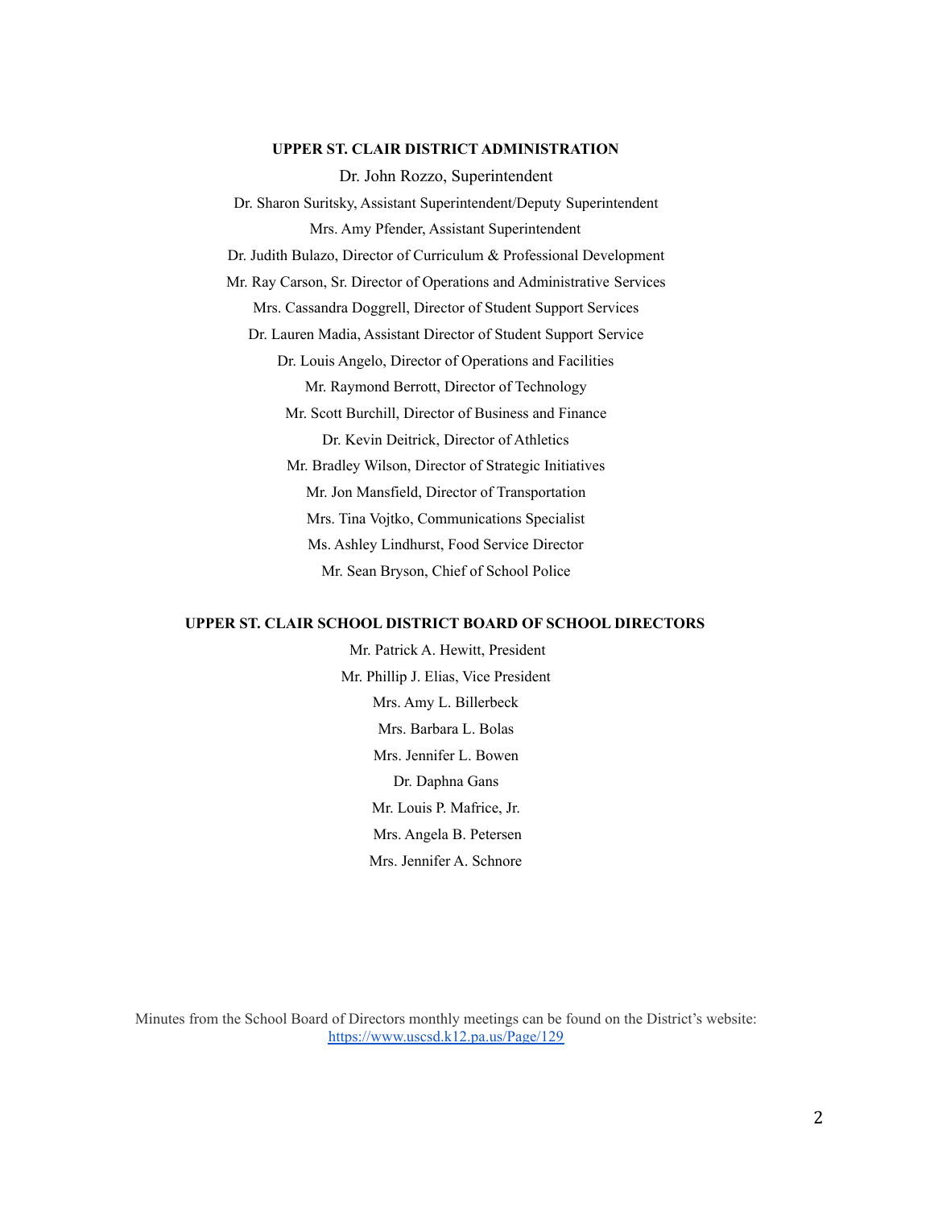## UPPER ST. CLAIR DISTRICT ADMINISTRATION

Dr. John Rozzo, Superintendent

Dr. Sharon Suritsky, Assistant Superintendent/Deputy Superintendent

Mrs. Amy Pfender, Assistant Superintendent

Dr. Judith Bulazo, Director of Curriculum & Professional Development

Mr. Ray Carson, Sr. Director of Operations and Administrative Services

Mrs. Cassandra Doggrell, Director of Student Support Services

Dr. Lauren Madia, Assistant Director of Student Support Service

Dr. Louis Angelo, Director of Operations and Facilities

Mr. Raymond Berrott, Director of Technology

Mr. Scott Burchill, Director of Business and Finance

Dr. Kevin Deitrick, Director of Athletics

Mr. Bradley Wilson, Director of Strategic Initiatives

Mr. Jon Mansfield, Director of Transportation

Mrs. Tina Vojtko, Communications Specialist

Ms. Ashley Lindhurst, Food Service Director

Mr. Sean Bryson, Chief of School Police

## UPPER ST. CLAIR SCHOOL DISTRICT BOARD OF SCHOOL DIRECTORS

Mr. Patrick A. Hewitt, President

Mr. Phillip J. Elias, Vice President

Mrs. Amy L. Billerbeck

Mrs. Barbara L. Bolas

Mrs. Jennifer L. Bowen

Dr. Daphna Gans

Mr. Louis P. Mafrice, Jr.

Mrs. Angela B. Petersen

Mrs. Jennifer A. Schnore

Minutes from the School Board of Directors monthly meetings can be found on the District's website: https://www.uscsd.k12.pa.us/Page/129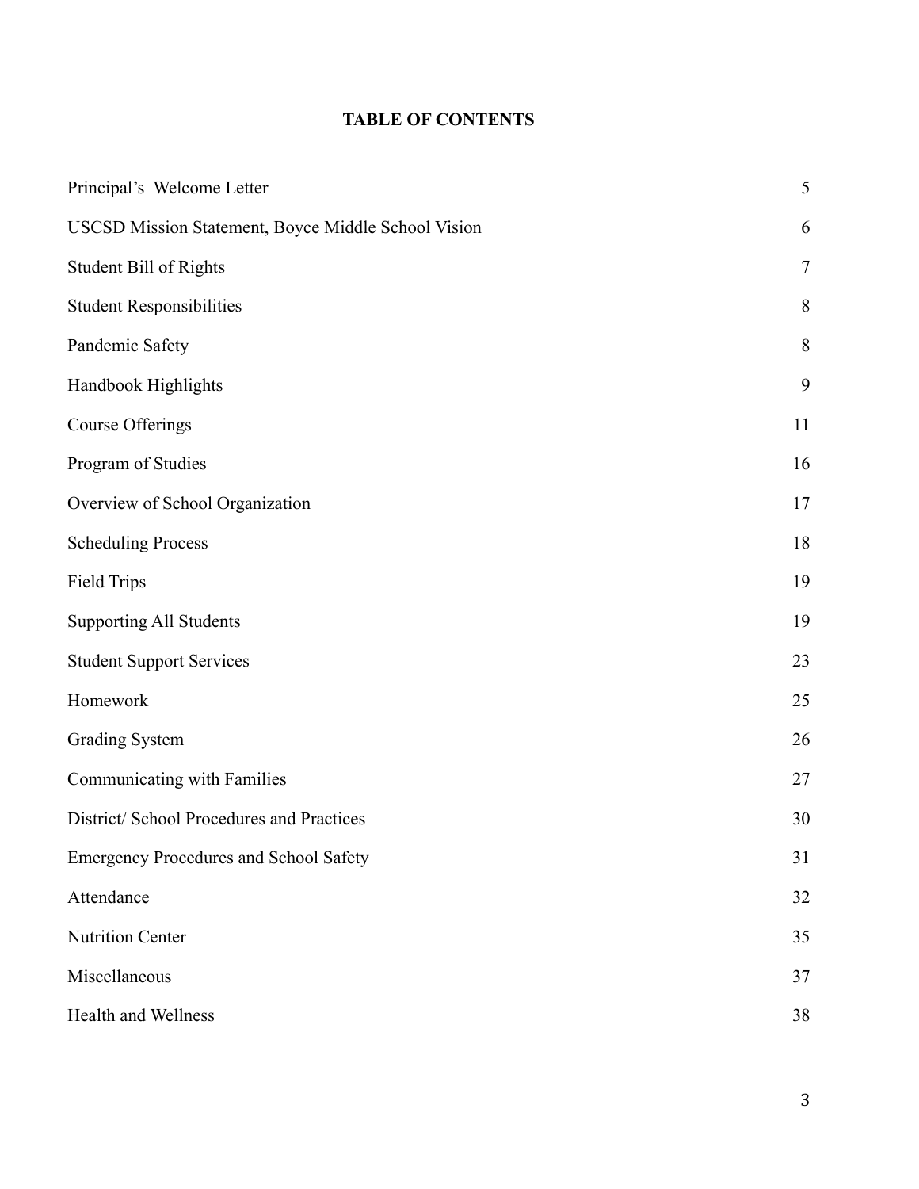# TABLE OF CONTENTS

| | |
|---|---|
| Principal's Welcome Letter | 5 |
| USCSD Mission Statement, Boyce Middle School Vision | 6 |
| Student Bill of Rights | 7 |
| Student Responsibilities | 8 |
| Pandemic Safety | 8 |
| Handbook Highlights | 9 |
| Course Offerings | 11 |
| Program of Studies | 16 |
| Overview of School Organization | 17 |
| Scheduling Process | 18 |
| Field Trips | 19 |
| Supporting All Students | 19 |
| Student Support Services | 23 |
| Homework | 25 |
| Grading System | 26 |
| Communicating with Families | 27 |
| District/ School Procedures and Practices | 30 |
| Emergency Procedures and School Safety | 31 |
| Attendance | 32 |
| Nutrition Center | 35 |
| Miscellaneous | 37 |
| Health and Wellness | 38 |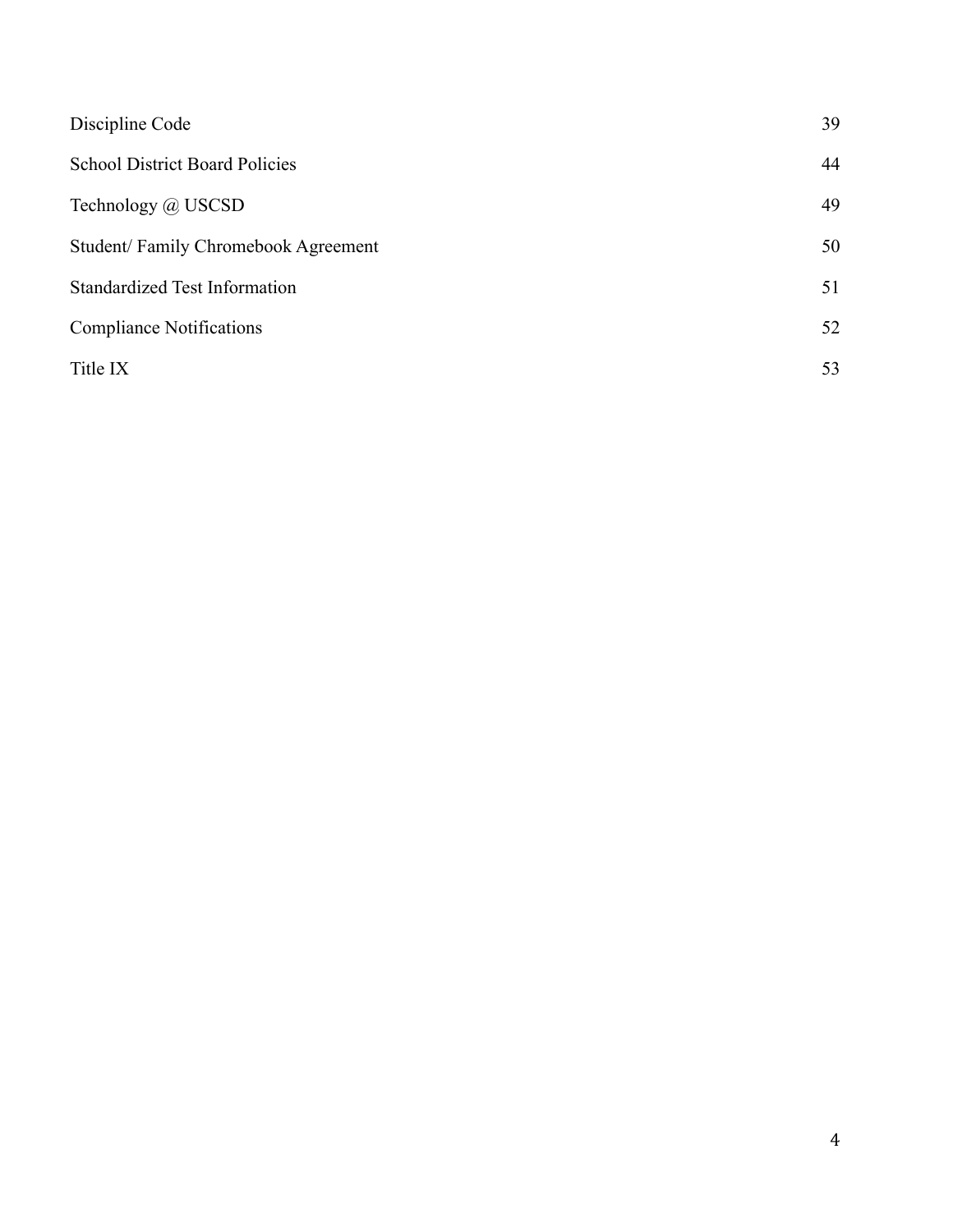| | |
|---|---|
| Discipline Code | 39 |
| School District Board Policies | 44 |
| Technology @ USCSD | 49 |
| Student/ Family Chromebook Agreement | 50 |
| Standardized Test Information | 51 |
| Compliance Notifications | 52 |
| Title IX | 53 |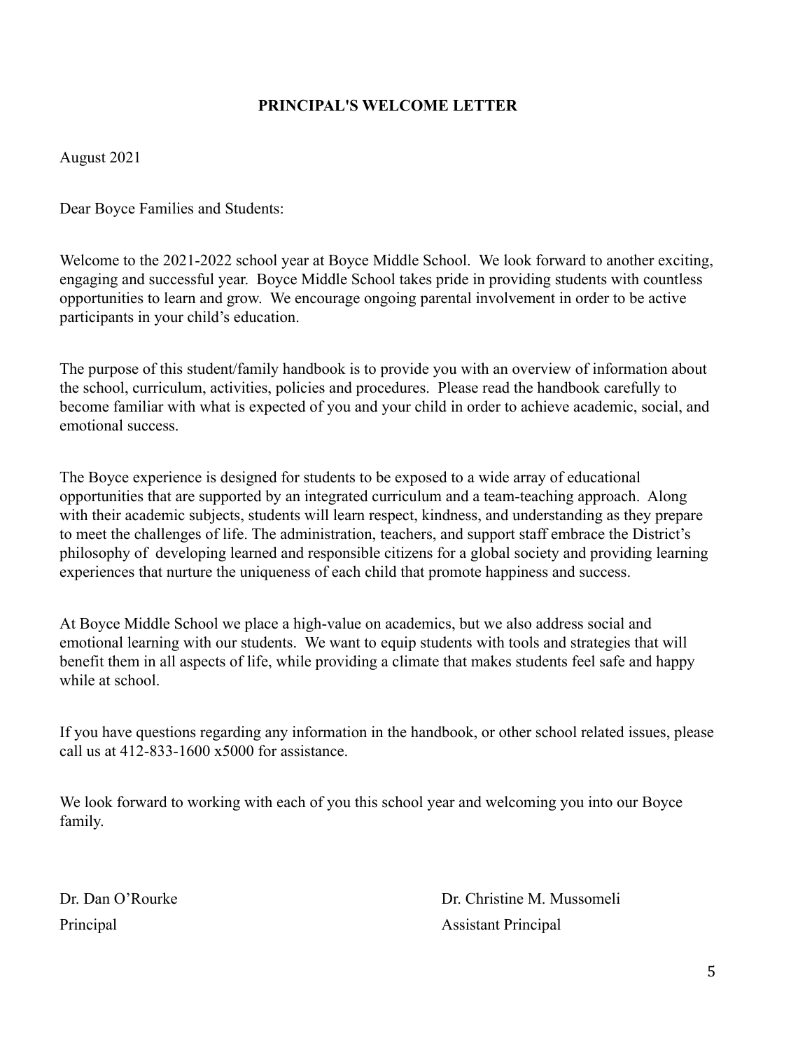## PRINCIPAL'S WELCOME LETTER

August 2021

Dear Boyce Families and Students:

Welcome to the 2021-2022 school year at Boyce Middle School. We look forward to another exciting, engaging and successful year. Boyce Middle School takes pride in providing students with countless opportunities to learn and grow. We encourage ongoing parental involvement in order to be active participants in your child's education.

The purpose of this student/family handbook is to provide you with an overview of information about the school, curriculum, activities, policies and procedures. Please read the handbook carefully to become familiar with what is expected of you and your child in order to achieve academic, social, and emotional success.

The Boyce experience is designed for students to be exposed to a wide array of educational opportunities that are supported by an integrated curriculum and a team-teaching approach. Along with their academic subjects, students will learn respect, kindness, and understanding as they prepare to meet the challenges of life. The administration, teachers, and support staff embrace the District's philosophy of developing learned and responsible citizens for a global society and providing learning experiences that nurture the uniqueness of each child that promote happiness and success.

At Boyce Middle School we place a high-value on academics, but we also address social and emotional learning with our students. We want to equip students with tools and strategies that will benefit them in all aspects of life, while providing a climate that makes students feel safe and happy while at school.

If you have questions regarding any information in the handbook, or other school related issues, please call us at 412-833-1600 x5000 for assistance.

We look forward to working with each of you this school year and welcoming you into our Boyce family.

Dr. Dan O'Rourke
Principal

Dr. Christine M. Mussomeli
Assistant Principal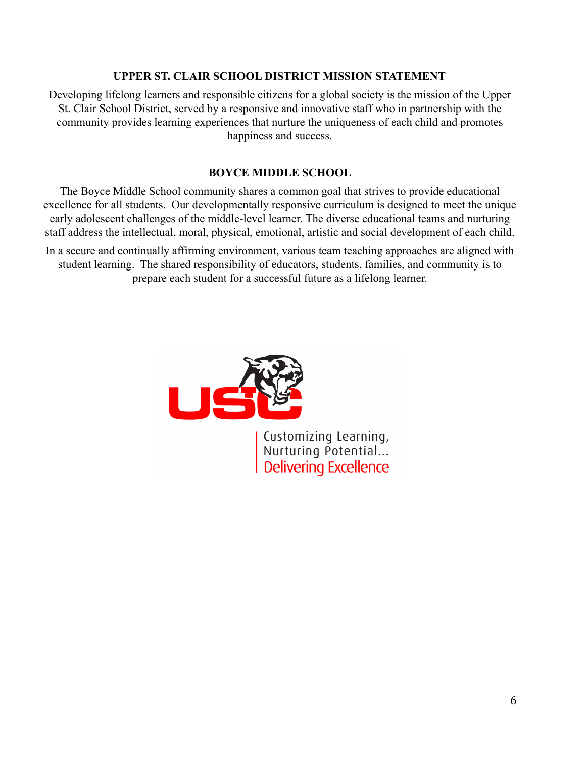## UPPER ST. CLAIR SCHOOL DISTRICT MISSION STATEMENT

Developing lifelong learners and responsible citizens for a global society is the mission of the Upper St. Clair School District, served by a responsive and innovative staff who in partnership with the community provides learning experiences that nurture the uniqueness of each child and promotes happiness and success.

## BOYCE MIDDLE SCHOOL

The Boyce Middle School community shares a common goal that strives to provide educational excellence for all students. Our developmentally responsive curriculum is designed to meet the unique early adolescent challenges of the middle-level learner. The diverse educational teams and nurturing staff address the intellectual, moral, physical, emotional, artistic and social development of each child.

In a secure and continually affirming environment, various team teaching approaches are aligned with student learning. The shared responsibility of educators, students, families, and community is to prepare each student for a successful future as a lifelong learner.

USC

Customizing Learning,
Nurturing Potential...
Delivering Excellence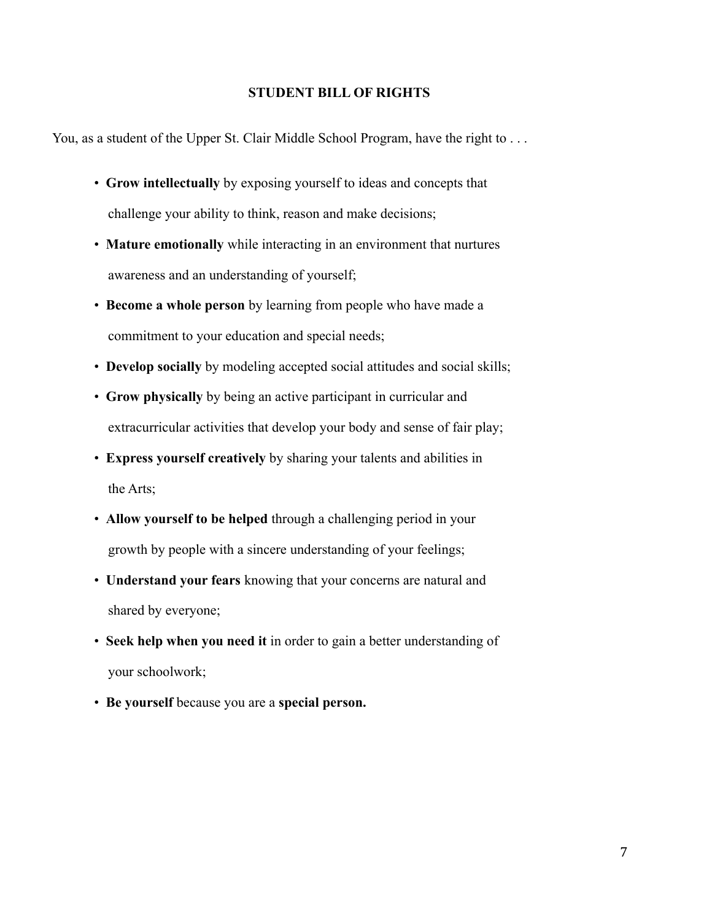## STUDENT BILL OF RIGHTS

You, as a student of the Upper St. Clair Middle School Program, have the right to . . .

- **Grow intellectually** by exposing yourself to ideas and concepts that challenge your ability to think, reason and make decisions;
- **Mature emotionally** while interacting in an environment that nurtures awareness and an understanding of yourself;
- **Become a whole person** by learning from people who have made a commitment to your education and special needs;
- **Develop socially** by modeling accepted social attitudes and social skills;
- **Grow physically** by being an active participant in curricular and extracurricular activities that develop your body and sense of fair play;
- **Express yourself creatively** by sharing your talents and abilities in the Arts;
- **Allow yourself to be helped** through a challenging period in your growth by people with a sincere understanding of your feelings;
- **Understand your fears** knowing that your concerns are natural and shared by everyone;
- **Seek help when you need it** in order to gain a better understanding of your schoolwork;
- **Be yourself** because you are a **special person.**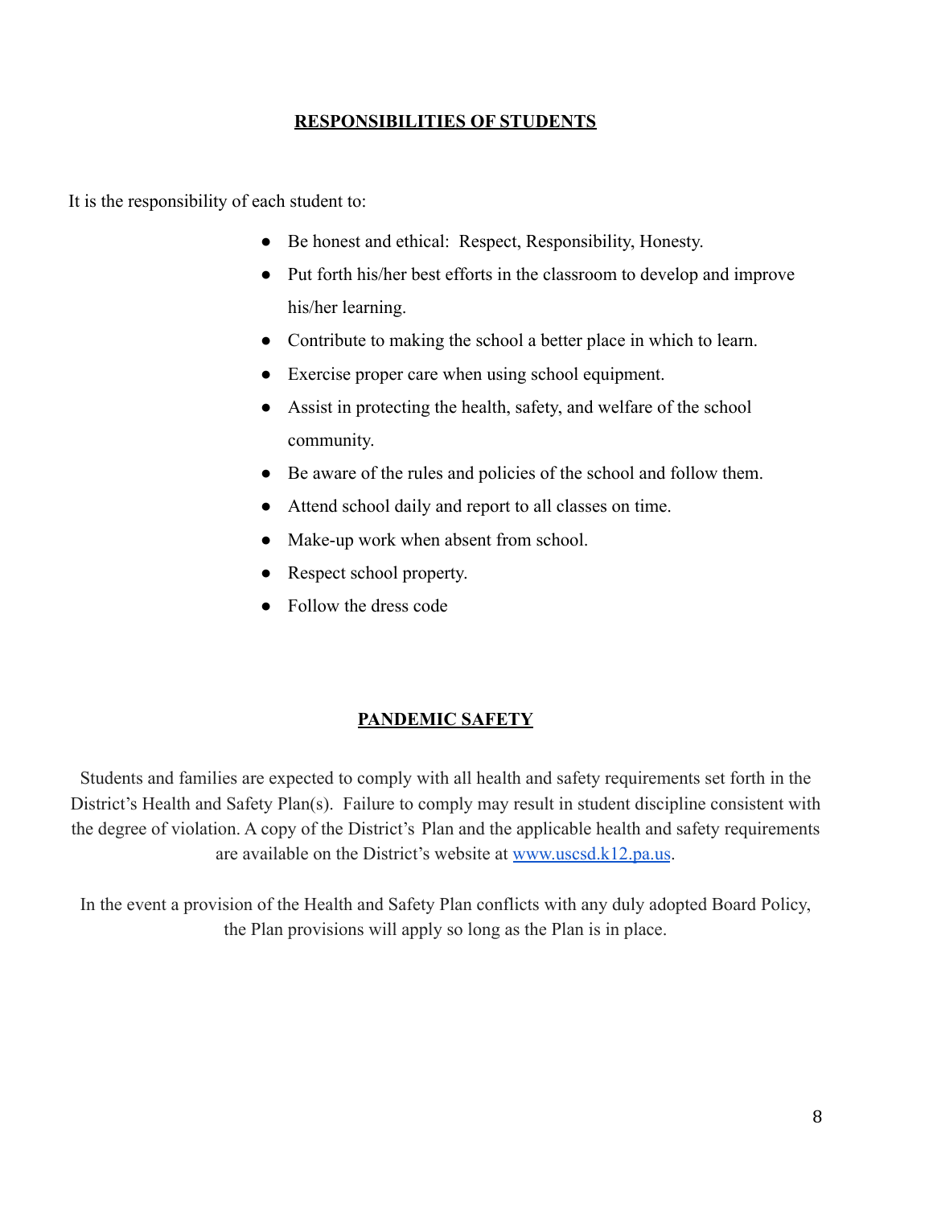## RESPONSIBILITIES OF STUDENTS

It is the responsibility of each student to:

- Be honest and ethical: Respect, Responsibility, Honesty.
- Put forth his/her best efforts in the classroom to develop and improve his/her learning.
- Contribute to making the school a better place in which to learn.
- Exercise proper care when using school equipment.
- Assist in protecting the health, safety, and welfare of the school community.
- Be aware of the rules and policies of the school and follow them.
- Attend school daily and report to all classes on time.
- Make-up work when absent from school.
- Respect school property.
- Follow the dress code

## PANDEMIC SAFETY

Students and families are expected to comply with all health and safety requirements set forth in the District's Health and Safety Plan(s). Failure to comply may result in student discipline consistent with the degree of violation. A copy of the District's Plan and the applicable health and safety requirements are available on the District's website at [www.uscsd.k12.pa.us](http://www.uscsd.k12.pa.us).

In the event a provision of the Health and Safety Plan conflicts with any duly adopted Board Policy, the Plan provisions will apply so long as the Plan is in place.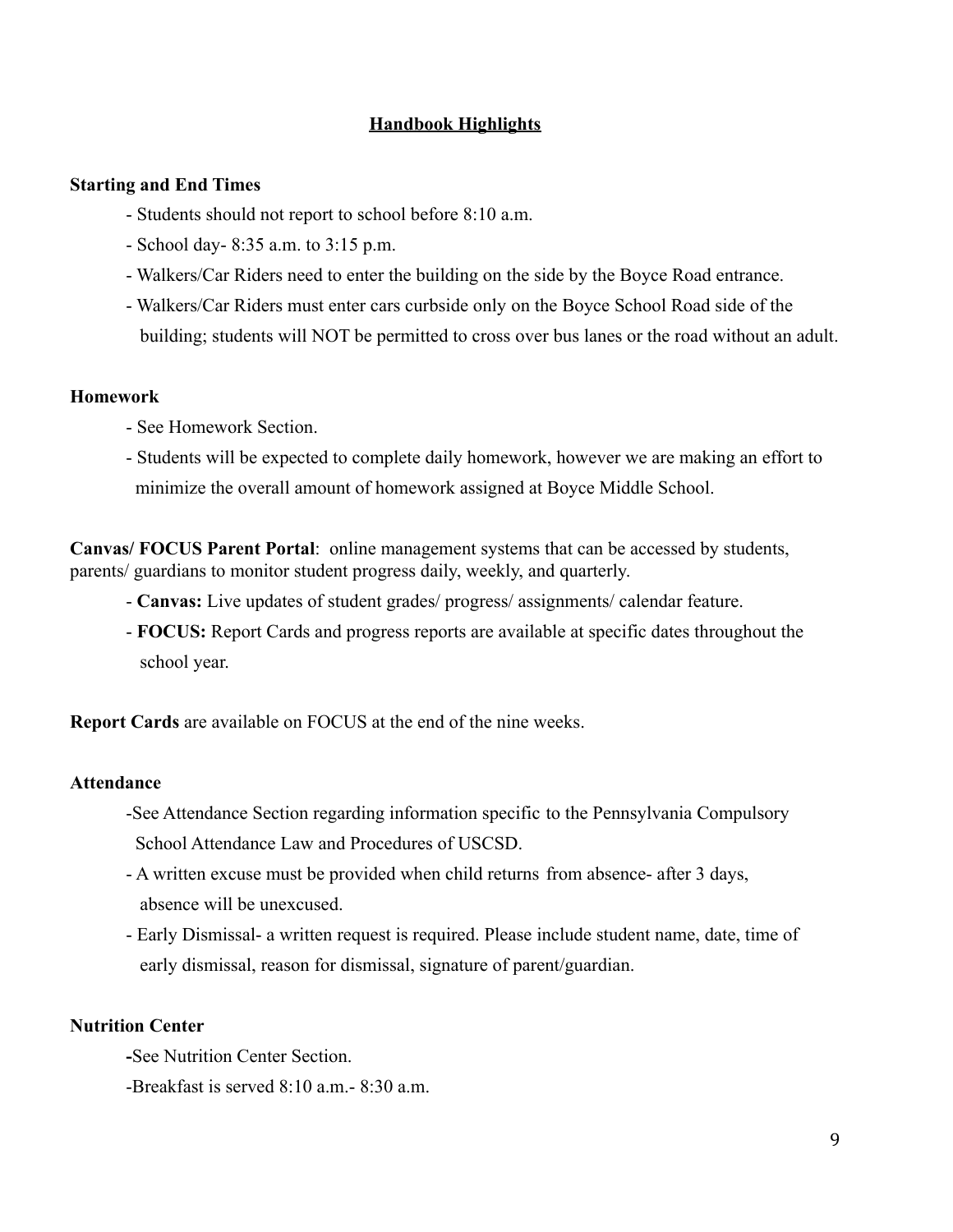## Handbook Highlights

**Starting and End Times**

- Students should not report to school before 8:10 a.m.
- School day- 8:35 a.m. to 3:15 p.m.
- Walkers/Car Riders need to enter the building on the side by the Boyce Road entrance.
- Walkers/Car Riders must enter cars curbside only on the Boyce School Road side of the building; students will NOT be permitted to cross over bus lanes or the road without an adult.

**Homework**

- See Homework Section.
- Students will be expected to complete daily homework, however we are making an effort to minimize the overall amount of homework assigned at Boyce Middle School.

**Canvas/ FOCUS Parent Portal**: online management systems that can be accessed by students, parents/ guardians to monitor student progress daily, weekly, and quarterly.

- **Canvas:** Live updates of student grades/ progress/ assignments/ calendar feature.
- **FOCUS:** Report Cards and progress reports are available at specific dates throughout the school year.

**Report Cards** are available on FOCUS at the end of the nine weeks.

**Attendance**

- See Attendance Section regarding information specific to the Pennsylvania Compulsory School Attendance Law and Procedures of USCSD.
- A written excuse must be provided when child returns from absence- after 3 days, absence will be unexcused.
- Early Dismissal- a written request is required. Please include student name, date, time of early dismissal, reason for dismissal, signature of parent/guardian.

**Nutrition Center**

- See Nutrition Center Section.
- Breakfast is served 8:10 a.m.- 8:30 a.m.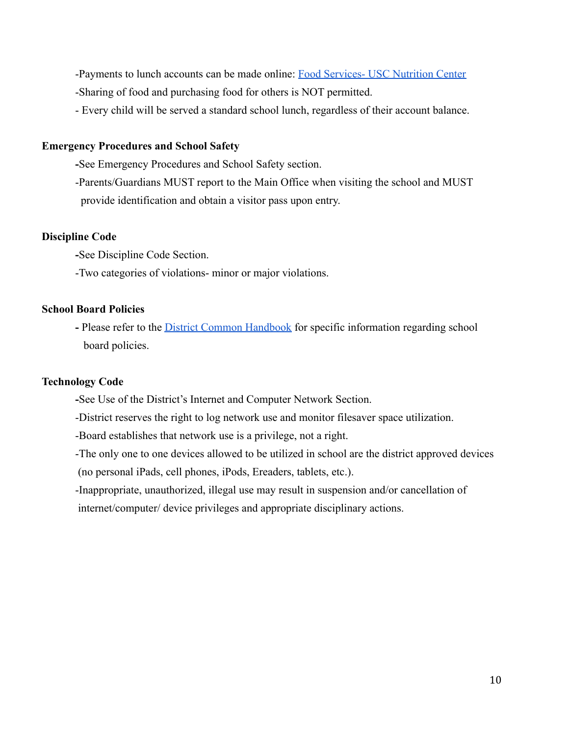-Payments to lunch accounts can be made online: [Food Services- USC Nutrition Center]

-Sharing of food and purchasing food for others is NOT permitted.

- Every child will be served a standard school lunch, regardless of their account balance.

**Emergency Procedures and School Safety**

-See Emergency Procedures and School Safety section.

-Parents/Guardians MUST report to the Main Office when visiting the school and MUST provide identification and obtain a visitor pass upon entry.

**Discipline Code**

-See Discipline Code Section.

-Two categories of violations- minor or major violations.

**School Board Policies**

- Please refer to the [District Common Handbook] for specific information regarding school board policies.

**Technology Code**

-See Use of the District's Internet and Computer Network Section.

-District reserves the right to log network use and monitor filesaver space utilization.

-Board establishes that network use is a privilege, not a right.

-The only one to one devices allowed to be utilized in school are the district approved devices (no personal iPads, cell phones, iPods, Ereaders, tablets, etc.).

-Inappropriate, unauthorized, illegal use may result in suspension and/or cancellation of internet/computer/ device privileges and appropriate disciplinary actions.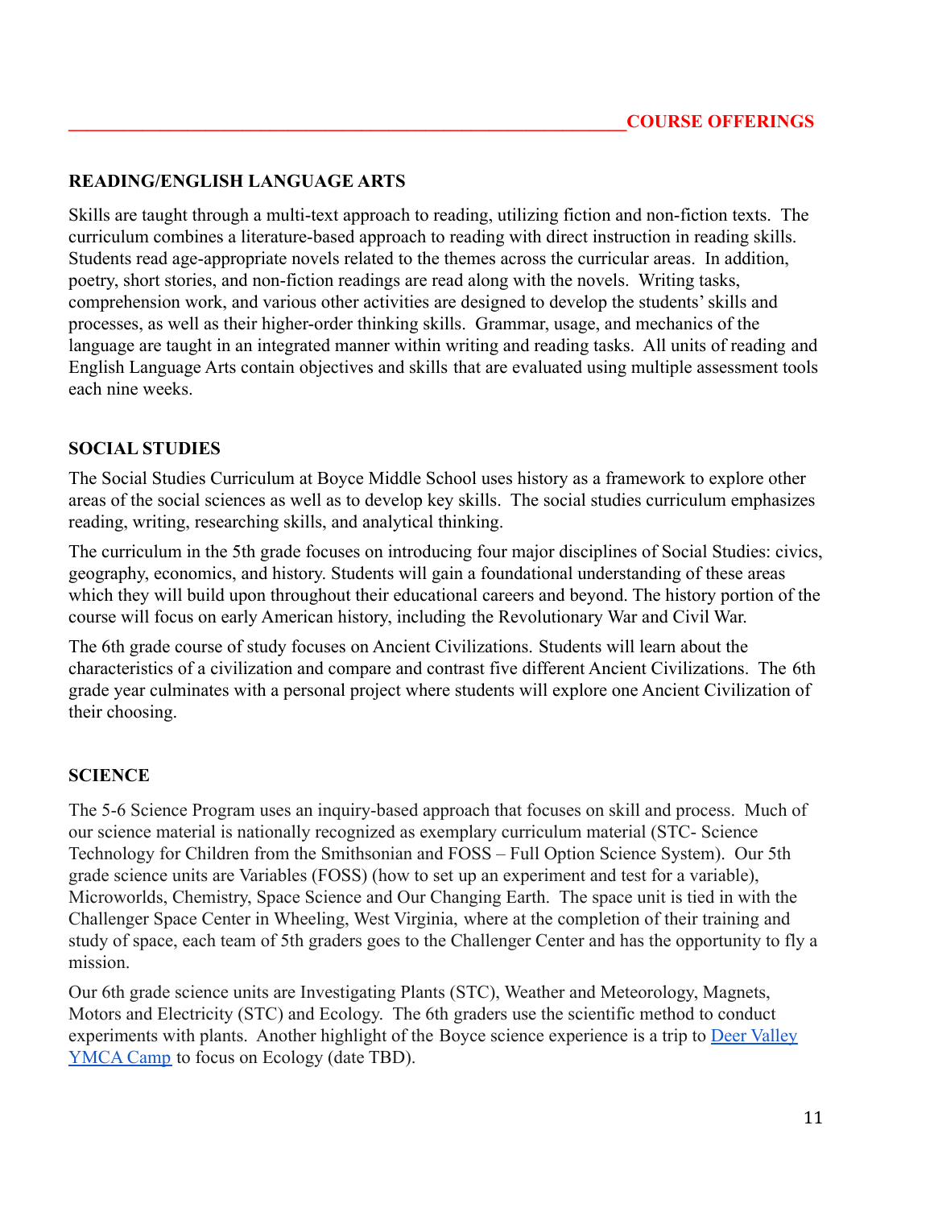## COURSE OFFERINGS

### READING/ENGLISH LANGUAGE ARTS

Skills are taught through a multi-text approach to reading, utilizing fiction and non-fiction texts. The curriculum combines a literature-based approach to reading with direct instruction in reading skills. Students read age-appropriate novels related to the themes across the curricular areas. In addition, poetry, short stories, and non-fiction readings are read along with the novels. Writing tasks, comprehension work, and various other activities are designed to develop the students' skills and processes, as well as their higher-order thinking skills. Grammar, usage, and mechanics of the language are taught in an integrated manner within writing and reading tasks. All units of reading and English Language Arts contain objectives and skills that are evaluated using multiple assessment tools each nine weeks.

### SOCIAL STUDIES

The Social Studies Curriculum at Boyce Middle School uses history as a framework to explore other areas of the social sciences as well as to develop key skills. The social studies curriculum emphasizes reading, writing, researching skills, and analytical thinking.

The curriculum in the 5th grade focuses on introducing four major disciplines of Social Studies: civics, geography, economics, and history. Students will gain a foundational understanding of these areas which they will build upon throughout their educational careers and beyond. The history portion of the course will focus on early American history, including the Revolutionary War and Civil War.

The 6th grade course of study focuses on Ancient Civilizations. Students will learn about the characteristics of a civilization and compare and contrast five different Ancient Civilizations. The 6th grade year culminates with a personal project where students will explore one Ancient Civilization of their choosing.

### SCIENCE

The 5-6 Science Program uses an inquiry-based approach that focuses on skill and process. Much of our science material is nationally recognized as exemplary curriculum material (STC- Science Technology for Children from the Smithsonian and FOSS – Full Option Science System). Our 5th grade science units are Variables (FOSS) (how to set up an experiment and test for a variable), Microworlds, Chemistry, Space Science and Our Changing Earth. The space unit is tied in with the Challenger Space Center in Wheeling, West Virginia, where at the completion of their training and study of space, each team of 5th graders goes to the Challenger Center and has the opportunity to fly a mission.

Our 6th grade science units are Investigating Plants (STC), Weather and Meteorology, Magnets, Motors and Electricity (STC) and Ecology. The 6th graders use the scientific method to conduct experiments with plants. Another highlight of the Boyce science experience is a trip to Deer Valley YMCA Camp to focus on Ecology (date TBD).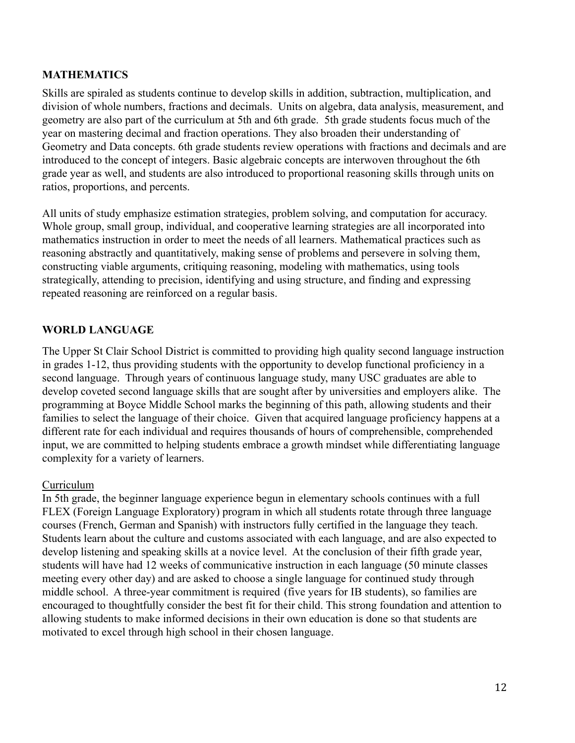## MATHEMATICS

Skills are spiraled as students continue to develop skills in addition, subtraction, multiplication, and division of whole numbers, fractions and decimals. Units on algebra, data analysis, measurement, and geometry are also part of the curriculum at 5th and 6th grade. 5th grade students focus much of the year on mastering decimal and fraction operations. They also broaden their understanding of Geometry and Data concepts. 6th grade students review operations with fractions and decimals and are introduced to the concept of integers. Basic algebraic concepts are interwoven throughout the 6th grade year as well, and students are also introduced to proportional reasoning skills through units on ratios, proportions, and percents.

All units of study emphasize estimation strategies, problem solving, and computation for accuracy. Whole group, small group, individual, and cooperative learning strategies are all incorporated into mathematics instruction in order to meet the needs of all learners. Mathematical practices such as reasoning abstractly and quantitatively, making sense of problems and persevere in solving them, constructing viable arguments, critiquing reasoning, modeling with mathematics, using tools strategically, attending to precision, identifying and using structure, and finding and expressing repeated reasoning are reinforced on a regular basis.

## WORLD LANGUAGE

The Upper St Clair School District is committed to providing high quality second language instruction in grades 1-12, thus providing students with the opportunity to develop functional proficiency in a second language. Through years of continuous language study, many USC graduates are able to develop coveted second language skills that are sought after by universities and employers alike. The programming at Boyce Middle School marks the beginning of this path, allowing students and their families to select the language of their choice. Given that acquired language proficiency happens at a different rate for each individual and requires thousands of hours of comprehensible, comprehended input, we are committed to helping students embrace a growth mindset while differentiating language complexity for a variety of learners.

### Curriculum

In 5th grade, the beginner language experience begun in elementary schools continues with a full FLEX (Foreign Language Exploratory) program in which all students rotate through three language courses (French, German and Spanish) with instructors fully certified in the language they teach. Students learn about the culture and customs associated with each language, and are also expected to develop listening and speaking skills at a novice level. At the conclusion of their fifth grade year, students will have had 12 weeks of communicative instruction in each language (50 minute classes meeting every other day) and are asked to choose a single language for continued study through middle school. A three-year commitment is required (five years for IB students), so families are encouraged to thoughtfully consider the best fit for their child. This strong foundation and attention to allowing students to make informed decisions in their own education is done so that students are motivated to excel through high school in their chosen language.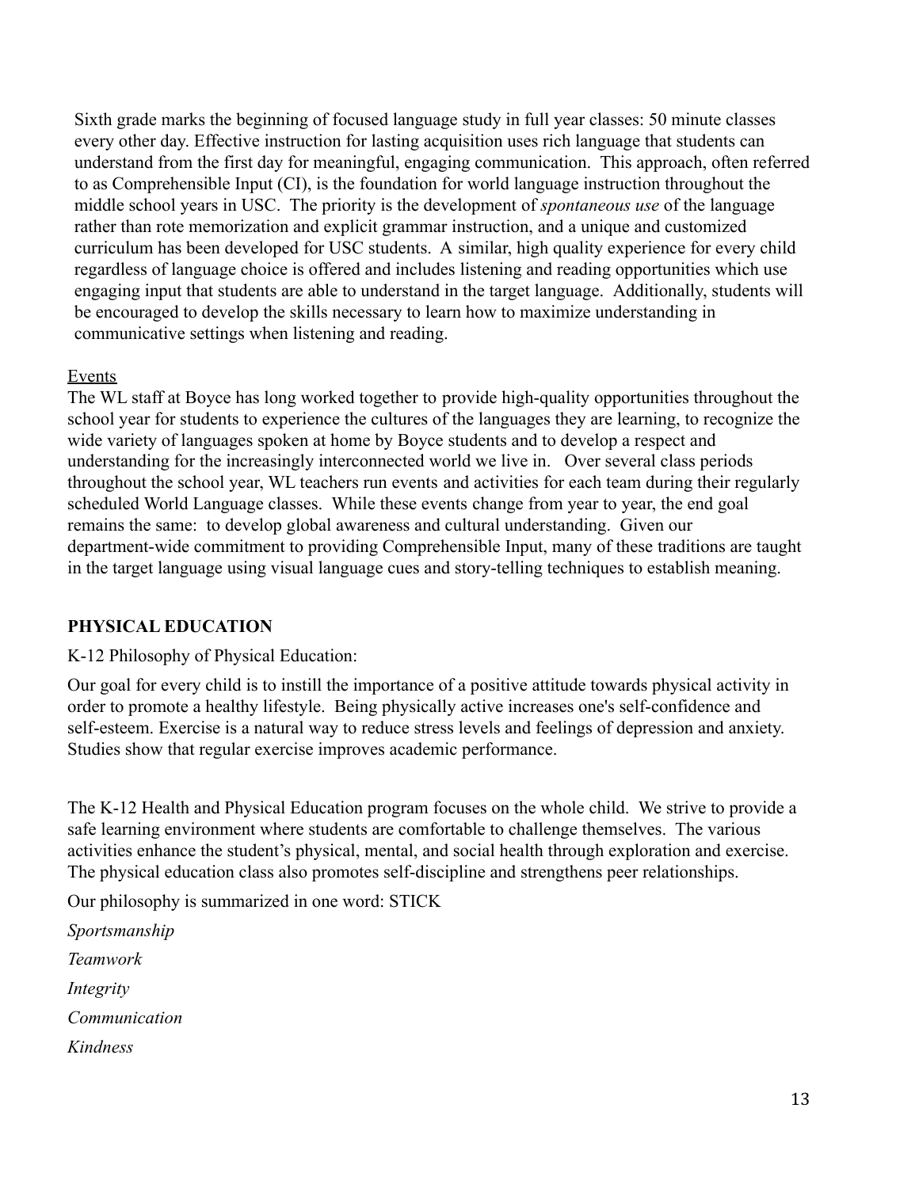Sixth grade marks the beginning of focused language study in full year classes: 50 minute classes every other day. Effective instruction for lasting acquisition uses rich language that students can understand from the first day for meaningful, engaging communication. This approach, often referred to as Comprehensible Input (CI), is the foundation for world language instruction throughout the middle school years in USC. The priority is the development of *spontaneous use* of the language rather than rote memorization and explicit grammar instruction, and a unique and customized curriculum has been developed for USC students. A similar, high quality experience for every child regardless of language choice is offered and includes listening and reading opportunities which use engaging input that students are able to understand in the target language. Additionally, students will be encouraged to develop the skills necessary to learn how to maximize understanding in communicative settings when listening and reading.

Events

The WL staff at Boyce has long worked together to provide high-quality opportunities throughout the school year for students to experience the cultures of the languages they are learning, to recognize the wide variety of languages spoken at home by Boyce students and to develop a respect and understanding for the increasingly interconnected world we live in. Over several class periods throughout the school year, WL teachers run events and activities for each team during their regularly scheduled World Language classes. While these events change from year to year, the end goal remains the same: to develop global awareness and cultural understanding. Given our department-wide commitment to providing Comprehensible Input, many of these traditions are taught in the target language using visual language cues and story-telling techniques to establish meaning.

## PHYSICAL EDUCATION

K-12 Philosophy of Physical Education:

Our goal for every child is to instill the importance of a positive attitude towards physical activity in order to promote a healthy lifestyle. Being physically active increases one's self-confidence and self-esteem. Exercise is a natural way to reduce stress levels and feelings of depression and anxiety. Studies show that regular exercise improves academic performance.

The K-12 Health and Physical Education program focuses on the whole child. We strive to provide a safe learning environment where students are comfortable to challenge themselves. The various activities enhance the student's physical, mental, and social health through exploration and exercise. The physical education class also promotes self-discipline and strengthens peer relationships.

Our philosophy is summarized in one word: STICK

*Sportsmanship*

*Teamwork*

*Integrity*

*Communication*

*Kindness*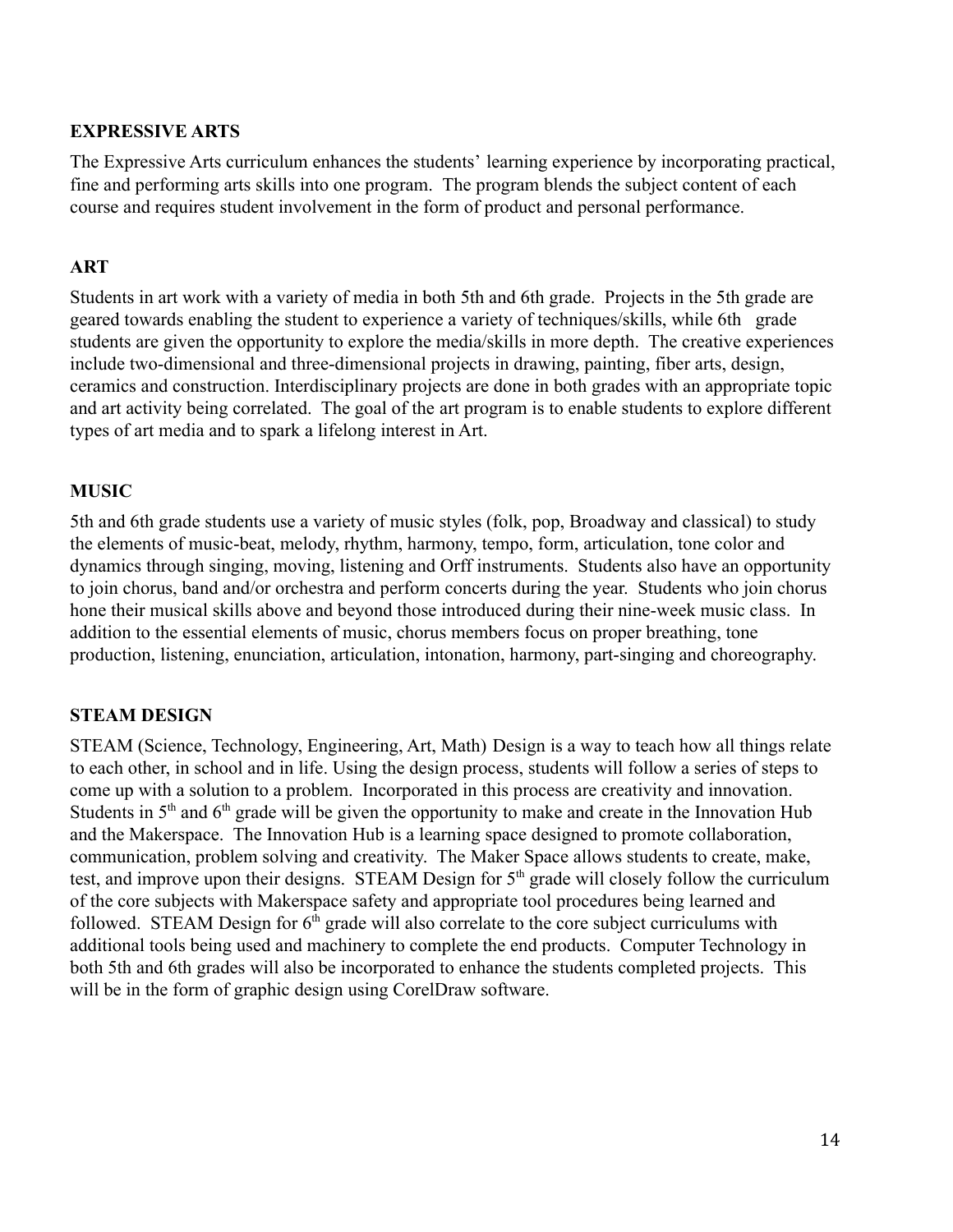## EXPRESSIVE ARTS

The Expressive Arts curriculum enhances the students' learning experience by incorporating practical, fine and performing arts skills into one program. The program blends the subject content of each course and requires student involvement in the form of product and personal performance.

## ART

Students in art work with a variety of media in both 5th and 6th grade. Projects in the 5th grade are geared towards enabling the student to experience a variety of techniques/skills, while 6th grade students are given the opportunity to explore the media/skills in more depth. The creative experiences include two-dimensional and three-dimensional projects in drawing, painting, fiber arts, design, ceramics and construction. Interdisciplinary projects are done in both grades with an appropriate topic and art activity being correlated. The goal of the art program is to enable students to explore different types of art media and to spark a lifelong interest in Art.

## MUSIC

5th and 6th grade students use a variety of music styles (folk, pop, Broadway and classical) to study the elements of music-beat, melody, rhythm, harmony, tempo, form, articulation, tone color and dynamics through singing, moving, listening and Orff instruments. Students also have an opportunity to join chorus, band and/or orchestra and perform concerts during the year. Students who join chorus hone their musical skills above and beyond those introduced during their nine-week music class. In addition to the essential elements of music, chorus members focus on proper breathing, tone production, listening, enunciation, articulation, intonation, harmony, part-singing and choreography.

## STEAM DESIGN

STEAM (Science, Technology, Engineering, Art, Math) Design is a way to teach how all things relate to each other, in school and in life. Using the design process, students will follow a series of steps to come up with a solution to a problem. Incorporated in this process are creativity and innovation. Students in 5th and 6th grade will be given the opportunity to make and create in the Innovation Hub and the Makerspace. The Innovation Hub is a learning space designed to promote collaboration, communication, problem solving and creativity. The Maker Space allows students to create, make, test, and improve upon their designs. STEAM Design for 5th grade will closely follow the curriculum of the core subjects with Makerspace safety and appropriate tool procedures being learned and followed. STEAM Design for 6th grade will also correlate to the core subject curriculums with additional tools being used and machinery to complete the end products. Computer Technology in both 5th and 6th grades will also be incorporated to enhance the students completed projects. This will be in the form of graphic design using CorelDraw software.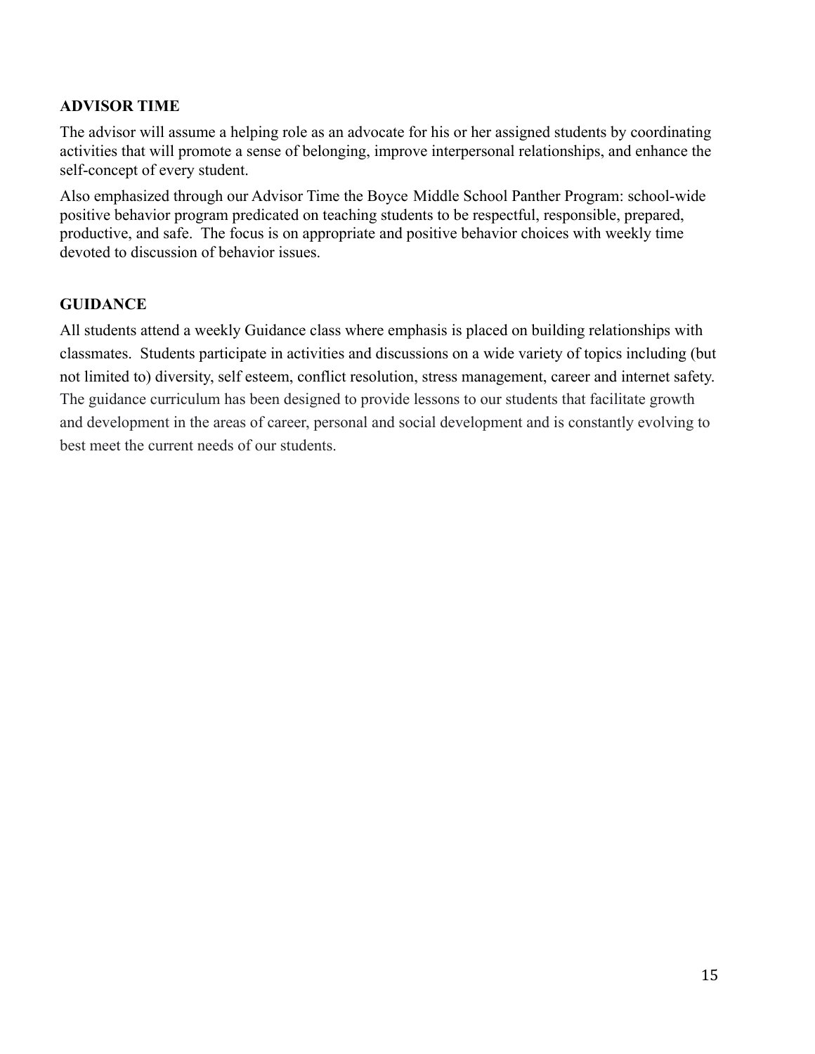## ADVISOR TIME

The advisor will assume a helping role as an advocate for his or her assigned students by coordinating activities that will promote a sense of belonging, improve interpersonal relationships, and enhance the self-concept of every student.

Also emphasized through our Advisor Time the Boyce Middle School Panther Program: school-wide positive behavior program predicated on teaching students to be respectful, responsible, prepared, productive, and safe. The focus is on appropriate and positive behavior choices with weekly time devoted to discussion of behavior issues.

## GUIDANCE

All students attend a weekly Guidance class where emphasis is placed on building relationships with classmates. Students participate in activities and discussions on a wide variety of topics including (but not limited to) diversity, self esteem, conflict resolution, stress management, career and internet safety. The guidance curriculum has been designed to provide lessons to our students that facilitate growth and development in the areas of career, personal and social development and is constantly evolving to best meet the current needs of our students.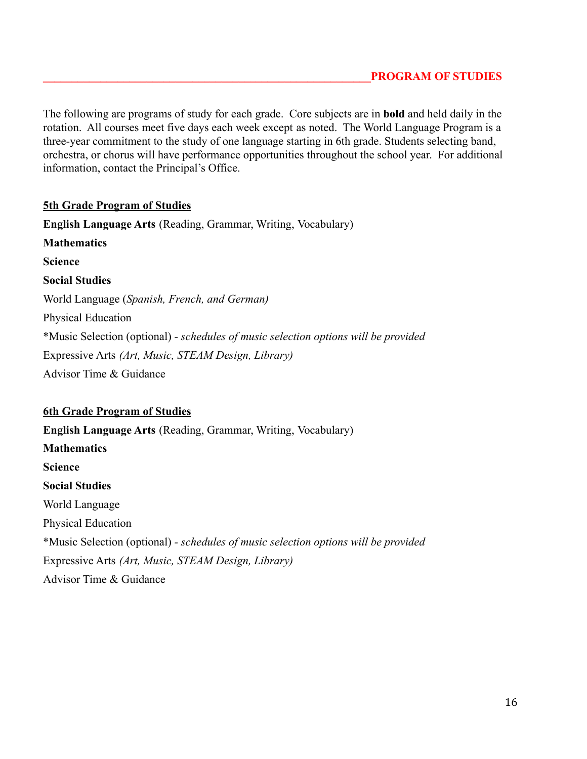## PROGRAM OF STUDIES

The following are programs of study for each grade. Core subjects are in **bold** and held daily in the rotation. All courses meet five days each week except as noted. The World Language Program is a three-year commitment to the study of one language starting in 6th grade. Students selecting band, orchestra, or chorus will have performance opportunities throughout the school year. For additional information, contact the Principal's Office.

### 5th Grade Program of Studies

**English Language Arts** (Reading, Grammar, Writing, Vocabulary)

**Mathematics**

**Science**

**Social Studies**

World Language (*Spanish, French, and German)*

Physical Education

*Music Selection (optional) - *schedules of music selection options will be provided*

Expressive Arts *(Art, Music, STEAM Design, Library)*

Advisor Time & Guidance

### 6th Grade Program of Studies

**English Language Arts** (Reading, Grammar, Writing, Vocabulary)

**Mathematics**

**Science**

**Social Studies**

World Language

Physical Education

*Music Selection (optional) - *schedules of music selection options will be provided*

Expressive Arts *(Art, Music, STEAM Design, Library)*

Advisor Time & Guidance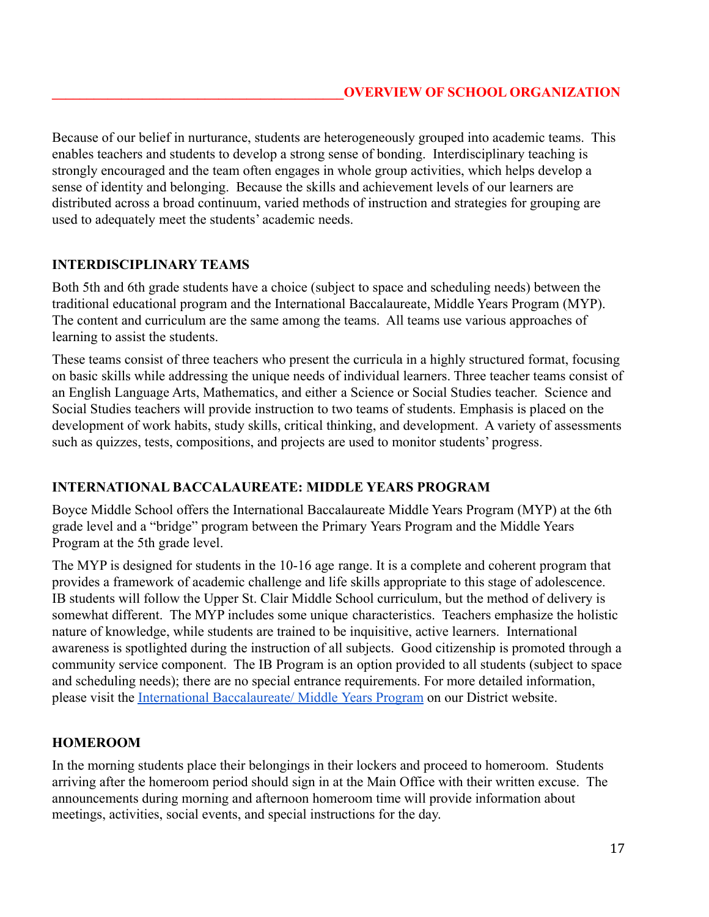## OVERVIEW OF SCHOOL ORGANIZATION

Because of our belief in nurturance, students are heterogeneously grouped into academic teams. This enables teachers and students to develop a strong sense of bonding. Interdisciplinary teaching is strongly encouraged and the team often engages in whole group activities, which helps develop a sense of identity and belonging. Because the skills and achievement levels of our learners are distributed across a broad continuum, varied methods of instruction and strategies for grouping are used to adequately meet the students' academic needs.

### INTERDISCIPLINARY TEAMS

Both 5th and 6th grade students have a choice (subject to space and scheduling needs) between the traditional educational program and the International Baccalaureate, Middle Years Program (MYP). The content and curriculum are the same among the teams. All teams use various approaches of learning to assist the students.

These teams consist of three teachers who present the curricula in a highly structured format, focusing on basic skills while addressing the unique needs of individual learners. Three teacher teams consist of an English Language Arts, Mathematics, and either a Science or Social Studies teacher. Science and Social Studies teachers will provide instruction to two teams of students. Emphasis is placed on the development of work habits, study skills, critical thinking, and development. A variety of assessments such as quizzes, tests, compositions, and projects are used to monitor students' progress.

### INTERNATIONAL BACCALAUREATE: MIDDLE YEARS PROGRAM

Boyce Middle School offers the International Baccalaureate Middle Years Program (MYP) at the 6th grade level and a "bridge" program between the Primary Years Program and the Middle Years Program at the 5th grade level.

The MYP is designed for students in the 10-16 age range. It is a complete and coherent program that provides a framework of academic challenge and life skills appropriate to this stage of adolescence. IB students will follow the Upper St. Clair Middle School curriculum, but the method of delivery is somewhat different. The MYP includes some unique characteristics. Teachers emphasize the holistic nature of knowledge, while students are trained to be inquisitive, active learners. International awareness is spotlighted during the instruction of all subjects. Good citizenship is promoted through a community service component. The IB Program is an option provided to all students (subject to space and scheduling needs); there are no special entrance requirements. For more detailed information, please visit the International Baccalaureate/ Middle Years Program on our District website.

### HOMEROOM

In the morning students place their belongings in their lockers and proceed to homeroom. Students arriving after the homeroom period should sign in at the Main Office with their written excuse. The announcements during morning and afternoon homeroom time will provide information about meetings, activities, social events, and special instructions for the day.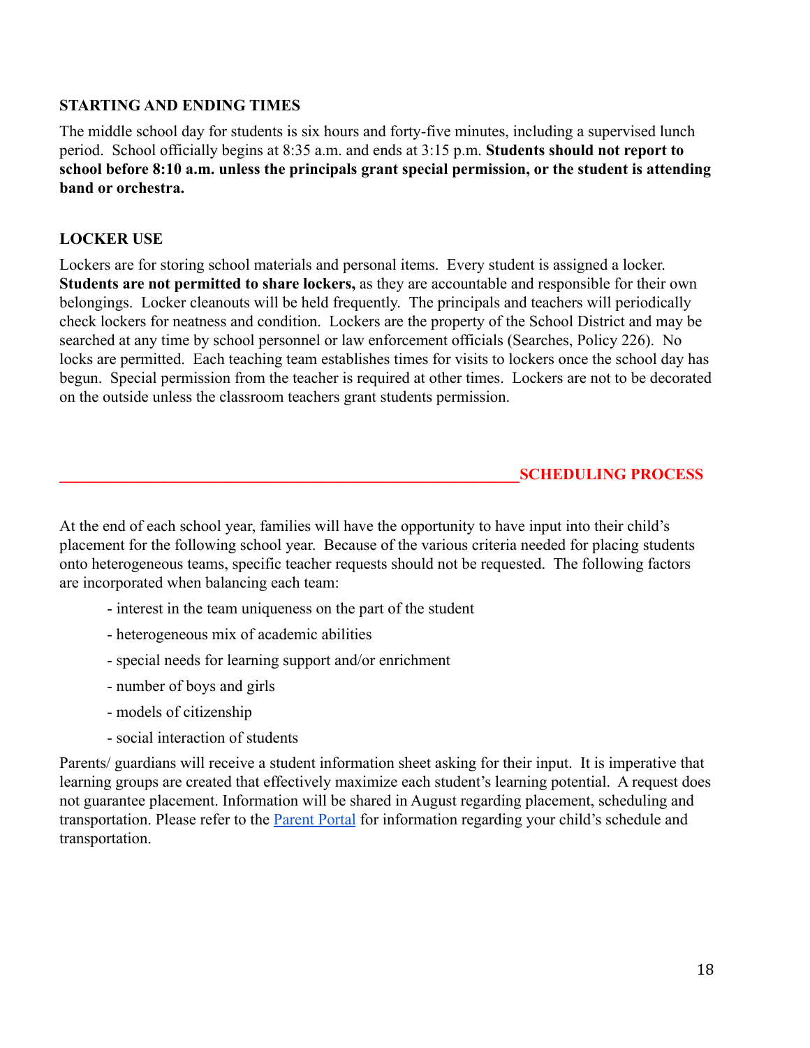## STARTING AND ENDING TIMES

The middle school day for students is six hours and forty-five minutes, including a supervised lunch period. School officially begins at 8:35 a.m. and ends at 3:15 p.m. **Students should not report to school before 8:10 a.m. unless the principals grant special permission, or the student is attending band or orchestra.**

## LOCKER USE

Lockers are for storing school materials and personal items. Every student is assigned a locker. **Students are not permitted to share lockers,** as they are accountable and responsible for their own belongings. Locker cleanouts will be held frequently. The principals and teachers will periodically check lockers for neatness and condition. Lockers are the property of the School District and may be searched at any time by school personnel or law enforcement officials (Searches, Policy 226). No locks are permitted. Each teaching team establishes times for visits to lockers once the school day has begun. Special permission from the teacher is required at other times. Lockers are not to be decorated on the outside unless the classroom teachers grant students permission.

## SCHEDULING PROCESS

At the end of each school year, families will have the opportunity to have input into their child's placement for the following school year. Because of the various criteria needed for placing students onto heterogeneous teams, specific teacher requests should not be requested. The following factors are incorporated when balancing each team:

- interest in the team uniqueness on the part of the student
- heterogeneous mix of academic abilities
- special needs for learning support and/or enrichment
- number of boys and girls
- models of citizenship
- social interaction of students

Parents/ guardians will receive a student information sheet asking for their input. It is imperative that learning groups are created that effectively maximize each student's learning potential. A request does not guarantee placement. Information will be shared in August regarding placement, scheduling and transportation. Please refer to the Parent Portal for information regarding your child's schedule and transportation.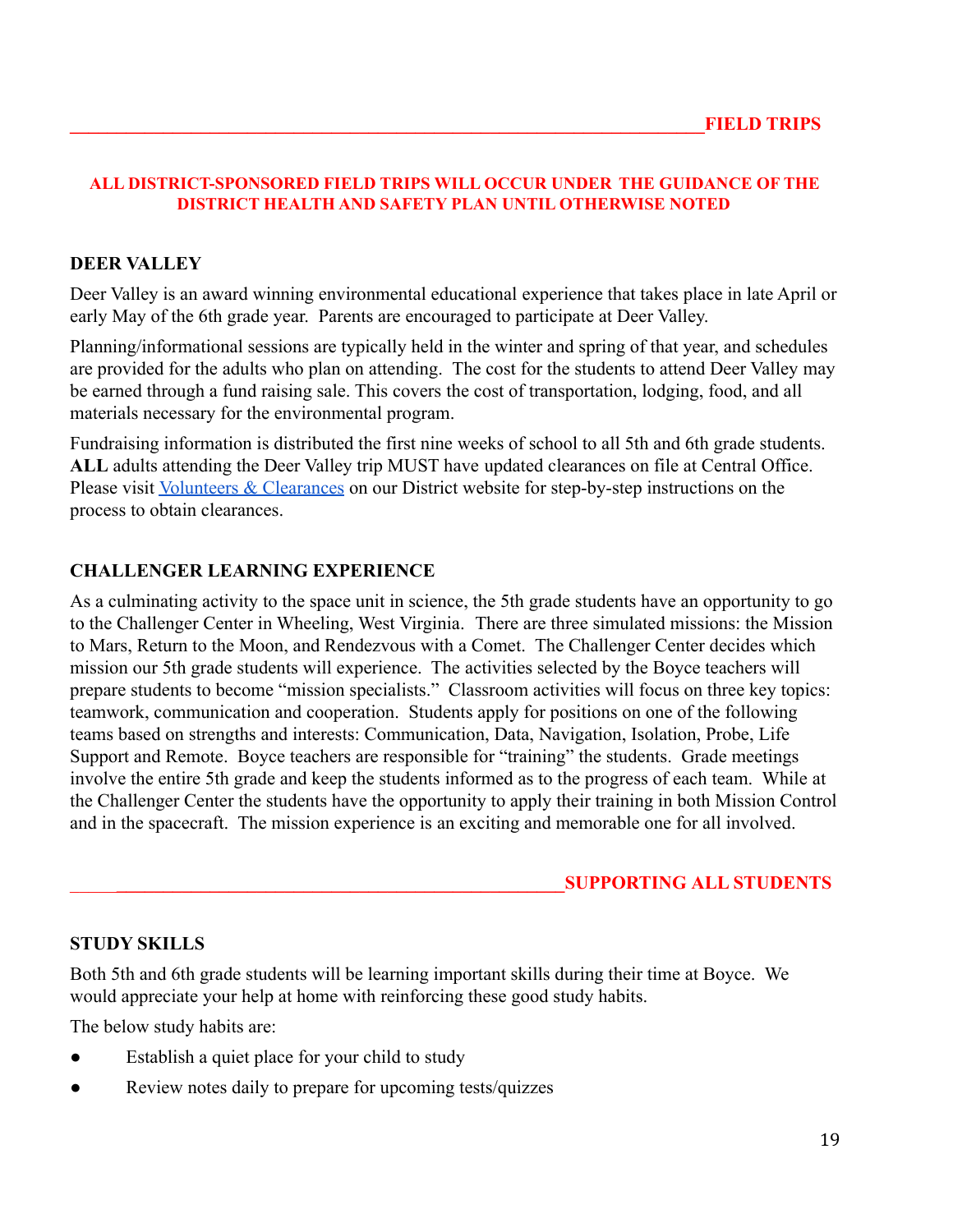## FIELD TRIPS

**ALL DISTRICT-SPONSORED FIELD TRIPS WILL OCCUR UNDER THE GUIDANCE OF THE DISTRICT HEALTH AND SAFETY PLAN UNTIL OTHERWISE NOTED**

### DEER VALLEY

Deer Valley is an award winning environmental educational experience that takes place in late April or early May of the 6th grade year. Parents are encouraged to participate at Deer Valley.

Planning/informational sessions are typically held in the winter and spring of that year, and schedules are provided for the adults who plan on attending. The cost for the students to attend Deer Valley may be earned through a fund raising sale. This covers the cost of transportation, lodging, food, and all materials necessary for the environmental program.

Fundraising information is distributed the first nine weeks of school to all 5th and 6th grade students. **ALL** adults attending the Deer Valley trip MUST have updated clearances on file at Central Office. Please visit Volunteers & Clearances on our District website for step-by-step instructions on the process to obtain clearances.

### CHALLENGER LEARNING EXPERIENCE

As a culminating activity to the space unit in science, the 5th grade students have an opportunity to go to the Challenger Center in Wheeling, West Virginia. There are three simulated missions: the Mission to Mars, Return to the Moon, and Rendezvous with a Comet. The Challenger Center decides which mission our 5th grade students will experience. The activities selected by the Boyce teachers will prepare students to become "mission specialists." Classroom activities will focus on three key topics: teamwork, communication and cooperation. Students apply for positions on one of the following teams based on strengths and interests: Communication, Data, Navigation, Isolation, Probe, Life Support and Remote. Boyce teachers are responsible for "training" the students. Grade meetings involve the entire 5th grade and keep the students informed as to the progress of each team. While at the Challenger Center the students have the opportunity to apply their training in both Mission Control and in the spacecraft. The mission experience is an exciting and memorable one for all involved.

## SUPPORTING ALL STUDENTS

### STUDY SKILLS

Both 5th and 6th grade students will be learning important skills during their time at Boyce. We would appreciate your help at home with reinforcing these good study habits.

The below study habits are:

- Establish a quiet place for your child to study
- Review notes daily to prepare for upcoming tests/quizzes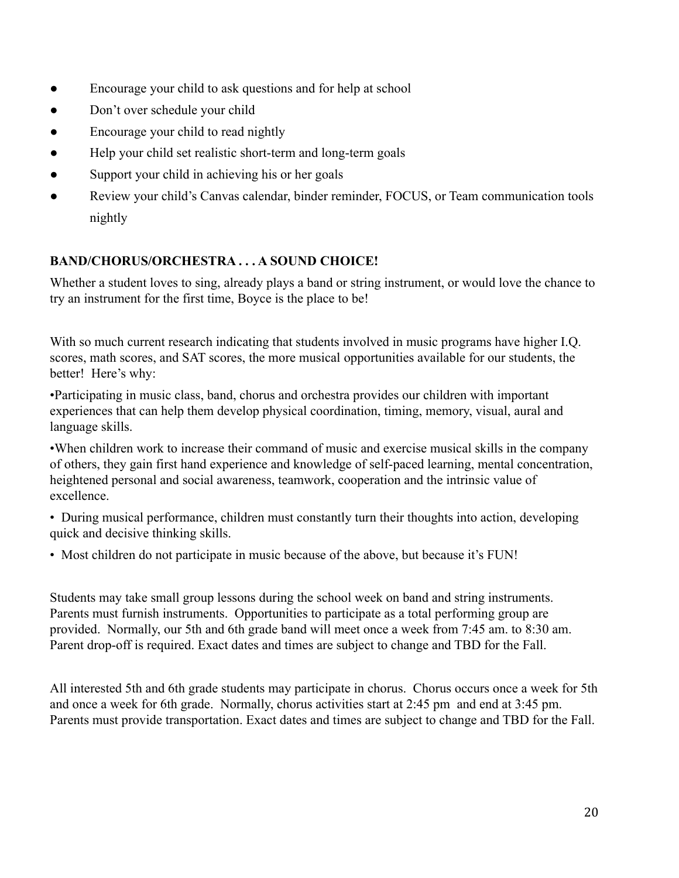- Encourage your child to ask questions and for help at school
- Don't over schedule your child
- Encourage your child to read nightly
- Help your child set realistic short-term and long-term goals
- Support your child in achieving his or her goals
- Review your child's Canvas calendar, binder reminder, FOCUS, or Team communication tools nightly

**BAND/CHORUS/ORCHESTRA . . . A SOUND CHOICE!**

Whether a student loves to sing, already plays a band or string instrument, or would love the chance to try an instrument for the first time, Boyce is the place to be!

With so much current research indicating that students involved in music programs have higher I.Q. scores, math scores, and SAT scores, the more musical opportunities available for our students, the better! Here's why:

- Participating in music class, band, chorus and orchestra provides our children with important experiences that can help them develop physical coordination, timing, memory, visual, aural and language skills.
- When children work to increase their command of music and exercise musical skills in the company of others, they gain first hand experience and knowledge of self-paced learning, mental concentration, heightened personal and social awareness, teamwork, cooperation and the intrinsic value of excellence.
- During musical performance, children must constantly turn their thoughts into action, developing quick and decisive thinking skills.
- Most children do not participate in music because of the above, but because it's FUN!

Students may take small group lessons during the school week on band and string instruments. Parents must furnish instruments. Opportunities to participate as a total performing group are provided. Normally, our 5th and 6th grade band will meet once a week from 7:45 am. to 8:30 am. Parent drop-off is required. Exact dates and times are subject to change and TBD for the Fall.

All interested 5th and 6th grade students may participate in chorus. Chorus occurs once a week for 5th and once a week for 6th grade. Normally, chorus activities start at 2:45 pm and end at 3:45 pm. Parents must provide transportation. Exact dates and times are subject to change and TBD for the Fall.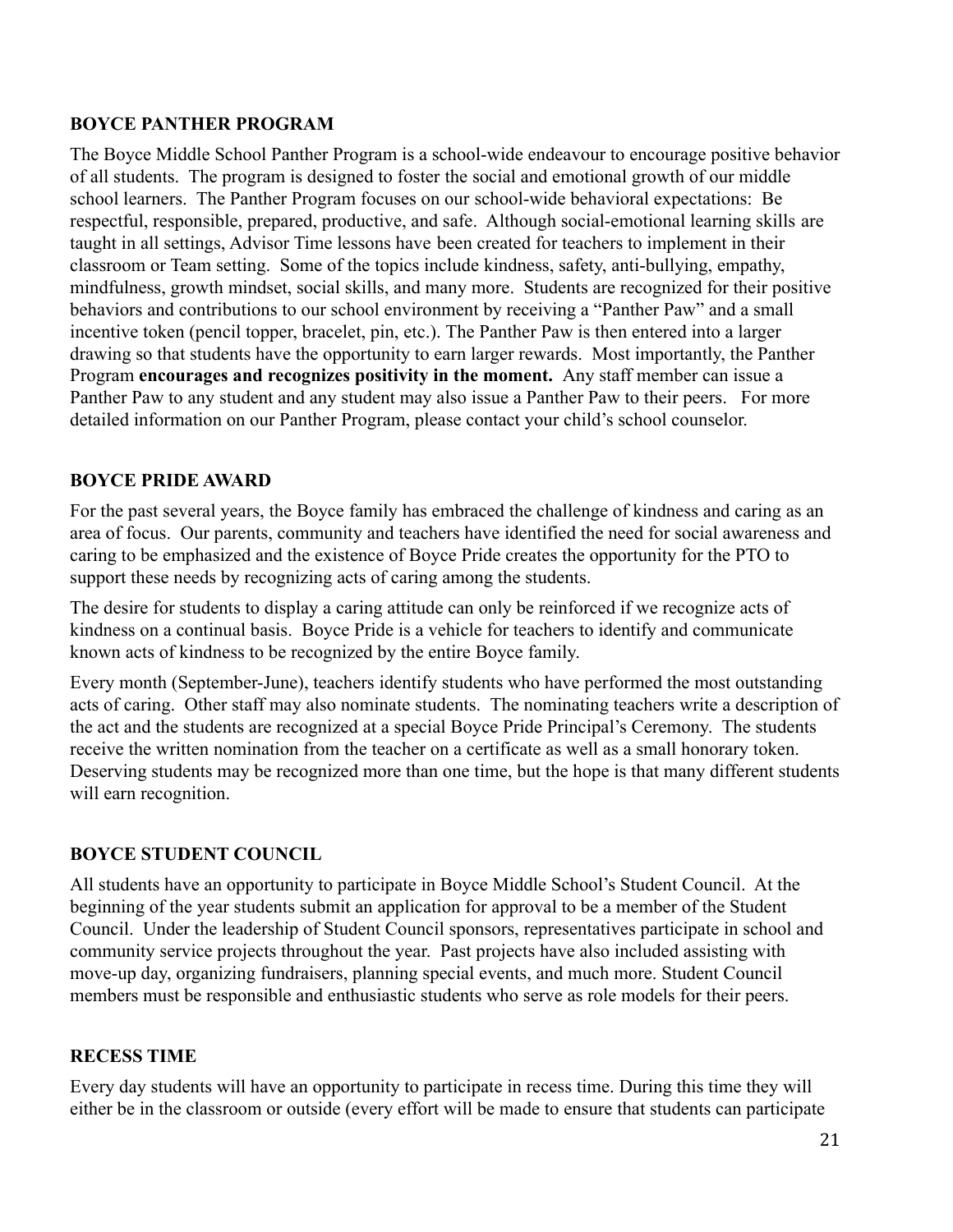**BOYCE PANTHER PROGRAM**

The Boyce Middle School Panther Program is a school-wide endeavour to encourage positive behavior of all students. The program is designed to foster the social and emotional growth of our middle school learners. The Panther Program focuses on our school-wide behavioral expectations: Be respectful, responsible, prepared, productive, and safe. Although social-emotional learning skills are taught in all settings, Advisor Time lessons have been created for teachers to implement in their classroom or Team setting. Some of the topics include kindness, safety, anti-bullying, empathy, mindfulness, growth mindset, social skills, and many more. Students are recognized for their positive behaviors and contributions to our school environment by receiving a "Panther Paw" and a small incentive token (pencil topper, bracelet, pin, etc.). The Panther Paw is then entered into a larger drawing so that students have the opportunity to earn larger rewards. Most importantly, the Panther Program **encourages and recognizes positivity in the moment.** Any staff member can issue a Panther Paw to any student and any student may also issue a Panther Paw to their peers. For more detailed information on our Panther Program, please contact your child's school counselor.

**BOYCE PRIDE AWARD**

For the past several years, the Boyce family has embraced the challenge of kindness and caring as an area of focus. Our parents, community and teachers have identified the need for social awareness and caring to be emphasized and the existence of Boyce Pride creates the opportunity for the PTO to support these needs by recognizing acts of caring among the students.

The desire for students to display a caring attitude can only be reinforced if we recognize acts of kindness on a continual basis. Boyce Pride is a vehicle for teachers to identify and communicate known acts of kindness to be recognized by the entire Boyce family.

Every month (September-June), teachers identify students who have performed the most outstanding acts of caring. Other staff may also nominate students. The nominating teachers write a description of the act and the students are recognized at a special Boyce Pride Principal's Ceremony. The students receive the written nomination from the teacher on a certificate as well as a small honorary token. Deserving students may be recognized more than one time, but the hope is that many different students will earn recognition.

**BOYCE STUDENT COUNCIL**

All students have an opportunity to participate in Boyce Middle School's Student Council. At the beginning of the year students submit an application for approval to be a member of the Student Council. Under the leadership of Student Council sponsors, representatives participate in school and community service projects throughout the year. Past projects have also included assisting with move-up day, organizing fundraisers, planning special events, and much more. Student Council members must be responsible and enthusiastic students who serve as role models for their peers.

**RECESS TIME**

Every day students will have an opportunity to participate in recess time. During this time they will either be in the classroom or outside (every effort will be made to ensure that students can participate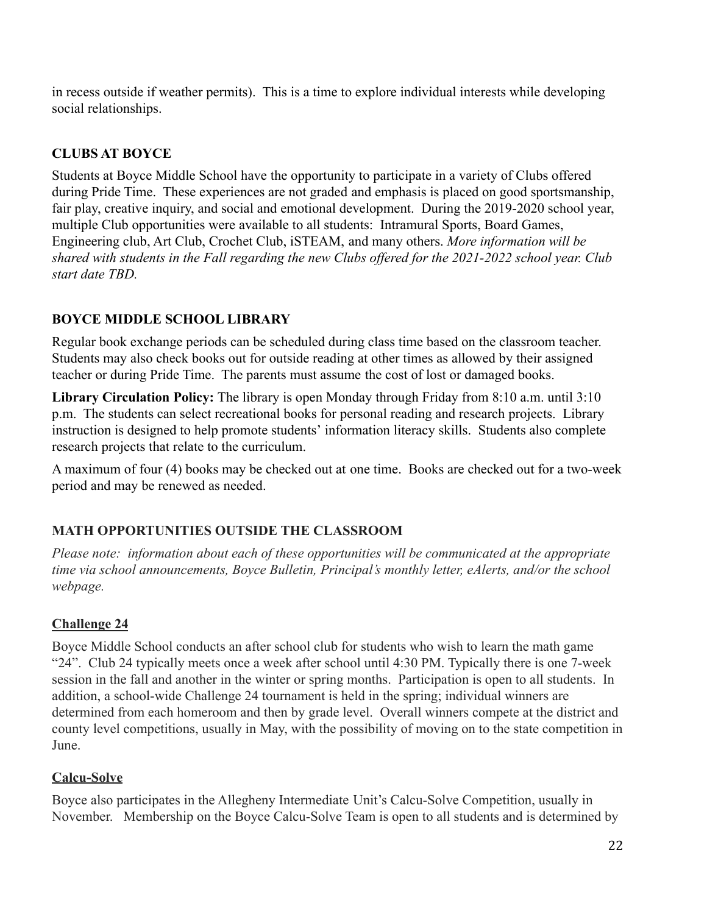in recess outside if weather permits). This is a time to explore individual interests while developing social relationships.

## CLUBS AT BOYCE

Students at Boyce Middle School have the opportunity to participate in a variety of Clubs offered during Pride Time. These experiences are not graded and emphasis is placed on good sportsmanship, fair play, creative inquiry, and social and emotional development. During the 2019-2020 school year, multiple Club opportunities were available to all students: Intramural Sports, Board Games, Engineering club, Art Club, Crochet Club, iSTEAM, and many others. *More information will be shared with students in the Fall regarding the new Clubs offered for the 2021-2022 school year. Club start date TBD.*

## BOYCE MIDDLE SCHOOL LIBRARY

Regular book exchange periods can be scheduled during class time based on the classroom teacher. Students may also check books out for outside reading at other times as allowed by their assigned teacher or during Pride Time. The parents must assume the cost of lost or damaged books.

**Library Circulation Policy:** The library is open Monday through Friday from 8:10 a.m. until 3:10 p.m. The students can select recreational books for personal reading and research projects. Library instruction is designed to help promote students' information literacy skills. Students also complete research projects that relate to the curriculum.

A maximum of four (4) books may be checked out at one time. Books are checked out for a two-week period and may be renewed as needed.

## MATH OPPORTUNITIES OUTSIDE THE CLASSROOM

*Please note: information about each of these opportunities will be communicated at the appropriate time via school announcements, Boyce Bulletin, Principal's monthly letter, eAlerts, and/or the school webpage.*

### Challenge 24

Boyce Middle School conducts an after school club for students who wish to learn the math game "24". Club 24 typically meets once a week after school until 4:30 PM. Typically there is one 7-week session in the fall and another in the winter or spring months. Participation is open to all students. In addition, a school-wide Challenge 24 tournament is held in the spring; individual winners are determined from each homeroom and then by grade level. Overall winners compete at the district and county level competitions, usually in May, with the possibility of moving on to the state competition in June.

### Calcu-Solve

Boyce also participates in the Allegheny Intermediate Unit's Calcu-Solve Competition, usually in November. Membership on the Boyce Calcu-Solve Team is open to all students and is determined by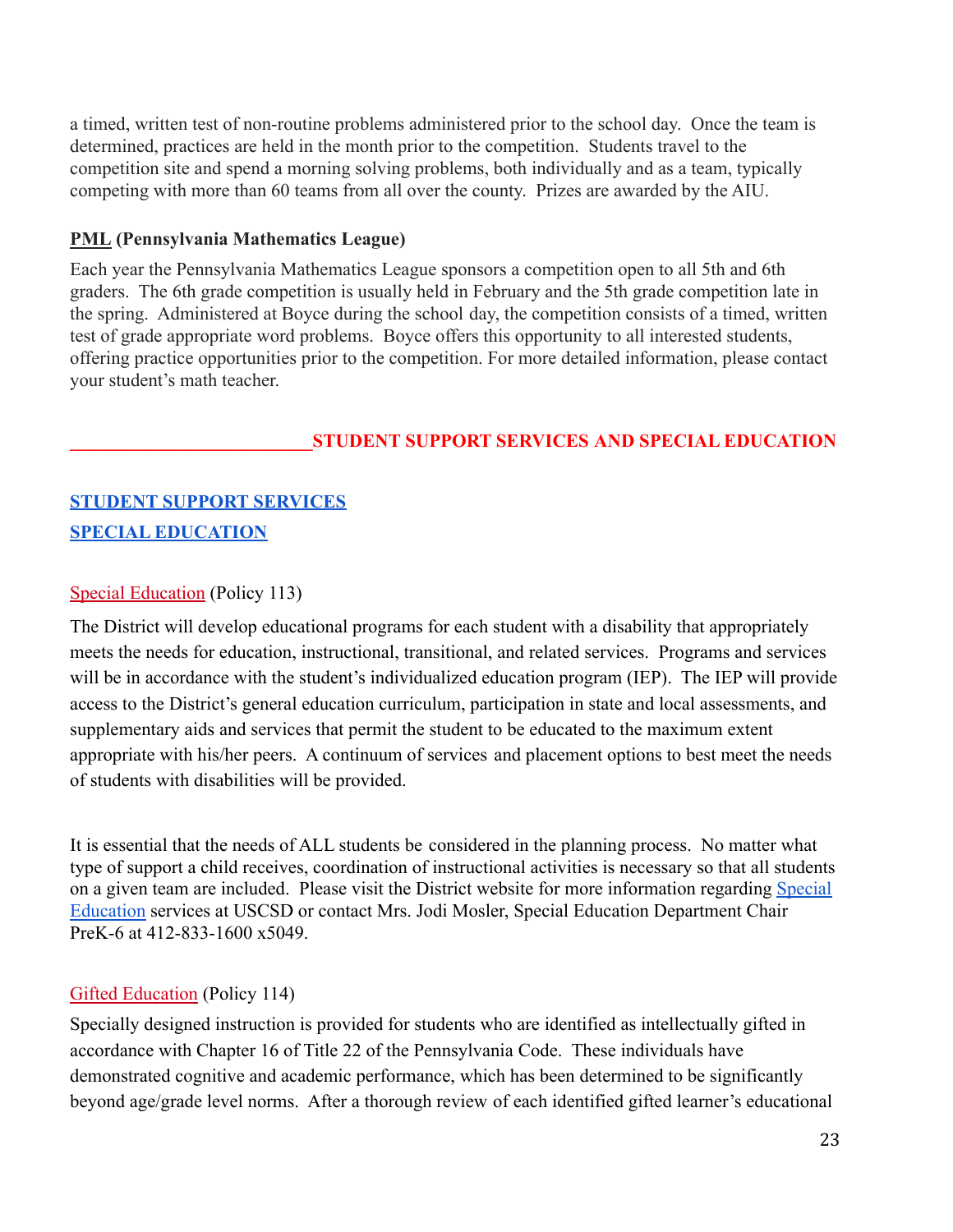a timed, written test of non-routine problems administered prior to the school day. Once the team is determined, practices are held in the month prior to the competition. Students travel to the competition site and spend a morning solving problems, both individually and as a team, typically competing with more than 60 teams from all over the county. Prizes are awarded by the AIU.

**PML (Pennsylvania Mathematics League)**

Each year the Pennsylvania Mathematics League sponsors a competition open to all 5th and 6th graders. The 6th grade competition is usually held in February and the 5th grade competition late in the spring. Administered at Boyce during the school day, the competition consists of a timed, written test of grade appropriate word problems. Boyce offers this opportunity to all interested students, offering practice opportunities prior to the competition. For more detailed information, please contact your student's math teacher.

## STUDENT SUPPORT SERVICES AND SPECIAL EDUCATION

**STUDENT SUPPORT SERVICES**

**SPECIAL EDUCATION**

Special Education (Policy 113)

The District will develop educational programs for each student with a disability that appropriately meets the needs for education, instructional, transitional, and related services. Programs and services will be in accordance with the student's individualized education program (IEP). The IEP will provide access to the District's general education curriculum, participation in state and local assessments, and supplementary aids and services that permit the student to be educated to the maximum extent appropriate with his/her peers. A continuum of services and placement options to best meet the needs of students with disabilities will be provided.

It is essential that the needs of ALL students be considered in the planning process. No matter what type of support a child receives, coordination of instructional activities is necessary so that all students on a given team are included. Please visit the District website for more information regarding Special Education services at USCSD or contact Mrs. Jodi Mosler, Special Education Department Chair PreK-6 at 412-833-1600 x5049.

Gifted Education (Policy 114)

Specially designed instruction is provided for students who are identified as intellectually gifted in accordance with Chapter 16 of Title 22 of the Pennsylvania Code. These individuals have demonstrated cognitive and academic performance, which has been determined to be significantly beyond age/grade level norms. After a thorough review of each identified gifted learner's educational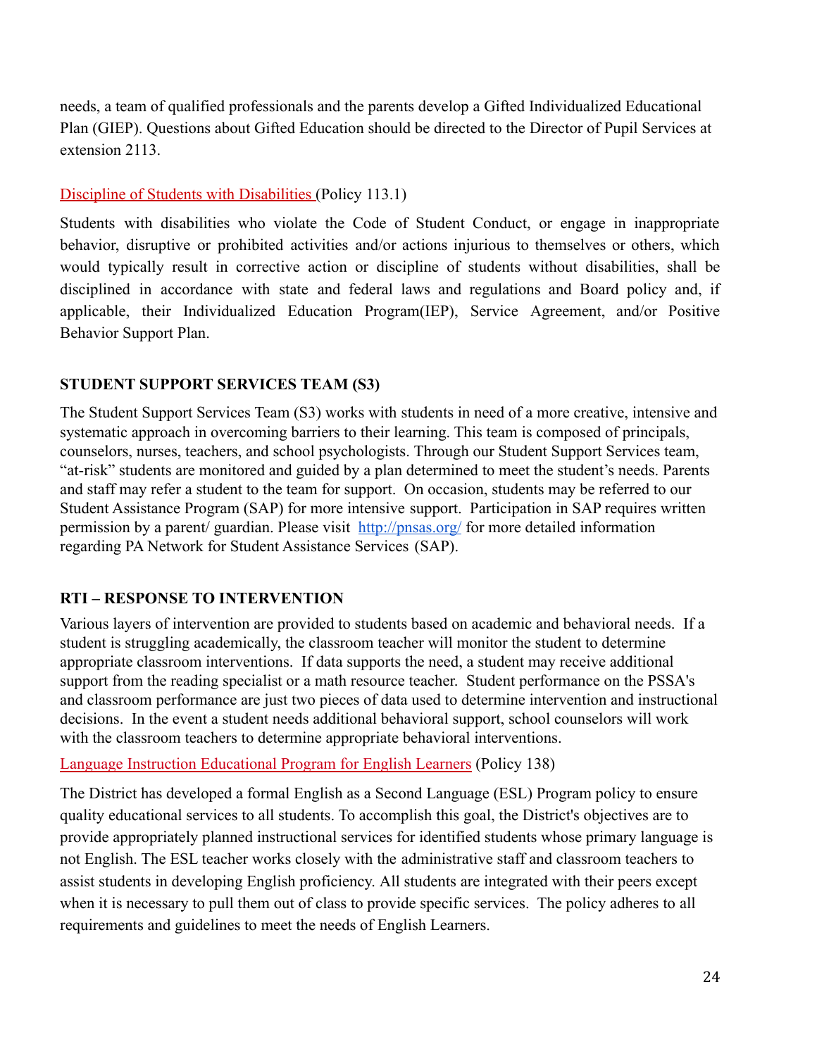needs, a team of qualified professionals and the parents develop a Gifted Individualized Educational Plan (GIEP). Questions about Gifted Education should be directed to the Director of Pupil Services at extension 2113.

Discipline of Students with Disabilities (Policy 113.1)

Students with disabilities who violate the Code of Student Conduct, or engage in inappropriate behavior, disruptive or prohibited activities and/or actions injurious to themselves or others, which would typically result in corrective action or discipline of students without disabilities, shall be disciplined in accordance with state and federal laws and regulations and Board policy and, if applicable, their Individualized Education Program(IEP), Service Agreement, and/or Positive Behavior Support Plan.

**STUDENT SUPPORT SERVICES TEAM (S3)**

The Student Support Services Team (S3) works with students in need of a more creative, intensive and systematic approach in overcoming barriers to their learning. This team is composed of principals, counselors, nurses, teachers, and school psychologists. Through our Student Support Services team, "at-risk" students are monitored and guided by a plan determined to meet the student's needs. Parents and staff may refer a student to the team for support. On occasion, students may be referred to our Student Assistance Program (SAP) for more intensive support. Participation in SAP requires written permission by a parent/ guardian. Please visit http://pnsas.org/ for more detailed information regarding PA Network for Student Assistance Services (SAP).

**RTI – RESPONSE TO INTERVENTION**

Various layers of intervention are provided to students based on academic and behavioral needs. If a student is struggling academically, the classroom teacher will monitor the student to determine appropriate classroom interventions. If data supports the need, a student may receive additional support from the reading specialist or a math resource teacher. Student performance on the PSSA's and classroom performance are just two pieces of data used to determine intervention and instructional decisions. In the event a student needs additional behavioral support, school counselors will work with the classroom teachers to determine appropriate behavioral interventions.

Language Instruction Educational Program for English Learners (Policy 138)

The District has developed a formal English as a Second Language (ESL) Program policy to ensure quality educational services to all students. To accomplish this goal, the District's objectives are to provide appropriately planned instructional services for identified students whose primary language is not English. The ESL teacher works closely with the administrative staff and classroom teachers to assist students in developing English proficiency. All students are integrated with their peers except when it is necessary to pull them out of class to provide specific services. The policy adheres to all requirements and guidelines to meet the needs of English Learners.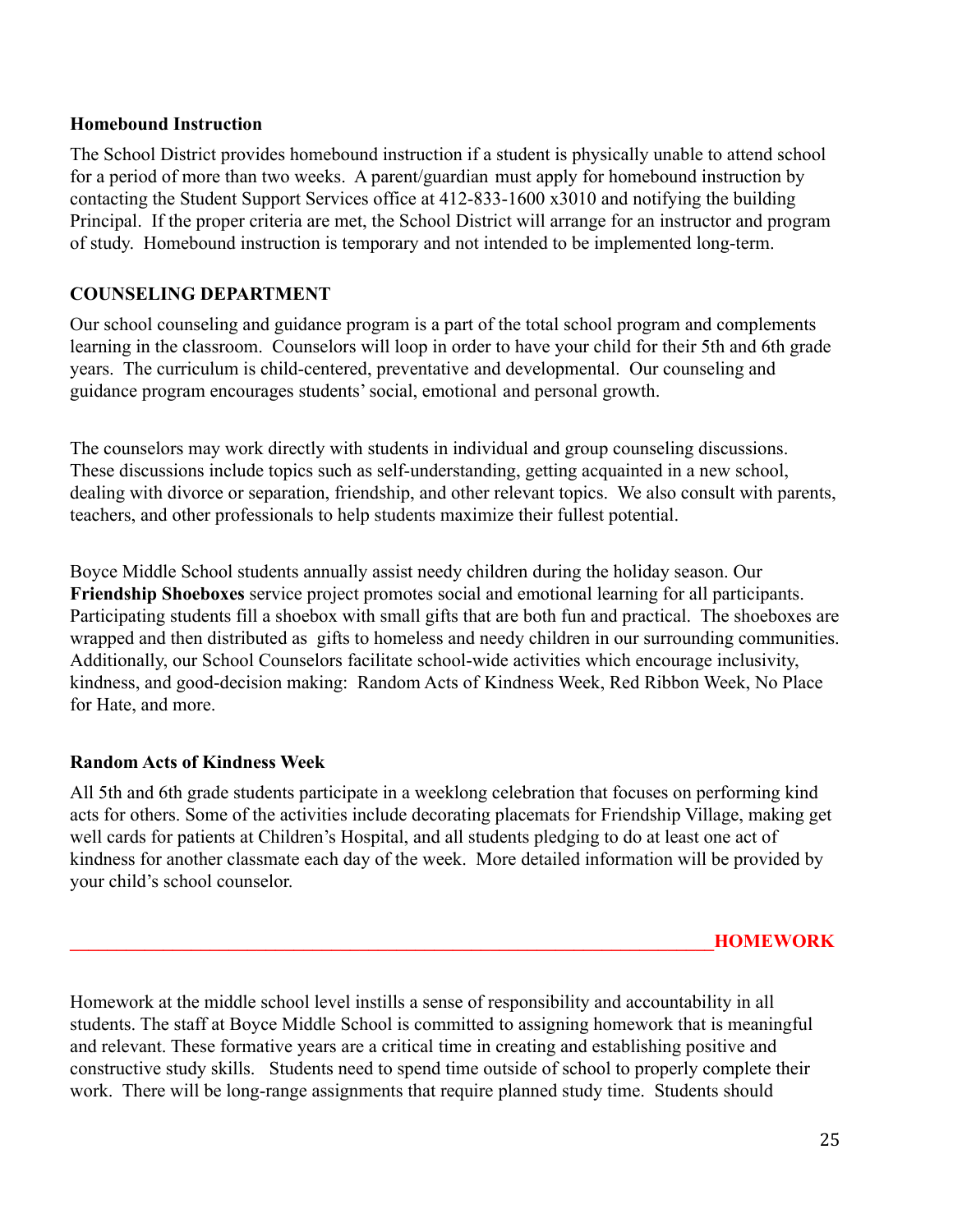### Homebound Instruction

The School District provides homebound instruction if a student is physically unable to attend school for a period of more than two weeks. A parent/guardian must apply for homebound instruction by contacting the Student Support Services office at 412-833-1600 x3010 and notifying the building Principal. If the proper criteria are met, the School District will arrange for an instructor and program of study. Homebound instruction is temporary and not intended to be implemented long-term.

### COUNSELING DEPARTMENT

Our school counseling and guidance program is a part of the total school program and complements learning in the classroom. Counselors will loop in order to have your child for their 5th and 6th grade years. The curriculum is child-centered, preventative and developmental. Our counseling and guidance program encourages students' social, emotional and personal growth.

The counselors may work directly with students in individual and group counseling discussions. These discussions include topics such as self-understanding, getting acquainted in a new school, dealing with divorce or separation, friendship, and other relevant topics. We also consult with parents, teachers, and other professionals to help students maximize their fullest potential.

Boyce Middle School students annually assist needy children during the holiday season. Our **Friendship Shoeboxes** service project promotes social and emotional learning for all participants. Participating students fill a shoebox with small gifts that are both fun and practical. The shoeboxes are wrapped and then distributed as gifts to homeless and needy children in our surrounding communities. Additionally, our School Counselors facilitate school-wide activities which encourage inclusivity, kindness, and good-decision making: Random Acts of Kindness Week, Red Ribbon Week, No Place for Hate, and more.

### Random Acts of Kindness Week

All 5th and 6th grade students participate in a weeklong celebration that focuses on performing kind acts for others. Some of the activities include decorating placemats for Friendship Village, making get well cards for patients at Children's Hospital, and all students pledging to do at least one act of kindness for another classmate each day of the week. More detailed information will be provided by your child's school counselor.

## HOMEWORK

Homework at the middle school level instills a sense of responsibility and accountability in all students. The staff at Boyce Middle School is committed to assigning homework that is meaningful and relevant. These formative years are a critical time in creating and establishing positive and constructive study skills. Students need to spend time outside of school to properly complete their work. There will be long-range assignments that require planned study time. Students should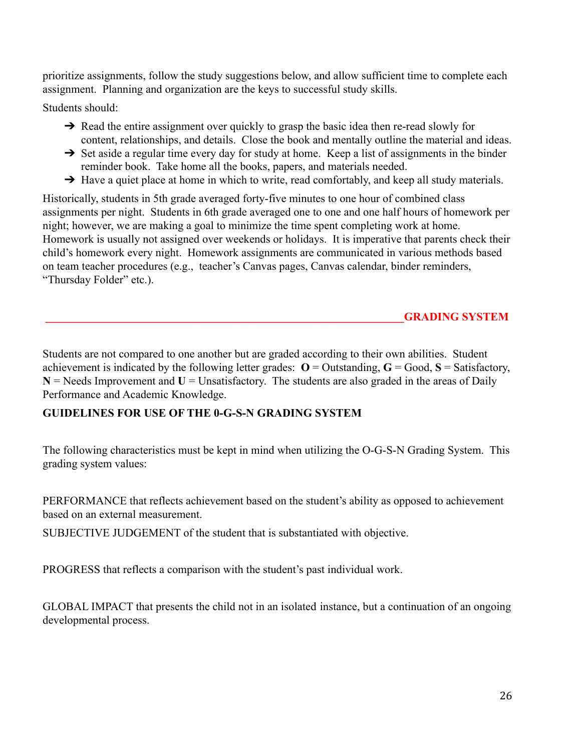prioritize assignments, follow the study suggestions below, and allow sufficient time to complete each assignment. Planning and organization are the keys to successful study skills.

Students should:

- ➔ Read the entire assignment over quickly to grasp the basic idea then re-read slowly for content, relationships, and details. Close the book and mentally outline the material and ideas.
- ➔ Set aside a regular time every day for study at home. Keep a list of assignments in the binder reminder book. Take home all the books, papers, and materials needed.
- ➔ Have a quiet place at home in which to write, read comfortably, and keep all study materials.

Historically, students in 5th grade averaged forty-five minutes to one hour of combined class assignments per night. Students in 6th grade averaged one to one and one half hours of homework per night; however, we are making a goal to minimize the time spent completing work at home. Homework is usually not assigned over weekends or holidays. It is imperative that parents check their child's homework every night. Homework assignments are communicated in various methods based on team teacher procedures (e.g., teacher's Canvas pages, Canvas calendar, binder reminders, "Thursday Folder" etc.).

## GRADING SYSTEM

Students are not compared to one another but are graded according to their own abilities. Student achievement is indicated by the following letter grades: **O** = Outstanding, **G** = Good, **S** = Satisfactory, **N** = Needs Improvement and **U** = Unsatisfactory. The students are also graded in the areas of Daily Performance and Academic Knowledge.

**GUIDELINES FOR USE OF THE 0-G-S-N GRADING SYSTEM**

The following characteristics must be kept in mind when utilizing the O-G-S-N Grading System. This grading system values:

PERFORMANCE that reflects achievement based on the student's ability as opposed to achievement based on an external measurement.

SUBJECTIVE JUDGEMENT of the student that is substantiated with objective.

PROGRESS that reflects a comparison with the student's past individual work.

GLOBAL IMPACT that presents the child not in an isolated instance, but a continuation of an ongoing developmental process.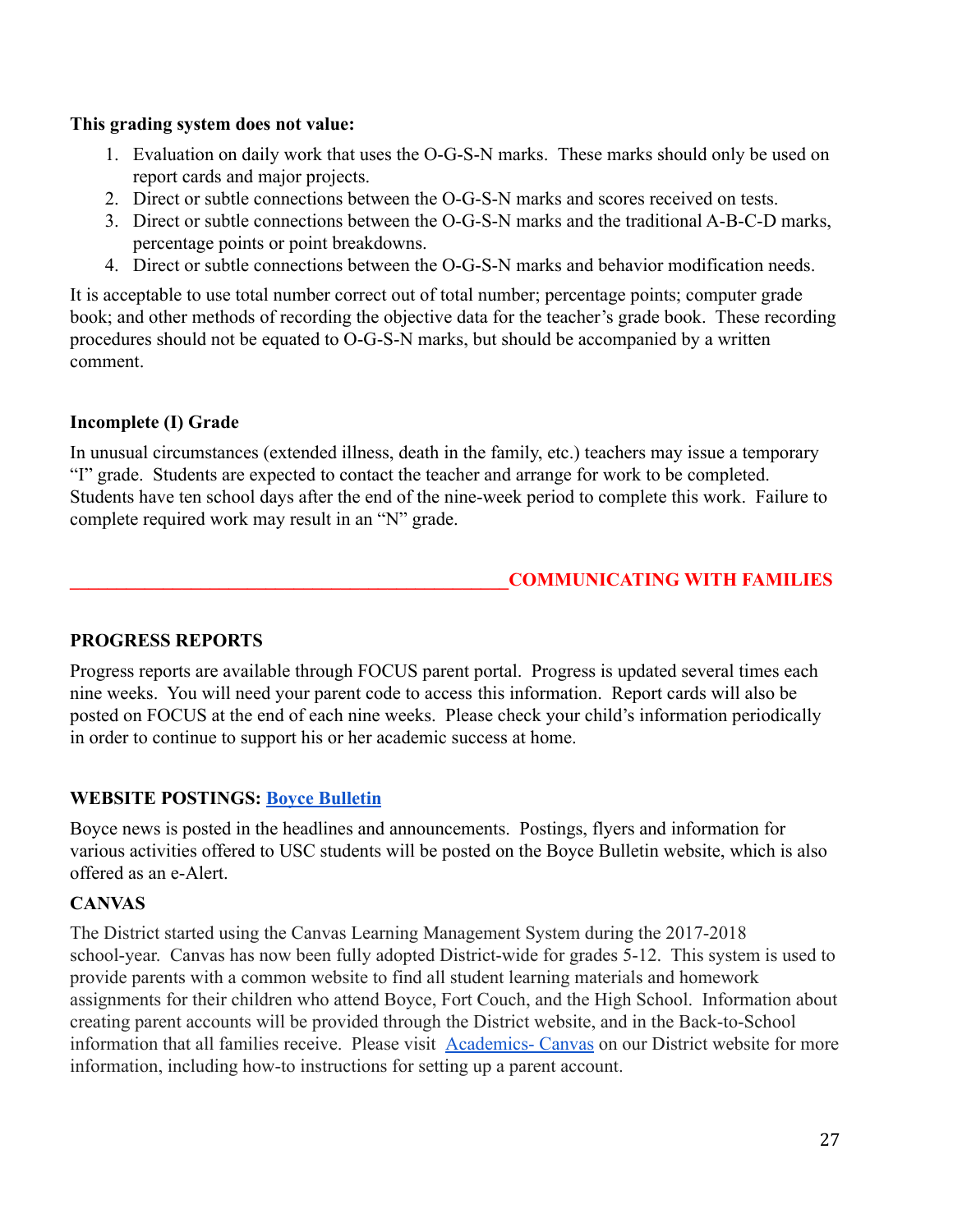**This grading system does not value:**

1. Evaluation on daily work that uses the O-G-S-N marks. These marks should only be used on report cards and major projects.
2. Direct or subtle connections between the O-G-S-N marks and scores received on tests.
3. Direct or subtle connections between the O-G-S-N marks and the traditional A-B-C-D marks, percentage points or point breakdowns.
4. Direct or subtle connections between the O-G-S-N marks and behavior modification needs.

It is acceptable to use total number correct out of total number; percentage points; computer grade book; and other methods of recording the objective data for the teacher's grade book. These recording procedures should not be equated to O-G-S-N marks, but should be accompanied by a written comment.

**Incomplete (I) Grade**

In unusual circumstances (extended illness, death in the family, etc.) teachers may issue a temporary "I" grade. Students are expected to contact the teacher and arrange for work to be completed. Students have ten school days after the end of the nine-week period to complete this work. Failure to complete required work may result in an "N" grade.

## COMMUNICATING WITH FAMILIES

### PROGRESS REPORTS

Progress reports are available through FOCUS parent portal. Progress is updated several times each nine weeks. You will need your parent code to access this information. Report cards will also be posted on FOCUS at the end of each nine weeks. Please check your child's information periodically in order to continue to support his or her academic success at home.

### WEBSITE POSTINGS: Boyce Bulletin

Boyce news is posted in the headlines and announcements. Postings, flyers and information for various activities offered to USC students will be posted on the Boyce Bulletin website, which is also offered as an e-Alert.

### CANVAS

The District started using the Canvas Learning Management System during the 2017-2018 school-year. Canvas has now been fully adopted District-wide for grades 5-12. This system is used to provide parents with a common website to find all student learning materials and homework assignments for their children who attend Boyce, Fort Couch, and the High School. Information about creating parent accounts will be provided through the District website, and in the Back-to-School information that all families receive. Please visit Academics- Canvas on our District website for more information, including how-to instructions for setting up a parent account.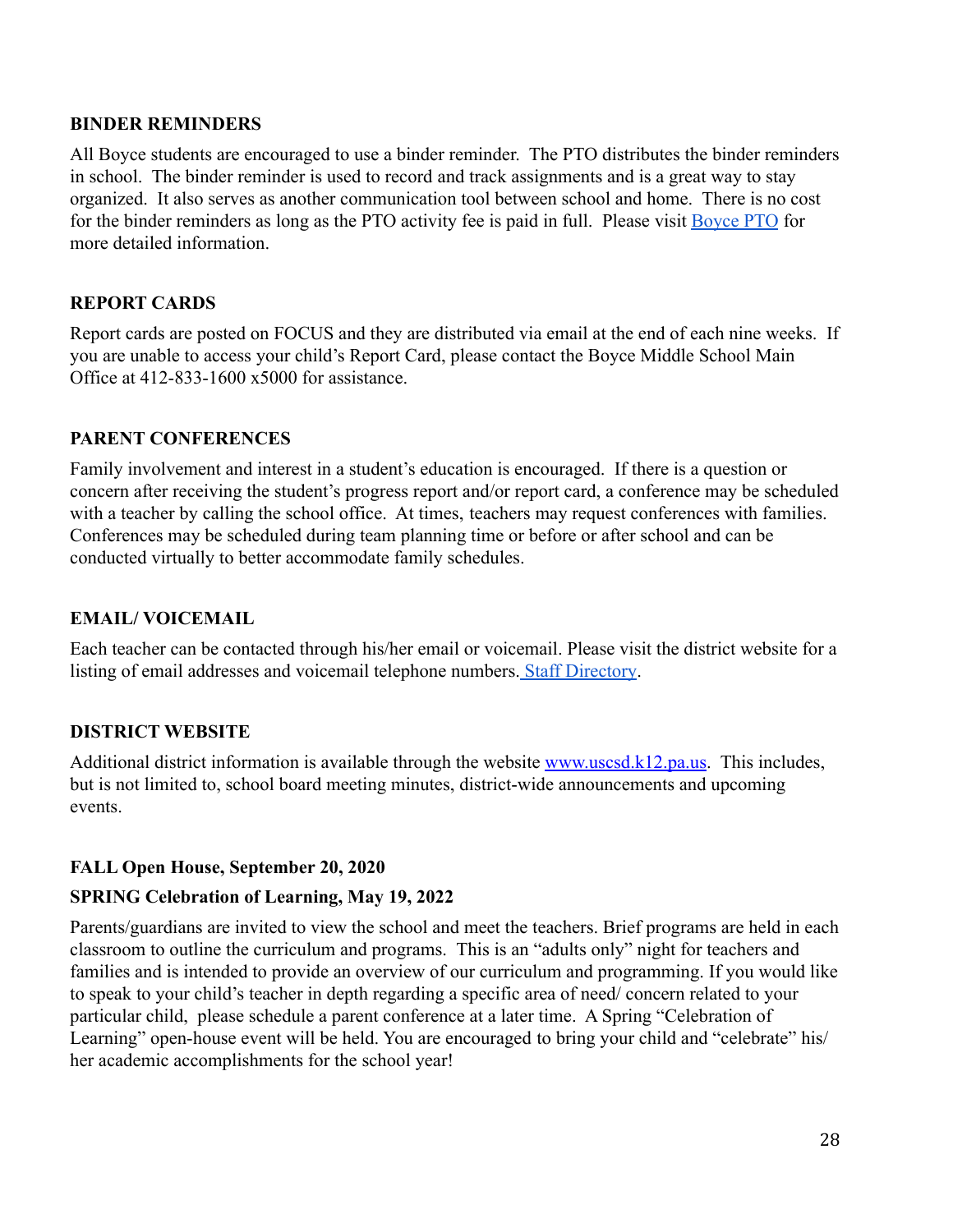**BINDER REMINDERS**

All Boyce students are encouraged to use a binder reminder. The PTO distributes the binder reminders in school. The binder reminder is used to record and track assignments and is a great way to stay organized. It also serves as another communication tool between school and home. There is no cost for the binder reminders as long as the PTO activity fee is paid in full. Please visit Boyce PTO for more detailed information.

**REPORT CARDS**

Report cards are posted on FOCUS and they are distributed via email at the end of each nine weeks. If you are unable to access your child's Report Card, please contact the Boyce Middle School Main Office at 412-833-1600 x5000 for assistance.

**PARENT CONFERENCES**

Family involvement and interest in a student's education is encouraged. If there is a question or concern after receiving the student's progress report and/or report card, a conference may be scheduled with a teacher by calling the school office. At times, teachers may request conferences with families. Conferences may be scheduled during team planning time or before or after school and can be conducted virtually to better accommodate family schedules.

**EMAIL/ VOICEMAIL**

Each teacher can be contacted through his/her email or voicemail. Please visit the district website for a listing of email addresses and voicemail telephone numbers. Staff Directory.

**DISTRICT WEBSITE**

Additional district information is available through the website www.uscsd.k12.pa.us. This includes, but is not limited to, school board meeting minutes, district-wide announcements and upcoming events.

**FALL Open House, September 20, 2020**

**SPRING Celebration of Learning, May 19, 2022**

Parents/guardians are invited to view the school and meet the teachers. Brief programs are held in each classroom to outline the curriculum and programs. This is an "adults only" night for teachers and families and is intended to provide an overview of our curriculum and programming. If you would like to speak to your child's teacher in depth regarding a specific area of need/ concern related to your particular child, please schedule a parent conference at a later time. A Spring "Celebration of Learning" open-house event will be held. You are encouraged to bring your child and "celebrate" his/ her academic accomplishments for the school year!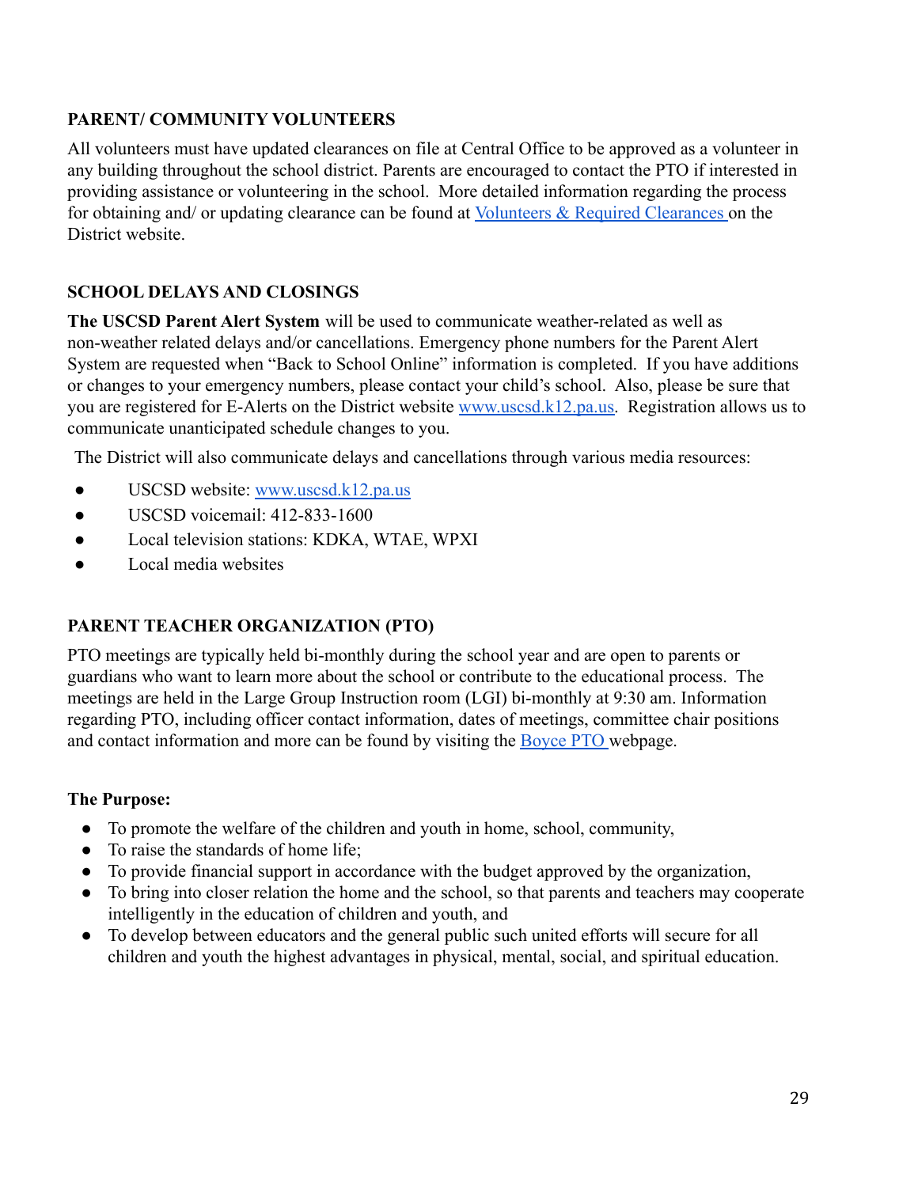## PARENT/ COMMUNITY VOLUNTEERS

All volunteers must have updated clearances on file at Central Office to be approved as a volunteer in any building throughout the school district. Parents are encouraged to contact the PTO if interested in providing assistance or volunteering in the school. More detailed information regarding the process for obtaining and/ or updating clearance can be found at Volunteers & Required Clearances on the District website.

## SCHOOL DELAYS AND CLOSINGS

**The USCSD Parent Alert System** will be used to communicate weather-related as well as non-weather related delays and/or cancellations. Emergency phone numbers for the Parent Alert System are requested when "Back to School Online" information is completed. If you have additions or changes to your emergency numbers, please contact your child's school. Also, please be sure that you are registered for E-Alerts on the District website www.uscsd.k12.pa.us. Registration allows us to communicate unanticipated schedule changes to you.

The District will also communicate delays and cancellations through various media resources:

- USCSD website: www.uscsd.k12.pa.us
- USCSD voicemail: 412-833-1600
- Local television stations: KDKA, WTAE, WPXI
- Local media websites

## PARENT TEACHER ORGANIZATION (PTO)

PTO meetings are typically held bi-monthly during the school year and are open to parents or guardians who want to learn more about the school or contribute to the educational process. The meetings are held in the Large Group Instruction room (LGI) bi-monthly at 9:30 am. Information regarding PTO, including officer contact information, dates of meetings, committee chair positions and contact information and more can be found by visiting the Boyce PTO webpage.

**The Purpose:**

- To promote the welfare of the children and youth in home, school, community,
- To raise the standards of home life;
- To provide financial support in accordance with the budget approved by the organization,
- To bring into closer relation the home and the school, so that parents and teachers may cooperate intelligently in the education of children and youth, and
- To develop between educators and the general public such united efforts will secure for all children and youth the highest advantages in physical, mental, social, and spiritual education.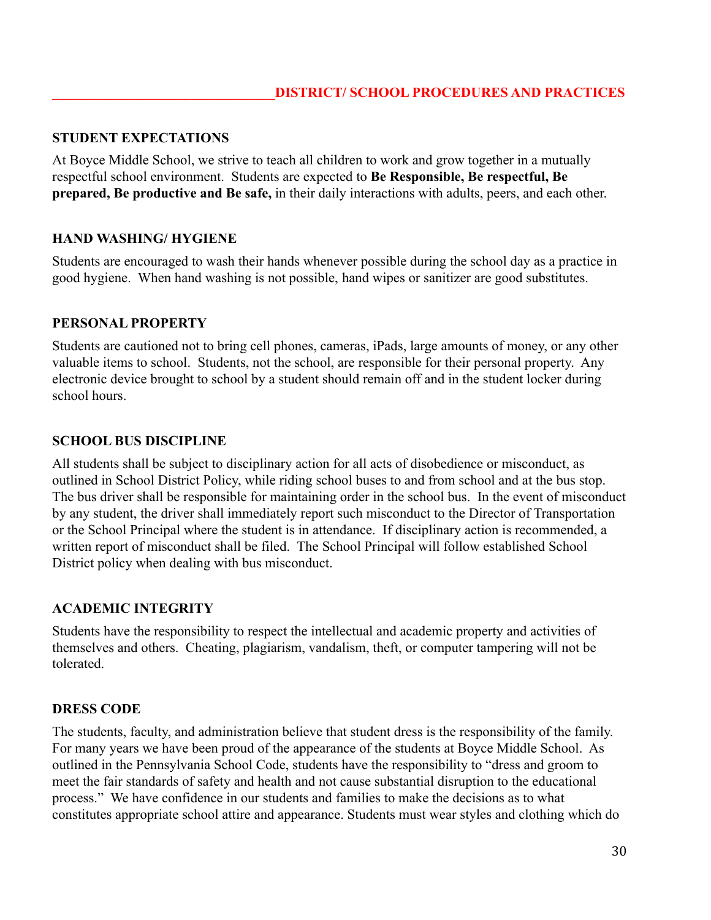## DISTRICT/ SCHOOL PROCEDURES AND PRACTICES

### STUDENT EXPECTATIONS

At Boyce Middle School, we strive to teach all children to work and grow together in a mutually respectful school environment. Students are expected to **Be Responsible, Be respectful, Be prepared, Be productive and Be safe,** in their daily interactions with adults, peers, and each other.

### HAND WASHING/ HYGIENE

Students are encouraged to wash their hands whenever possible during the school day as a practice in good hygiene. When hand washing is not possible, hand wipes or sanitizer are good substitutes.

### PERSONAL PROPERTY

Students are cautioned not to bring cell phones, cameras, iPads, large amounts of money, or any other valuable items to school. Students, not the school, are responsible for their personal property. Any electronic device brought to school by a student should remain off and in the student locker during school hours.

### SCHOOL BUS DISCIPLINE

All students shall be subject to disciplinary action for all acts of disobedience or misconduct, as outlined in School District Policy, while riding school buses to and from school and at the bus stop. The bus driver shall be responsible for maintaining order in the school bus. In the event of misconduct by any student, the driver shall immediately report such misconduct to the Director of Transportation or the School Principal where the student is in attendance. If disciplinary action is recommended, a written report of misconduct shall be filed. The School Principal will follow established School District policy when dealing with bus misconduct.

### ACADEMIC INTEGRITY

Students have the responsibility to respect the intellectual and academic property and activities of themselves and others. Cheating, plagiarism, vandalism, theft, or computer tampering will not be tolerated.

### DRESS CODE

The students, faculty, and administration believe that student dress is the responsibility of the family. For many years we have been proud of the appearance of the students at Boyce Middle School. As outlined in the Pennsylvania School Code, students have the responsibility to "dress and groom to meet the fair standards of safety and health and not cause substantial disruption to the educational process." We have confidence in our students and families to make the decisions as to what constitutes appropriate school attire and appearance. Students must wear styles and clothing which do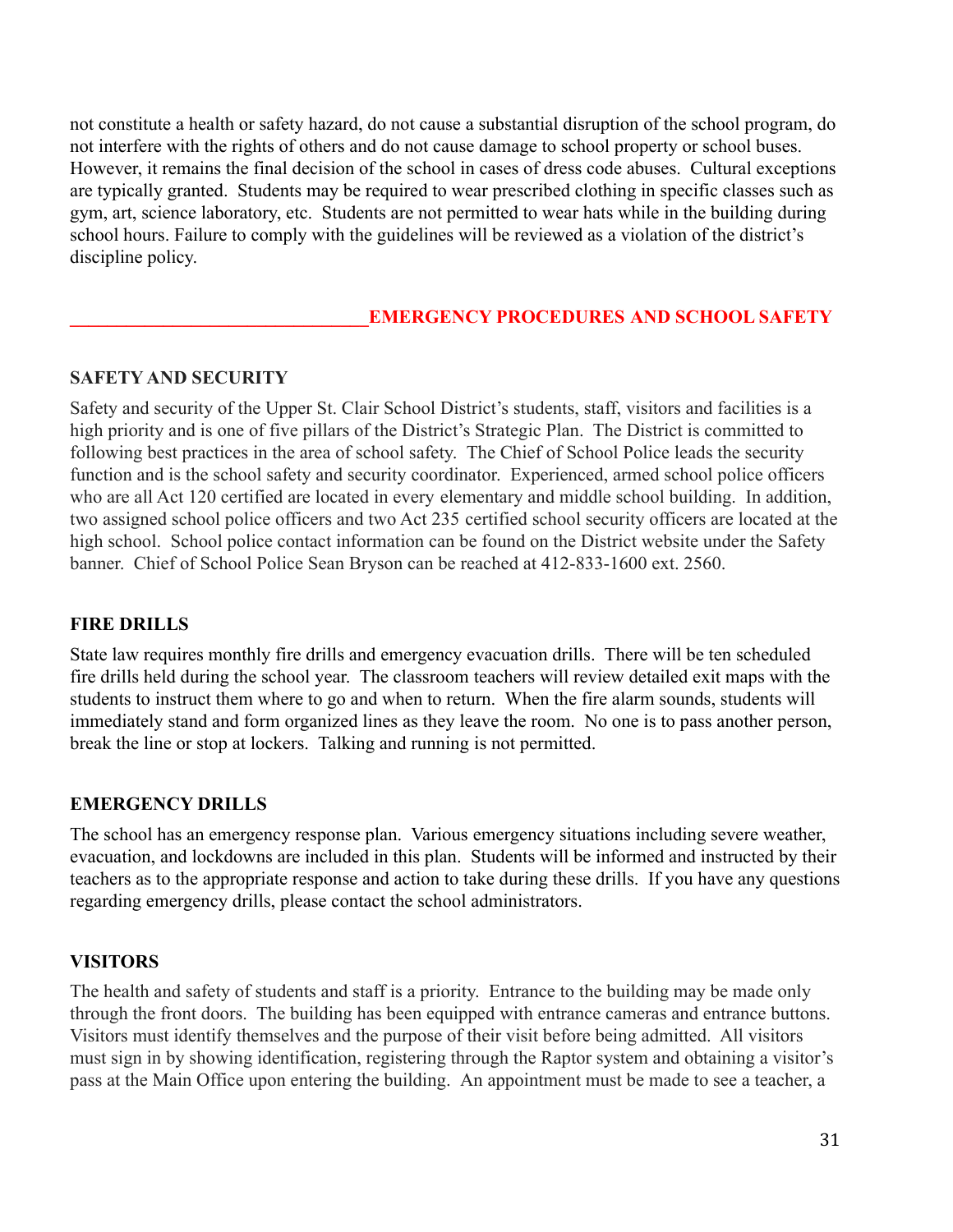not constitute a health or safety hazard, do not cause a substantial disruption of the school program, do not interfere with the rights of others and do not cause damage to school property or school buses. However, it remains the final decision of the school in cases of dress code abuses. Cultural exceptions are typically granted. Students may be required to wear prescribed clothing in specific classes such as gym, art, science laboratory, etc. Students are not permitted to wear hats while in the building during school hours. Failure to comply with the guidelines will be reviewed as a violation of the district's discipline policy.

## EMERGENCY PROCEDURES AND SCHOOL SAFETY

### SAFETY AND SECURITY

Safety and security of the Upper St. Clair School District's students, staff, visitors and facilities is a high priority and is one of five pillars of the District's Strategic Plan. The District is committed to following best practices in the area of school safety. The Chief of School Police leads the security function and is the school safety and security coordinator. Experienced, armed school police officers who are all Act 120 certified are located in every elementary and middle school building. In addition, two assigned school police officers and two Act 235 certified school security officers are located at the high school. School police contact information can be found on the District website under the Safety banner. Chief of School Police Sean Bryson can be reached at 412-833-1600 ext. 2560.

### FIRE DRILLS

State law requires monthly fire drills and emergency evacuation drills. There will be ten scheduled fire drills held during the school year. The classroom teachers will review detailed exit maps with the students to instruct them where to go and when to return. When the fire alarm sounds, students will immediately stand and form organized lines as they leave the room. No one is to pass another person, break the line or stop at lockers. Talking and running is not permitted.

### EMERGENCY DRILLS

The school has an emergency response plan. Various emergency situations including severe weather, evacuation, and lockdowns are included in this plan. Students will be informed and instructed by their teachers as to the appropriate response and action to take during these drills. If you have any questions regarding emergency drills, please contact the school administrators.

### VISITORS

The health and safety of students and staff is a priority. Entrance to the building may be made only through the front doors. The building has been equipped with entrance cameras and entrance buttons. Visitors must identify themselves and the purpose of their visit before being admitted. All visitors must sign in by showing identification, registering through the Raptor system and obtaining a visitor's pass at the Main Office upon entering the building. An appointment must be made to see a teacher, a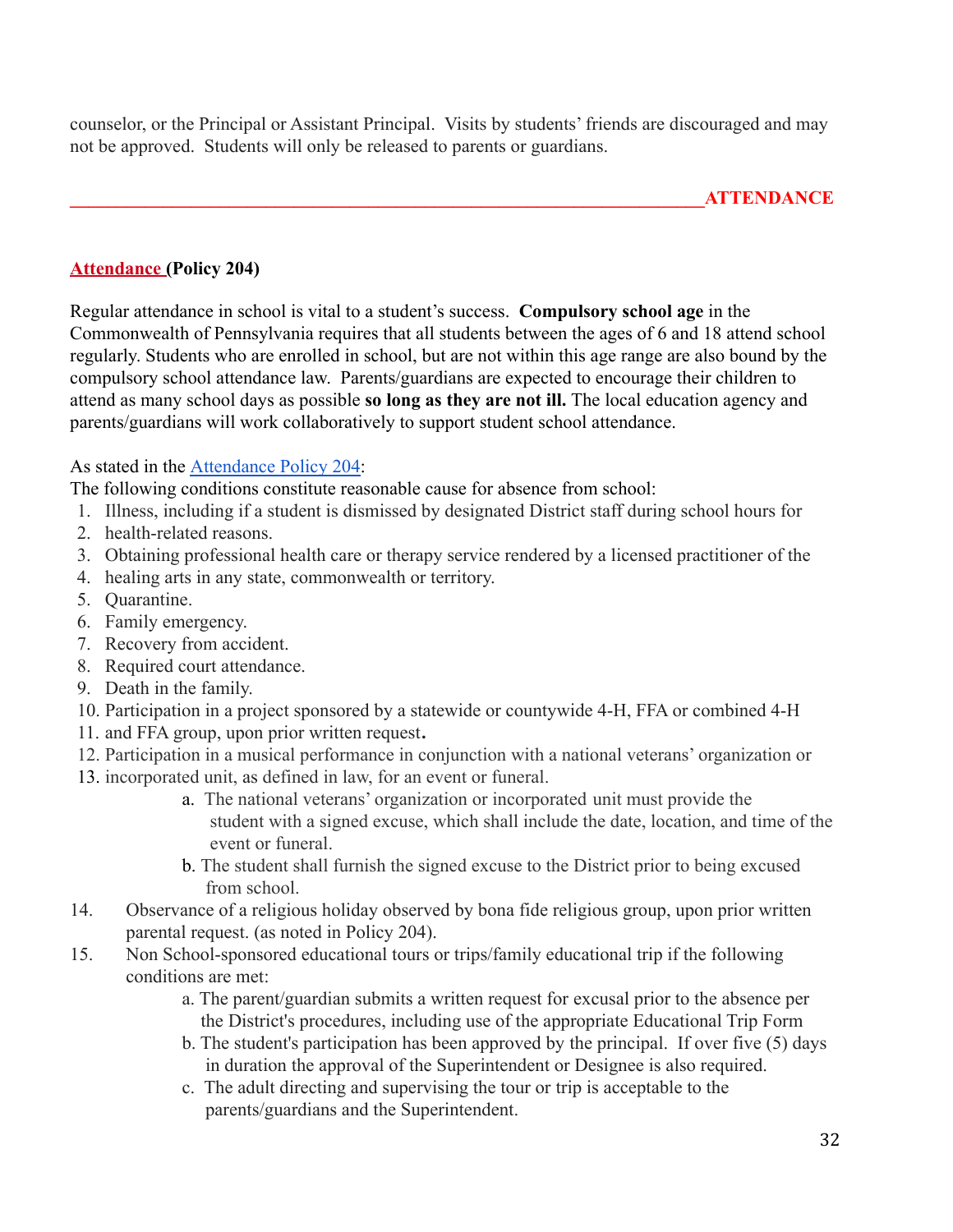counselor, or the Principal or Assistant Principal. Visits by students' friends are discouraged and may not be approved. Students will only be released to parents or guardians.

## ATTENDANCE

### Attendance (Policy 204)

Regular attendance in school is vital to a student's success. **Compulsory school age** in the Commonwealth of Pennsylvania requires that all students between the ages of 6 and 18 attend school regularly. Students who are enrolled in school, but are not within this age range are also bound by the compulsory school attendance law. Parents/guardians are expected to encourage their children to attend as many school days as possible **so long as they are not ill.** The local education agency and parents/guardians will work collaboratively to support student school attendance.

As stated in the Attendance Policy 204:
The following conditions constitute reasonable cause for absence from school:

1. Illness, including if a student is dismissed by designated District staff during school hours for
2. health-related reasons.
3. Obtaining professional health care or therapy service rendered by a licensed practitioner of the
4. healing arts in any state, commonwealth or territory.
5. Quarantine.
6. Family emergency.
7. Recovery from accident.
8. Required court attendance.
9. Death in the family.
10. Participation in a project sponsored by a statewide or countywide 4-H, FFA or combined 4-H
11. and FFA group, upon prior written request**.**
12. Participation in a musical performance in conjunction with a national veterans' organization or
13. incorporated unit, as defined in law, for an event or funeral.
    a. The national veterans' organization or incorporated unit must provide the student with a signed excuse, which shall include the date, location, and time of the event or funeral.
    b. The student shall furnish the signed excuse to the District prior to being excused from school.
14. Observance of a religious holiday observed by bona fide religious group, upon prior written parental request. (as noted in Policy 204).
15. Non School-sponsored educational tours or trips/family educational trip if the following conditions are met:
    a. The parent/guardian submits a written request for excusal prior to the absence per the District's procedures, including use of the appropriate Educational Trip Form
    b. The student's participation has been approved by the principal. If over five (5) days in duration the approval of the Superintendent or Designee is also required.
    c. The adult directing and supervising the tour or trip is acceptable to the parents/guardians and the Superintendent.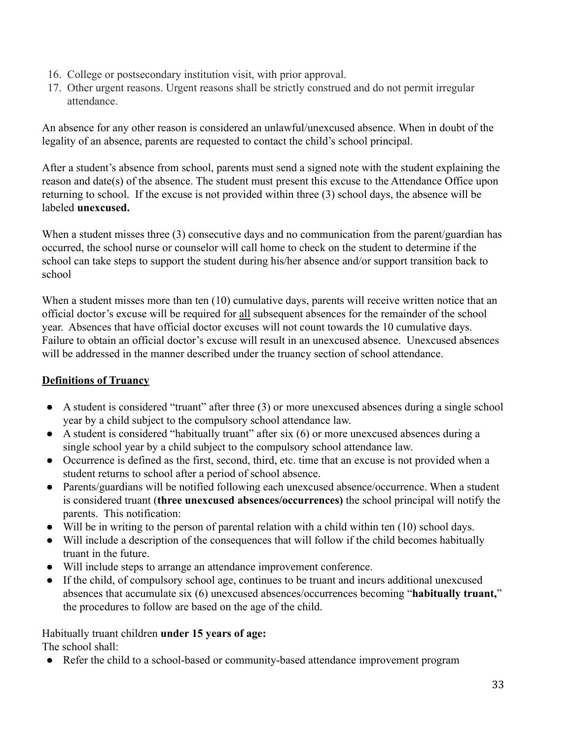16. College or postsecondary institution visit, with prior approval.
17. Other urgent reasons. Urgent reasons shall be strictly construed and do not permit irregular attendance.

An absence for any other reason is considered an unlawful/unexcused absence. When in doubt of the legality of an absence, parents are requested to contact the child's school principal.

After a student's absence from school, parents must send a signed note with the student explaining the reason and date(s) of the absence. The student must present this excuse to the Attendance Office upon returning to school. If the excuse is not provided within three (3) school days, the absence will be labeled **unexcused.**

When a student misses three (3) consecutive days and no communication from the parent/guardian has occurred, the school nurse or counselor will call home to check on the student to determine if the school can take steps to support the student during his/her absence and/or support transition back to school

When a student misses more than ten (10) cumulative days, parents will receive written notice that an official doctor's excuse will be required for <u>all</u> subsequent absences for the remainder of the school year. Absences that have official doctor excuses will not count towards the 10 cumulative days. Failure to obtain an official doctor's excuse will result in an unexcused absence. Unexcused absences will be addressed in the manner described under the truancy section of school attendance.

**<u>Definitions of Truancy</u>**

- A student is considered "truant" after three (3) or more unexcused absences during a single school year by a child subject to the compulsory school attendance law.
- A student is considered "habitually truant" after six (6) or more unexcused absences during a single school year by a child subject to the compulsory school attendance law.
- Occurrence is defined as the first, second, third, etc. time that an excuse is not provided when a student returns to school after a period of school absence.
- Parents/guardians will be notified following each unexcused absence/occurrence. When a student is considered truant (**three unexcused absences/occurrences)** the school principal will notify the parents. This notification:
- Will be in writing to the person of parental relation with a child within ten (10) school days.
- Will include a description of the consequences that will follow if the child becomes habitually truant in the future.
- Will include steps to arrange an attendance improvement conference.
- If the child, of compulsory school age, continues to be truant and incurs additional unexcused absences that accumulate six (6) unexcused absences/occurrences becoming "**habitually truant,**" the procedures to follow are based on the age of the child.

Habitually truant children **under 15 years of age:**
The school shall:

- Refer the child to a school-based or community-based attendance improvement program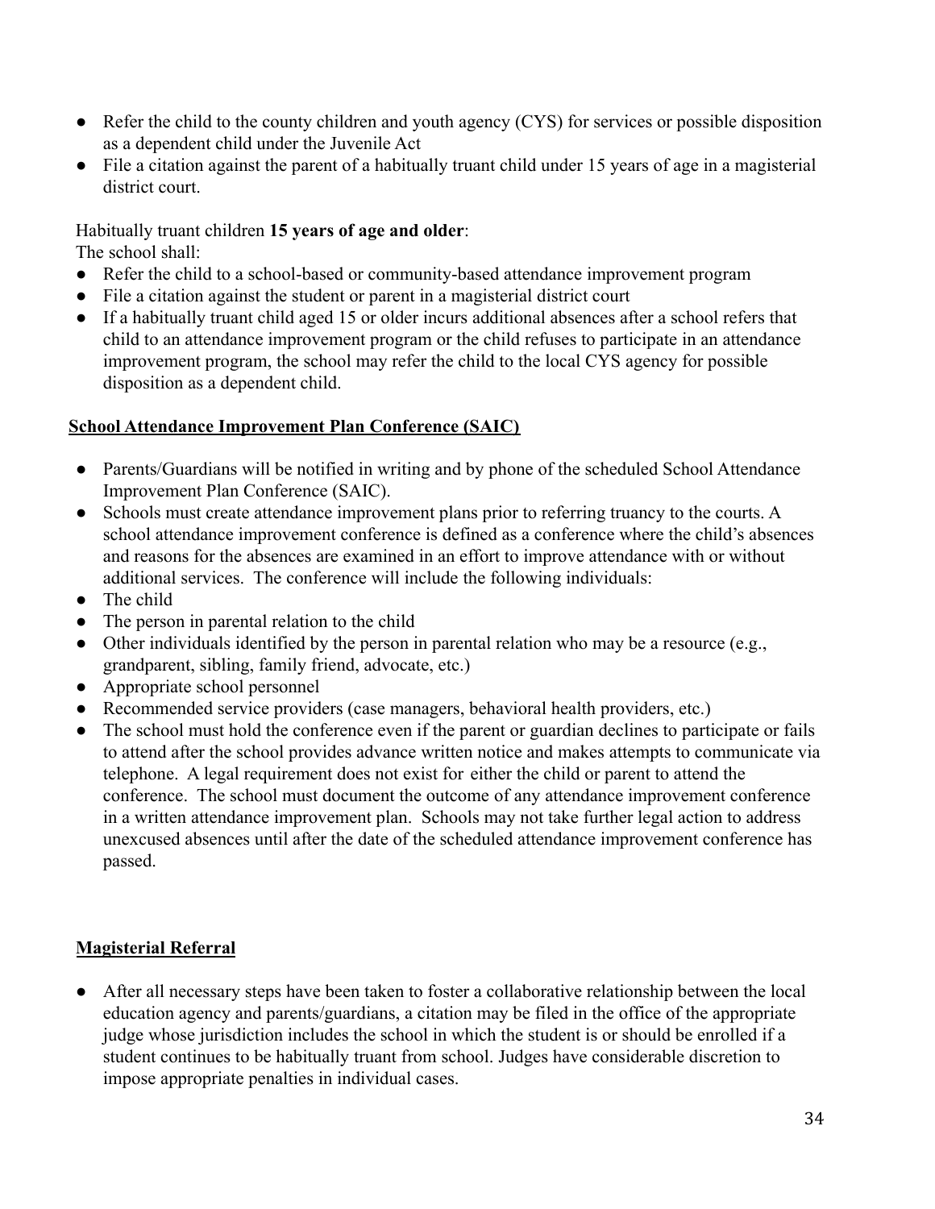- Refer the child to the county children and youth agency (CYS) for services or possible disposition as a dependent child under the Juvenile Act
- File a citation against the parent of a habitually truant child under 15 years of age in a magisterial district court.

Habitually truant children **15 years of age and older**:
The school shall:

- Refer the child to a school-based or community-based attendance improvement program
- File a citation against the student or parent in a magisterial district court
- If a habitually truant child aged 15 or older incurs additional absences after a school refers that child to an attendance improvement program or the child refuses to participate in an attendance improvement program, the school may refer the child to the local CYS agency for possible disposition as a dependent child.

## School Attendance Improvement Plan Conference (SAIC)

- Parents/Guardians will be notified in writing and by phone of the scheduled School Attendance Improvement Plan Conference (SAIC).
- Schools must create attendance improvement plans prior to referring truancy to the courts. A school attendance improvement conference is defined as a conference where the child's absences and reasons for the absences are examined in an effort to improve attendance with or without additional services. The conference will include the following individuals:
- The child
- The person in parental relation to the child
- Other individuals identified by the person in parental relation who may be a resource (e.g., grandparent, sibling, family friend, advocate, etc.)
- Appropriate school personnel
- Recommended service providers (case managers, behavioral health providers, etc.)
- The school must hold the conference even if the parent or guardian declines to participate or fails to attend after the school provides advance written notice and makes attempts to communicate via telephone. A legal requirement does not exist for either the child or parent to attend the conference. The school must document the outcome of any attendance improvement conference in a written attendance improvement plan. Schools may not take further legal action to address unexcused absences until after the date of the scheduled attendance improvement conference has passed.

## Magisterial Referral

- After all necessary steps have been taken to foster a collaborative relationship between the local education agency and parents/guardians, a citation may be filed in the office of the appropriate judge whose jurisdiction includes the school in which the student is or should be enrolled if a student continues to be habitually truant from school. Judges have considerable discretion to impose appropriate penalties in individual cases.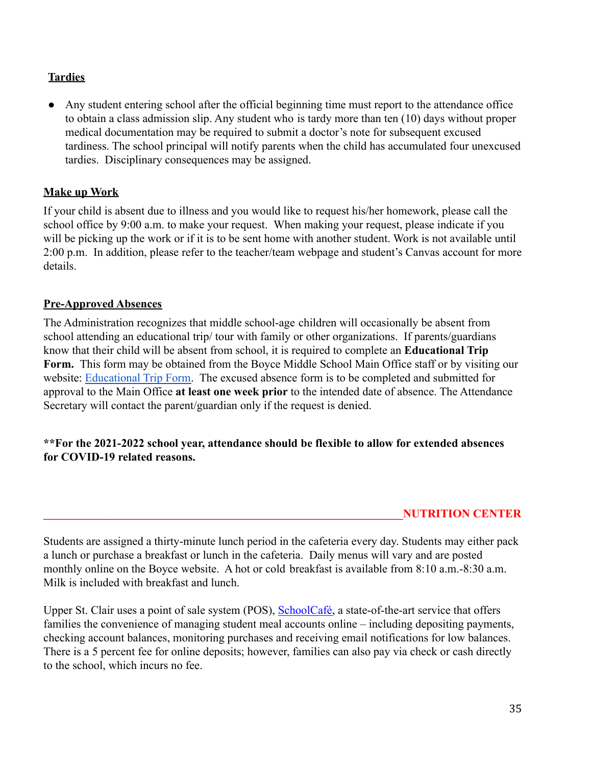## Tardies

- Any student entering school after the official beginning time must report to the attendance office to obtain a class admission slip. Any student who is tardy more than ten (10) days without proper medical documentation may be required to submit a doctor's note for subsequent excused tardiness. The school principal will notify parents when the child has accumulated four unexcused tardies. Disciplinary consequences may be assigned.

## Make up Work

If your child is absent due to illness and you would like to request his/her homework, please call the school office by 9:00 a.m. to make your request. When making your request, please indicate if you will be picking up the work or if it is to be sent home with another student. Work is not available until 2:00 p.m. In addition, please refer to the teacher/team webpage and student's Canvas account for more details.

## Pre-Approved Absences

The Administration recognizes that middle school-age children will occasionally be absent from school attending an educational trip/ tour with family or other organizations. If parents/guardians know that their child will be absent from school, it is required to complete an **Educational Trip Form.** This form may be obtained from the Boyce Middle School Main Office staff or by visiting our website: Educational Trip Form. The excused absence form is to be completed and submitted for approval to the Main Office **at least one week prior** to the intended date of absence. The Attendance Secretary will contact the parent/guardian only if the request is denied.

**\*\*For the 2021-2022 school year, attendance should be flexible to allow for extended absences for COVID-19 related reasons.**

## NUTRITION CENTER

Students are assigned a thirty-minute lunch period in the cafeteria every day. Students may either pack a lunch or purchase a breakfast or lunch in the cafeteria. Daily menus will vary and are posted monthly online on the Boyce website. A hot or cold breakfast is available from 8:10 a.m.-8:30 a.m. Milk is included with breakfast and lunch.

Upper St. Clair uses a point of sale system (POS), SchoolCafé, a state-of-the-art service that offers families the convenience of managing student meal accounts online – including depositing payments, checking account balances, monitoring purchases and receiving email notifications for low balances. There is a 5 percent fee for online deposits; however, families can also pay via check or cash directly to the school, which incurs no fee.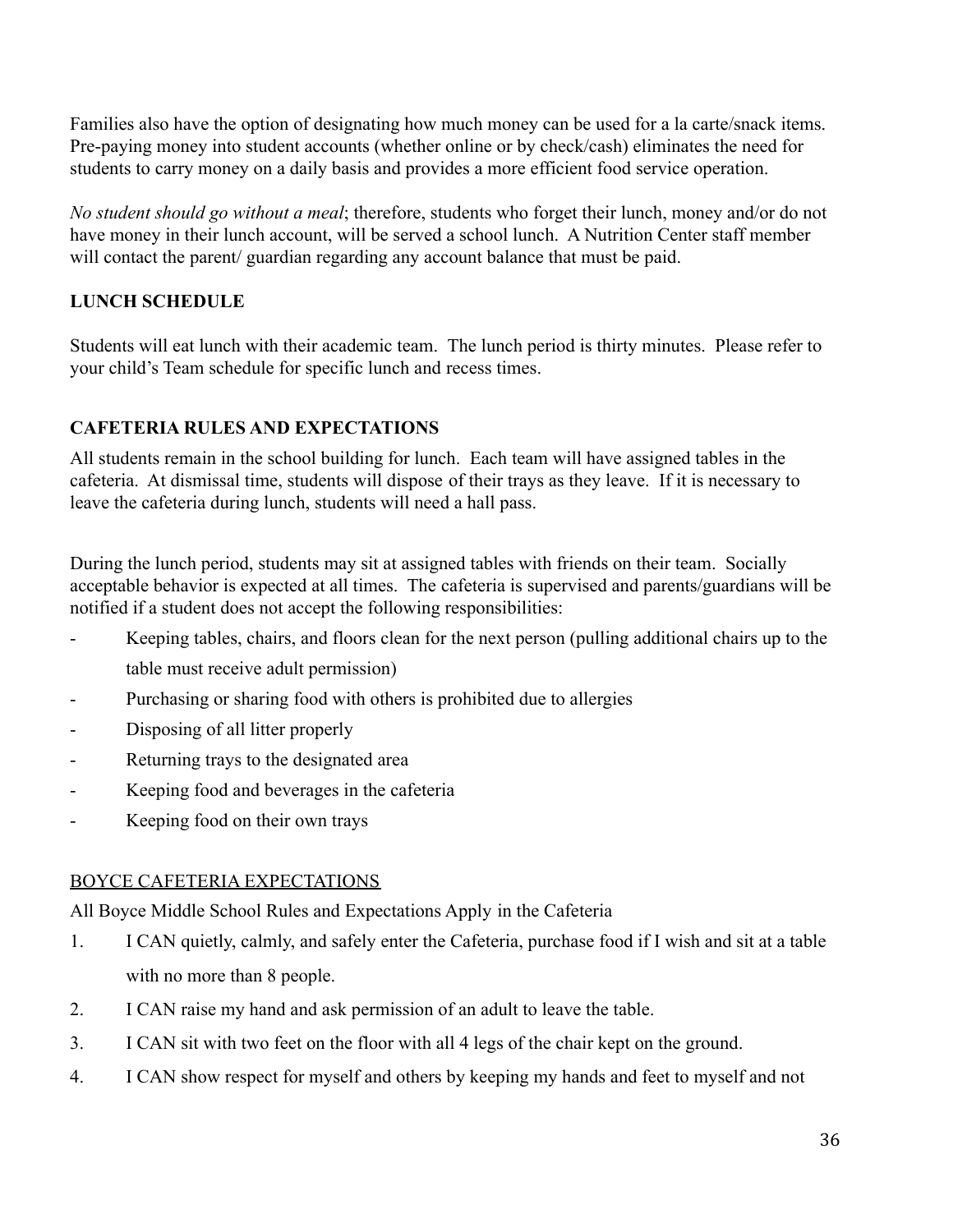Families also have the option of designating how much money can be used for a la carte/snack items. Pre-paying money into student accounts (whether online or by check/cash) eliminates the need for students to carry money on a daily basis and provides a more efficient food service operation.

*No student should go without a meal*; therefore, students who forget their lunch, money and/or do not have money in their lunch account, will be served a school lunch. A Nutrition Center staff member will contact the parent/ guardian regarding any account balance that must be paid.

## LUNCH SCHEDULE

Students will eat lunch with their academic team. The lunch period is thirty minutes. Please refer to your child's Team schedule for specific lunch and recess times.

## CAFETERIA RULES AND EXPECTATIONS

All students remain in the school building for lunch. Each team will have assigned tables in the cafeteria. At dismissal time, students will dispose of their trays as they leave. If it is necessary to leave the cafeteria during lunch, students will need a hall pass.

During the lunch period, students may sit at assigned tables with friends on their team. Socially acceptable behavior is expected at all times. The cafeteria is supervised and parents/guardians will be notified if a student does not accept the following responsibilities:

- Keeping tables, chairs, and floors clean for the next person (pulling additional chairs up to the table must receive adult permission)
- Purchasing or sharing food with others is prohibited due to allergies
- Disposing of all litter properly
- Returning trays to the designated area
- Keeping food and beverages in the cafeteria
- Keeping food on their own trays

### BOYCE CAFETERIA EXPECTATIONS

All Boyce Middle School Rules and Expectations Apply in the Cafeteria

1. I CAN quietly, calmly, and safely enter the Cafeteria, purchase food if I wish and sit at a table with no more than 8 people.
2. I CAN raise my hand and ask permission of an adult to leave the table.
3. I CAN sit with two feet on the floor with all 4 legs of the chair kept on the ground.
4. I CAN show respect for myself and others by keeping my hands and feet to myself and not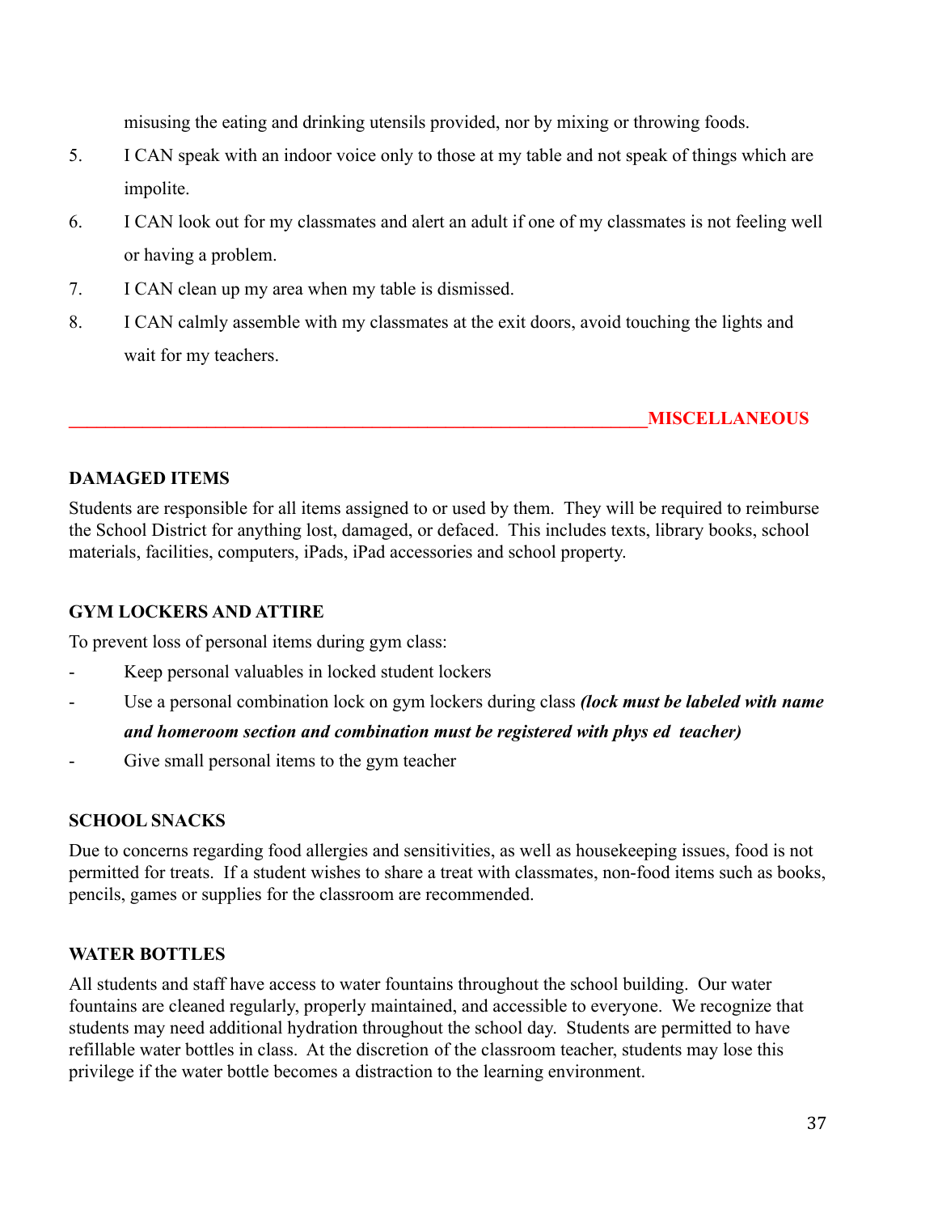misusing the eating and drinking utensils provided, nor by mixing or throwing foods.

5. I CAN speak with an indoor voice only to those at my table and not speak of things which are impolite.
6. I CAN look out for my classmates and alert an adult if one of my classmates is not feeling well or having a problem.
7. I CAN clean up my area when my table is dismissed.
8. I CAN calmly assemble with my classmates at the exit doors, avoid touching the lights and wait for my teachers.

## MISCELLANEOUS

### DAMAGED ITEMS

Students are responsible for all items assigned to or used by them. They will be required to reimburse the School District for anything lost, damaged, or defaced. This includes texts, library books, school materials, facilities, computers, iPads, iPad accessories and school property.

### GYM LOCKERS AND ATTIRE

To prevent loss of personal items during gym class:

- Keep personal valuables in locked student lockers
- Use a personal combination lock on gym lockers during class ***(lock must be labeled with name and homeroom section and combination must be registered with phys ed teacher)***
- Give small personal items to the gym teacher

### SCHOOL SNACKS

Due to concerns regarding food allergies and sensitivities, as well as housekeeping issues, food is not permitted for treats. If a student wishes to share a treat with classmates, non-food items such as books, pencils, games or supplies for the classroom are recommended.

### WATER BOTTLES

All students and staff have access to water fountains throughout the school building. Our water fountains are cleaned regularly, properly maintained, and accessible to everyone. We recognize that students may need additional hydration throughout the school day. Students are permitted to have refillable water bottles in class. At the discretion of the classroom teacher, students may lose this privilege if the water bottle becomes a distraction to the learning environment.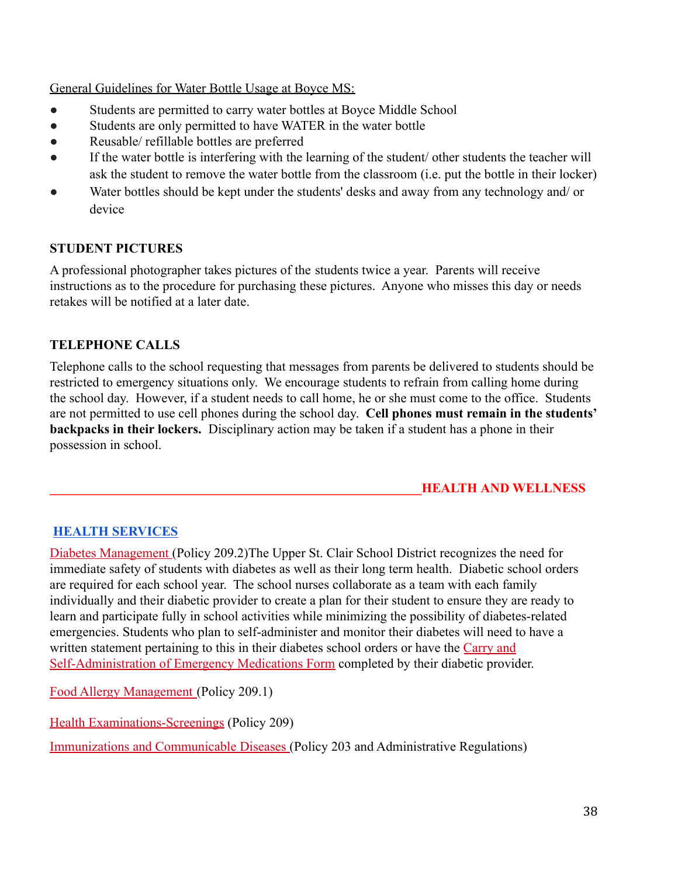General Guidelines for Water Bottle Usage at Boyce MS:

- Students are permitted to carry water bottles at Boyce Middle School
- Students are only permitted to have WATER in the water bottle
- Reusable/ refillable bottles are preferred
- If the water bottle is interfering with the learning of the student/ other students the teacher will ask the student to remove the water bottle from the classroom (i.e. put the bottle in their locker)
- Water bottles should be kept under the students' desks and away from any technology and/ or device

### STUDENT PICTURES

A professional photographer takes pictures of the students twice a year. Parents will receive instructions as to the procedure for purchasing these pictures. Anyone who misses this day or needs retakes will be notified at a later date.

### TELEPHONE CALLS

Telephone calls to the school requesting that messages from parents be delivered to students should be restricted to emergency situations only. We encourage students to refrain from calling home during the school day. However, if a student needs to call home, he or she must come to the office. Students are not permitted to use cell phones during the school day. **Cell phones must remain in the students' backpacks in their lockers.** Disciplinary action may be taken if a student has a phone in their possession in school.

## HEALTH AND WELLNESS

### HEALTH SERVICES

Diabetes Management (Policy 209.2)The Upper St. Clair School District recognizes the need for immediate safety of students with diabetes as well as their long term health. Diabetic school orders are required for each school year. The school nurses collaborate as a team with each family individually and their diabetic provider to create a plan for their student to ensure they are ready to learn and participate fully in school activities while minimizing the possibility of diabetes-related emergencies. Students who plan to self-administer and monitor their diabetes will need to have a written statement pertaining to this in their diabetes school orders or have the Carry and Self-Administration of Emergency Medications Form completed by their diabetic provider.

Food Allergy Management (Policy 209.1)

Health Examinations-Screenings (Policy 209)

Immunizations and Communicable Diseases (Policy 203 and Administrative Regulations)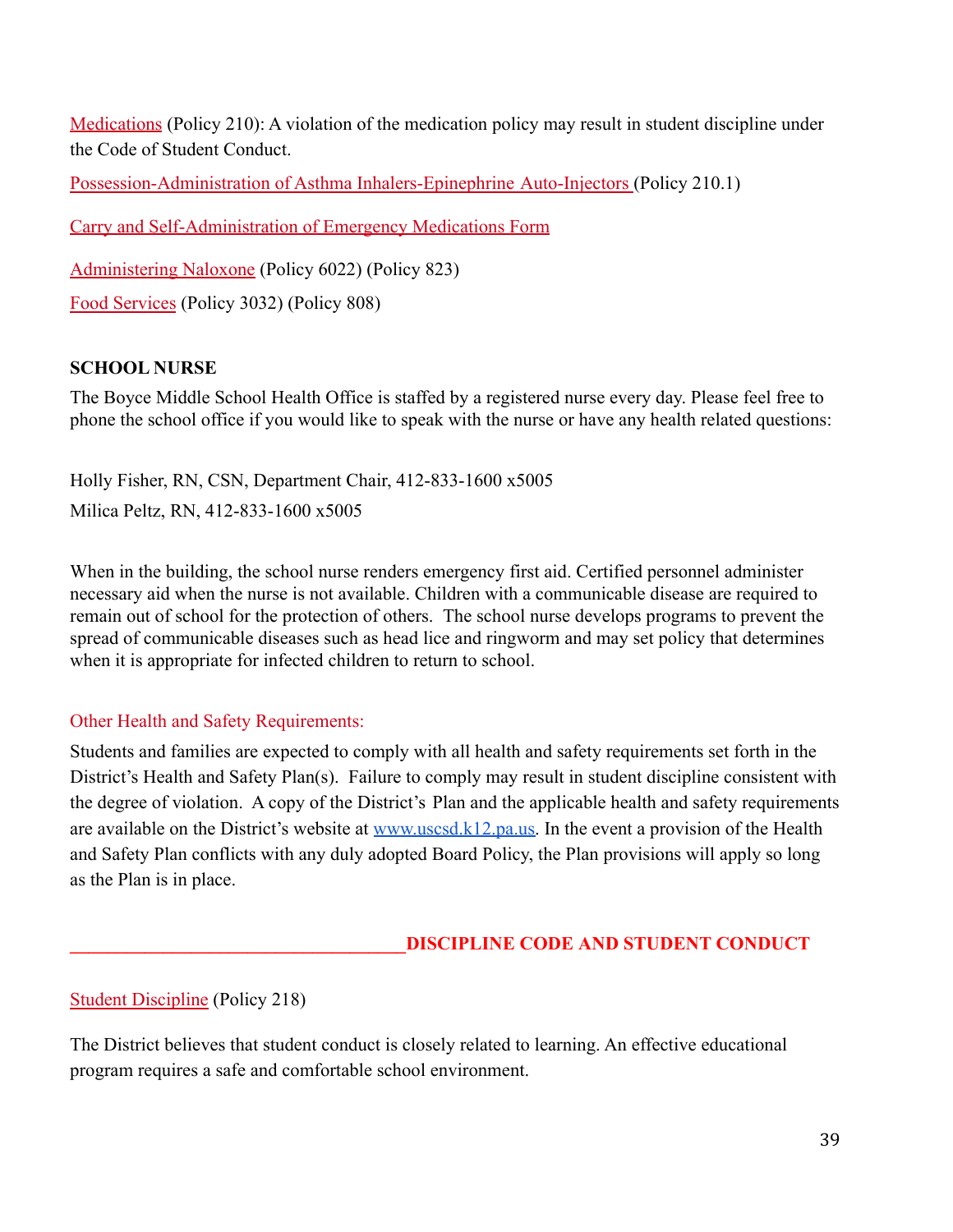Medications (Policy 210): A violation of the medication policy may result in student discipline under the Code of Student Conduct.

Possession-Administration of Asthma Inhalers-Epinephrine Auto-Injectors (Policy 210.1)

Carry and Self-Administration of Emergency Medications Form

Administering Naloxone (Policy 6022) (Policy 823)

Food Services (Policy 3032) (Policy 808)

## SCHOOL NURSE

The Boyce Middle School Health Office is staffed by a registered nurse every day. Please feel free to phone the school office if you would like to speak with the nurse or have any health related questions:

Holly Fisher, RN, CSN, Department Chair, 412-833-1600 x5005

Milica Peltz, RN, 412-833-1600 x5005

When in the building, the school nurse renders emergency first aid. Certified personnel administer necessary aid when the nurse is not available. Children with a communicable disease are required to remain out of school for the protection of others. The school nurse develops programs to prevent the spread of communicable diseases such as head lice and ringworm and may set policy that determines when it is appropriate for infected children to return to school.

### Other Health and Safety Requirements:

Students and families are expected to comply with all health and safety requirements set forth in the District's Health and Safety Plan(s). Failure to comply may result in student discipline consistent with the degree of violation. A copy of the District's Plan and the applicable health and safety requirements are available on the District's website at www.uscsd.k12.pa.us. In the event a provision of the Health and Safety Plan conflicts with any duly adopted Board Policy, the Plan provisions will apply so long as the Plan is in place.

## DISCIPLINE CODE AND STUDENT CONDUCT

Student Discipline (Policy 218)

The District believes that student conduct is closely related to learning. An effective educational program requires a safe and comfortable school environment.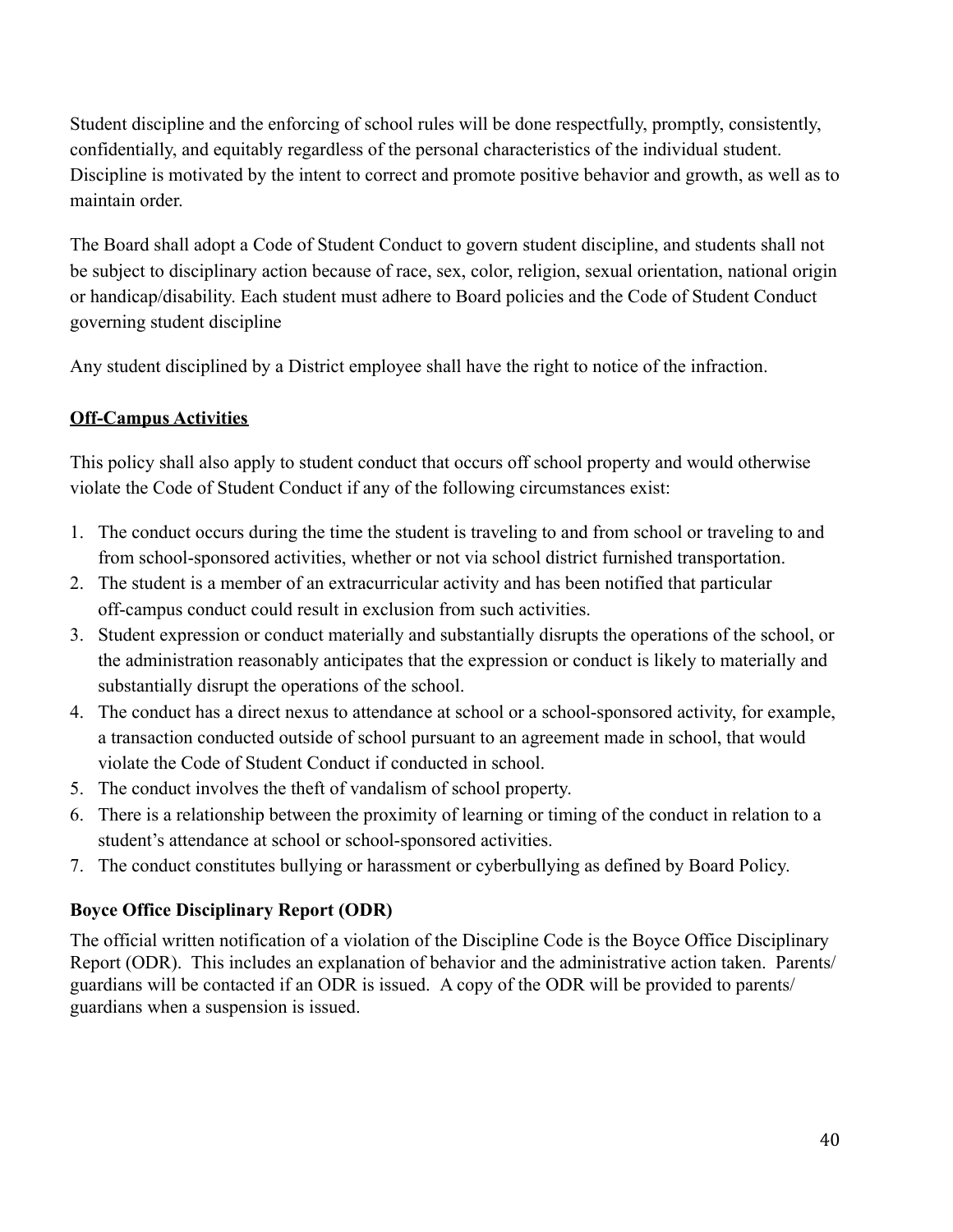Student discipline and the enforcing of school rules will be done respectfully, promptly, consistently, confidentially, and equitably regardless of the personal characteristics of the individual student. Discipline is motivated by the intent to correct and promote positive behavior and growth, as well as to maintain order.

The Board shall adopt a Code of Student Conduct to govern student discipline, and students shall not be subject to disciplinary action because of race, sex, color, religion, sexual orientation, national origin or handicap/disability. Each student must adhere to Board policies and the Code of Student Conduct governing student discipline

Any student disciplined by a District employee shall have the right to notice of the infraction.

**Off-Campus Activities**

This policy shall also apply to student conduct that occurs off school property and would otherwise violate the Code of Student Conduct if any of the following circumstances exist:

1. The conduct occurs during the time the student is traveling to and from school or traveling to and from school-sponsored activities, whether or not via school district furnished transportation.
2. The student is a member of an extracurricular activity and has been notified that particular off-campus conduct could result in exclusion from such activities.
3. Student expression or conduct materially and substantially disrupts the operations of the school, or the administration reasonably anticipates that the expression or conduct is likely to materially and substantially disrupt the operations of the school.
4. The conduct has a direct nexus to attendance at school or a school-sponsored activity, for example, a transaction conducted outside of school pursuant to an agreement made in school, that would violate the Code of Student Conduct if conducted in school.
5. The conduct involves the theft of vandalism of school property.
6. There is a relationship between the proximity of learning or timing of the conduct in relation to a student's attendance at school or school-sponsored activities.
7. The conduct constitutes bullying or harassment or cyberbullying as defined by Board Policy.

### Boyce Office Disciplinary Report (ODR)

The official written notification of a violation of the Discipline Code is the Boyce Office Disciplinary Report (ODR). This includes an explanation of behavior and the administrative action taken. Parents/ guardians will be contacted if an ODR is issued. A copy of the ODR will be provided to parents/ guardians when a suspension is issued.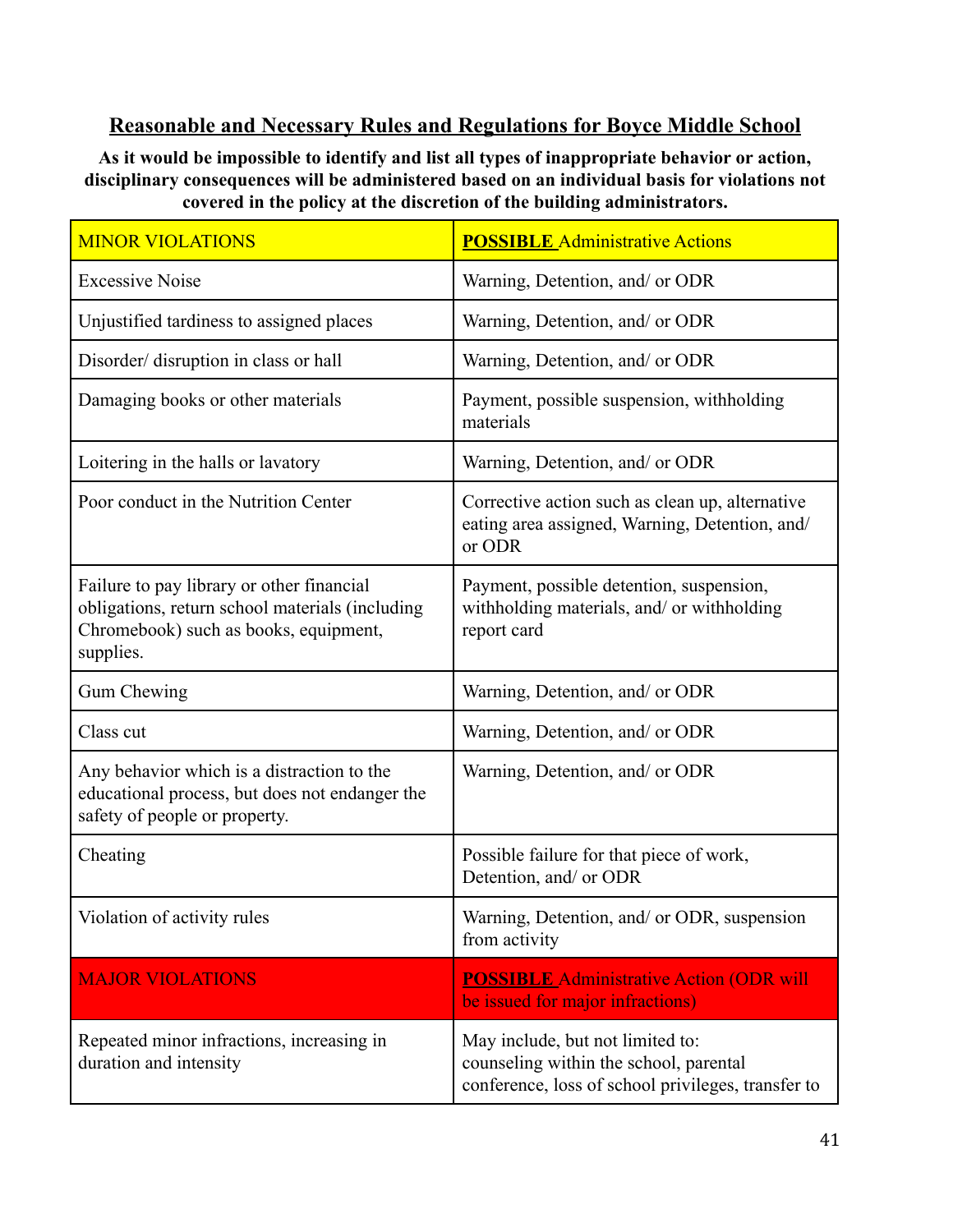## Reasonable and Necessary Rules and Regulations for Boyce Middle School

**As it would be impossible to identify and list all types of inappropriate behavior or action, disciplinary consequences will be administered based on an individual basis for violations not covered in the policy at the discretion of the building administrators.**

| MINOR VIOLATIONS | **POSSIBLE** Administrative Actions |
|---|---|
| Excessive Noise | Warning, Detention, and/ or ODR |
| Unjustified tardiness to assigned places | Warning, Detention, and/ or ODR |
| Disorder/ disruption in class or hall | Warning, Detention, and/ or ODR |
| Damaging books or other materials | Payment, possible suspension, withholding materials |
| Loitering in the halls or lavatory | Warning, Detention, and/ or ODR |
| Poor conduct in the Nutrition Center | Corrective action such as clean up, alternative eating area assigned, Warning, Detention, and/ or ODR |
| Failure to pay library or other financial obligations, return school materials (including Chromebook) such as books, equipment, supplies. | Payment, possible detention, suspension, withholding materials, and/ or withholding report card |
| Gum Chewing | Warning, Detention, and/ or ODR |
| Class cut | Warning, Detention, and/ or ODR |
| Any behavior which is a distraction to the educational process, but does not endanger the safety of people or property. | Warning, Detention, and/ or ODR |
| Cheating | Possible failure for that piece of work, Detention, and/ or ODR |
| Violation of activity rules | Warning, Detention, and/ or ODR, suspension from activity |
| MAJOR VIOLATIONS | **POSSIBLE** Administrative Action (ODR will be issued for major infractions) |
| Repeated minor infractions, increasing in duration and intensity | May include, but not limited to: counseling within the school, parental conference, loss of school privileges, transfer to |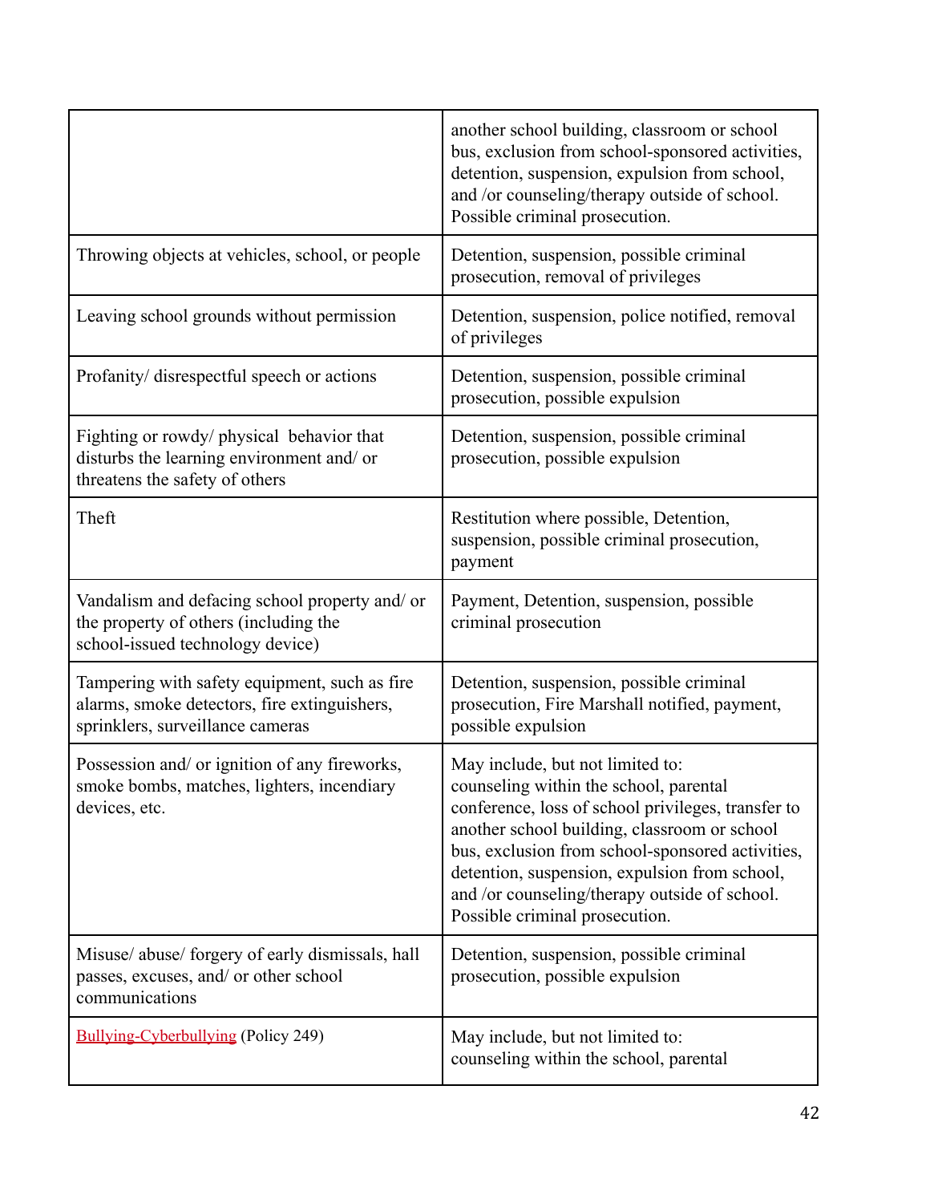| | |
|---|---|
| | another school building, classroom or school bus, exclusion from school-sponsored activities, detention, suspension, expulsion from school, and /or counseling/therapy outside of school. Possible criminal prosecution. |
| Throwing objects at vehicles, school, or people | Detention, suspension, possible criminal prosecution, removal of privileges |
| Leaving school grounds without permission | Detention, suspension, police notified, removal of privileges |
| Profanity/ disrespectful speech or actions | Detention, suspension, possible criminal prosecution, possible expulsion |
| Fighting or rowdy/ physical behavior that disturbs the learning environment and/ or threatens the safety of others | Detention, suspension, possible criminal prosecution, possible expulsion |
| Theft | Restitution where possible, Detention, suspension, possible criminal prosecution, payment |
| Vandalism and defacing school property and/ or the property of others (including the school-issued technology device) | Payment, Detention, suspension, possible criminal prosecution |
| Tampering with safety equipment, such as fire alarms, smoke detectors, fire extinguishers, sprinklers, surveillance cameras | Detention, suspension, possible criminal prosecution, Fire Marshall notified, payment, possible expulsion |
| Possession and/ or ignition of any fireworks, smoke bombs, matches, lighters, incendiary devices, etc. | May include, but not limited to: counseling within the school, parental conference, loss of school privileges, transfer to another school building, classroom or school bus, exclusion from school-sponsored activities, detention, suspension, expulsion from school, and /or counseling/therapy outside of school. Possible criminal prosecution. |
| Misuse/ abuse/ forgery of early dismissals, hall passes, excuses, and/ or other school communications | Detention, suspension, possible criminal prosecution, possible expulsion |
| Bullying-Cyberbullying (Policy 249) | May include, but not limited to: counseling within the school, parental |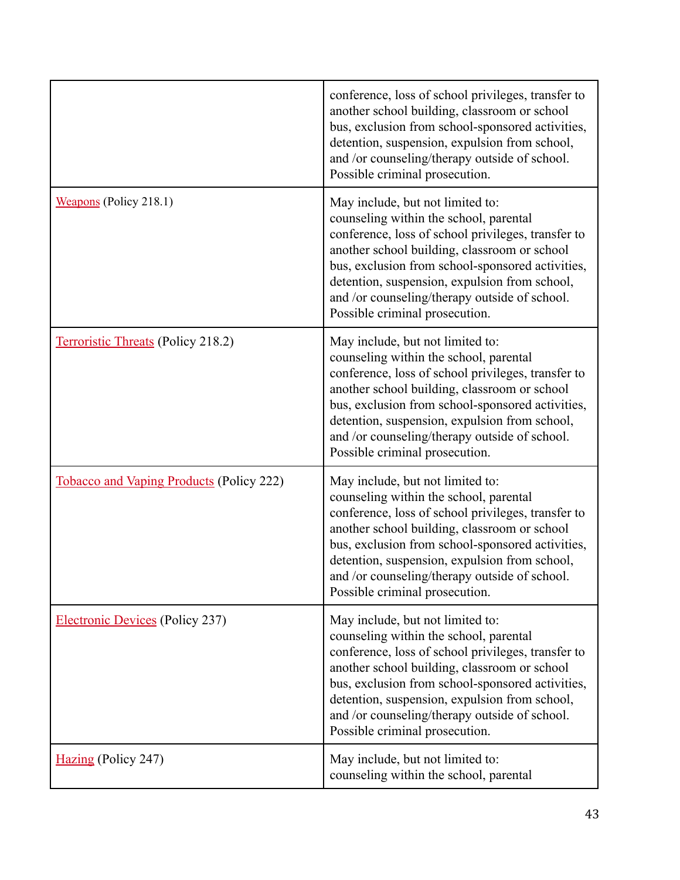| | |
|---|---|
| | conference, loss of school privileges, transfer to another school building, classroom or school bus, exclusion from school-sponsored activities, detention, suspension, expulsion from school, and /or counseling/therapy outside of school. Possible criminal prosecution. |
| Weapons (Policy 218.1) | May include, but not limited to: counseling within the school, parental conference, loss of school privileges, transfer to another school building, classroom or school bus, exclusion from school-sponsored activities, detention, suspension, expulsion from school, and /or counseling/therapy outside of school. Possible criminal prosecution. |
| Terroristic Threats (Policy 218.2) | May include, but not limited to: counseling within the school, parental conference, loss of school privileges, transfer to another school building, classroom or school bus, exclusion from school-sponsored activities, detention, suspension, expulsion from school, and /or counseling/therapy outside of school. Possible criminal prosecution. |
| Tobacco and Vaping Products (Policy 222) | May include, but not limited to: counseling within the school, parental conference, loss of school privileges, transfer to another school building, classroom or school bus, exclusion from school-sponsored activities, detention, suspension, expulsion from school, and /or counseling/therapy outside of school. Possible criminal prosecution. |
| Electronic Devices (Policy 237) | May include, but not limited to: counseling within the school, parental conference, loss of school privileges, transfer to another school building, classroom or school bus, exclusion from school-sponsored activities, detention, suspension, expulsion from school, and /or counseling/therapy outside of school. Possible criminal prosecution. |
| Hazing (Policy 247) | May include, but not limited to: counseling within the school, parental |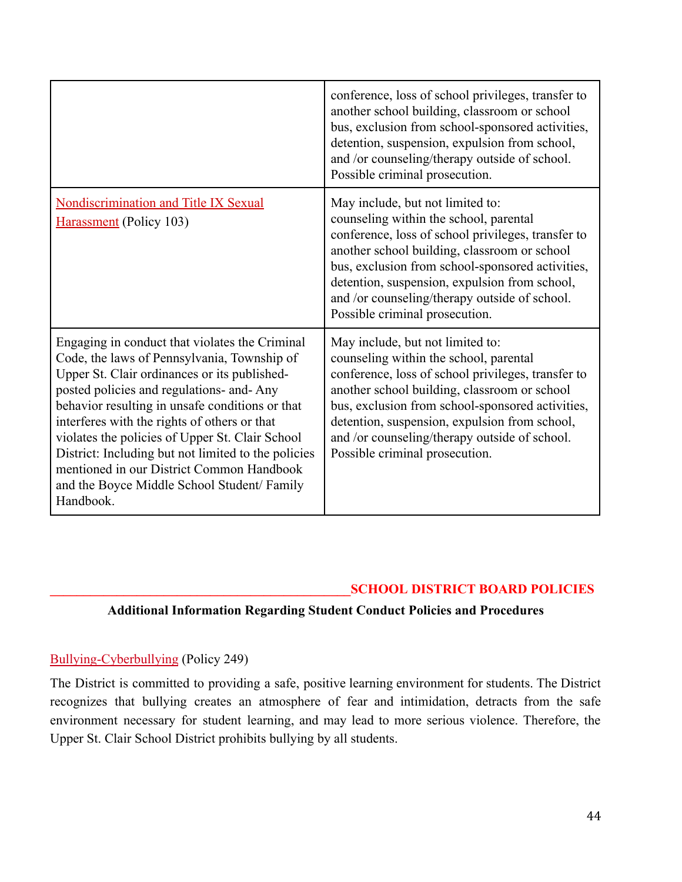| | |
|---|---|
| | conference, loss of school privileges, transfer to another school building, classroom or school bus, exclusion from school-sponsored activities, detention, suspension, expulsion from school, and /or counseling/therapy outside of school. Possible criminal prosecution. |
| Nondiscrimination and Title IX Sexual Harassment (Policy 103) | May include, but not limited to: counseling within the school, parental conference, loss of school privileges, transfer to another school building, classroom or school bus, exclusion from school-sponsored activities, detention, suspension, expulsion from school, and /or counseling/therapy outside of school. Possible criminal prosecution. |
| Engaging in conduct that violates the Criminal Code, the laws of Pennsylvania, Township of Upper St. Clair ordinances or its published-posted policies and regulations- and- Any behavior resulting in unsafe conditions or that interferes with the rights of others or that violates the policies of Upper St. Clair School District: Including but not limited to the policies mentioned in our District Common Handbook and the Boyce Middle School Student/ Family Handbook. | May include, but not limited to: counseling within the school, parental conference, loss of school privileges, transfer to another school building, classroom or school bus, exclusion from school-sponsored activities, detention, suspension, expulsion from school, and /or counseling/therapy outside of school. Possible criminal prosecution. |

## SCHOOL DISTRICT BOARD POLICIES

**Additional Information Regarding Student Conduct Policies and Procedures**

Bullying-Cyberbullying (Policy 249)

The District is committed to providing a safe, positive learning environment for students. The District recognizes that bullying creates an atmosphere of fear and intimidation, detracts from the safe environment necessary for student learning, and may lead to more serious violence. Therefore, the Upper St. Clair School District prohibits bullying by all students.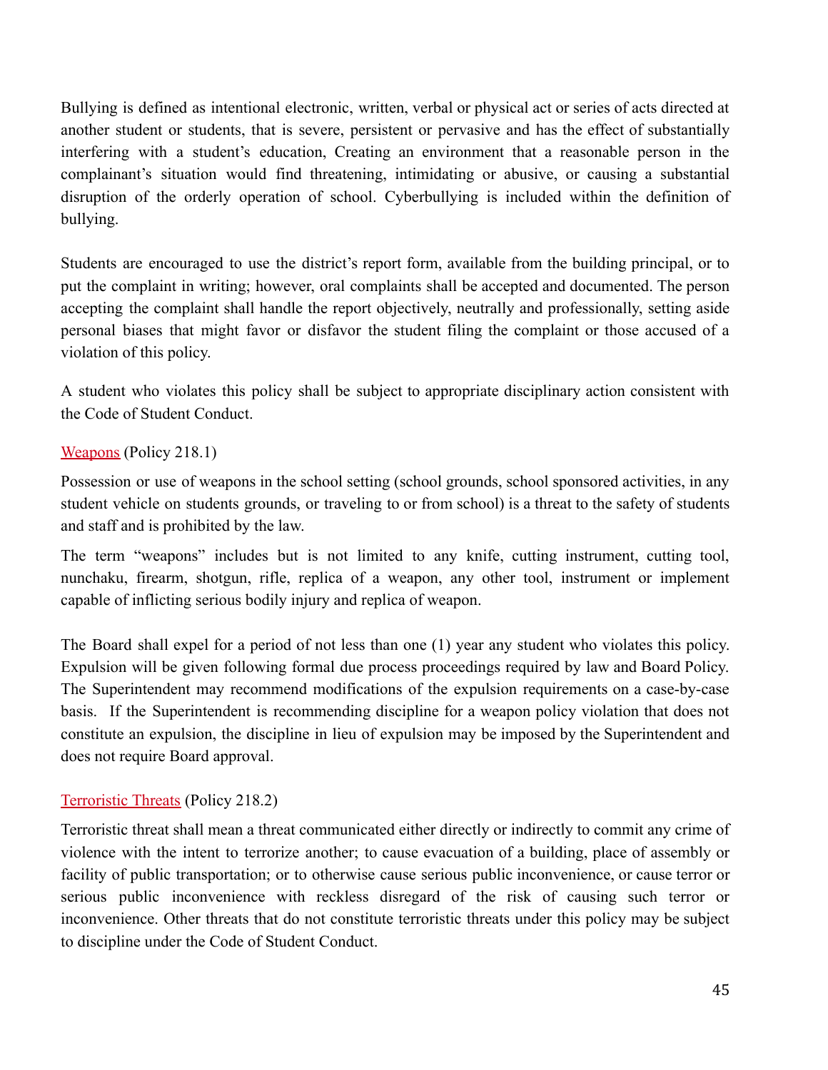Bullying is defined as intentional electronic, written, verbal or physical act or series of acts directed at another student or students, that is severe, persistent or pervasive and has the effect of substantially interfering with a student's education, Creating an environment that a reasonable person in the complainant's situation would find threatening, intimidating or abusive, or causing a substantial disruption of the orderly operation of school. Cyberbullying is included within the definition of bullying.

Students are encouraged to use the district's report form, available from the building principal, or to put the complaint in writing; however, oral complaints shall be accepted and documented. The person accepting the complaint shall handle the report objectively, neutrally and professionally, setting aside personal biases that might favor or disfavor the student filing the complaint or those accused of a violation of this policy.

A student who violates this policy shall be subject to appropriate disciplinary action consistent with the Code of Student Conduct.

Weapons (Policy 218.1)

Possession or use of weapons in the school setting (school grounds, school sponsored activities, in any student vehicle on students grounds, or traveling to or from school) is a threat to the safety of students and staff and is prohibited by the law.

The term "weapons" includes but is not limited to any knife, cutting instrument, cutting tool, nunchaku, firearm, shotgun, rifle, replica of a weapon, any other tool, instrument or implement capable of inflicting serious bodily injury and replica of weapon.

The Board shall expel for a period of not less than one (1) year any student who violates this policy. Expulsion will be given following formal due process proceedings required by law and Board Policy. The Superintendent may recommend modifications of the expulsion requirements on a case-by-case basis. If the Superintendent is recommending discipline for a weapon policy violation that does not constitute an expulsion, the discipline in lieu of expulsion may be imposed by the Superintendent and does not require Board approval.

Terroristic Threats (Policy 218.2)

Terroristic threat shall mean a threat communicated either directly or indirectly to commit any crime of violence with the intent to terrorize another; to cause evacuation of a building, place of assembly or facility of public transportation; or to otherwise cause serious public inconvenience, or cause terror or serious public inconvenience with reckless disregard of the risk of causing such terror or inconvenience. Other threats that do not constitute terroristic threats under this policy may be subject to discipline under the Code of Student Conduct.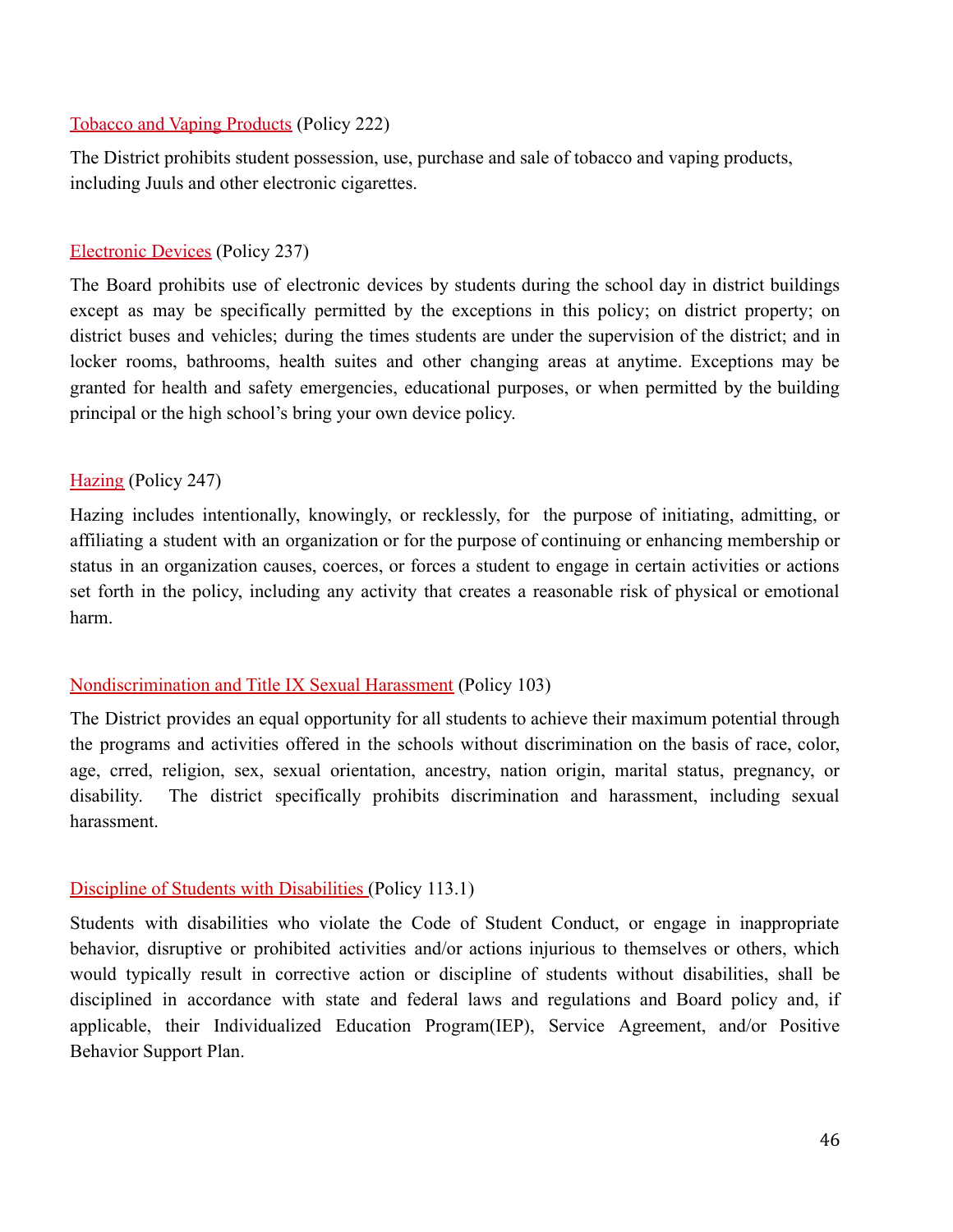[Tobacco and Vaping Products](#) (Policy 222)

The District prohibits student possession, use, purchase and sale of tobacco and vaping products, including Juuls and other electronic cigarettes.

[Electronic Devices](#) (Policy 237)

The Board prohibits use of electronic devices by students during the school day in district buildings except as may be specifically permitted by the exceptions in this policy; on district property; on district buses and vehicles; during the times students are under the supervision of the district; and in locker rooms, bathrooms, health suites and other changing areas at anytime. Exceptions may be granted for health and safety emergencies, educational purposes, or when permitted by the building principal or the high school's bring your own device policy.

[Hazing](#) (Policy 247)

Hazing includes intentionally, knowingly, or recklessly, for the purpose of initiating, admitting, or affiliating a student with an organization or for the purpose of continuing or enhancing membership or status in an organization causes, coerces, or forces a student to engage in certain activities or actions set forth in the policy, including any activity that creates a reasonable risk of physical or emotional harm.

[Nondiscrimination and Title IX Sexual Harassment](#) (Policy 103)

The District provides an equal opportunity for all students to achieve their maximum potential through the programs and activities offered in the schools without discrimination on the basis of race, color, age, crred, religion, sex, sexual orientation, ancestry, nation origin, marital status, pregnancy, or disability. The district specifically prohibits discrimination and harassment, including sexual harassment.

[Discipline of Students with Disabilities](#) (Policy 113.1)

Students with disabilities who violate the Code of Student Conduct, or engage in inappropriate behavior, disruptive or prohibited activities and/or actions injurious to themselves or others, which would typically result in corrective action or discipline of students without disabilities, shall be disciplined in accordance with state and federal laws and regulations and Board policy and, if applicable, their Individualized Education Program(IEP), Service Agreement, and/or Positive Behavior Support Plan.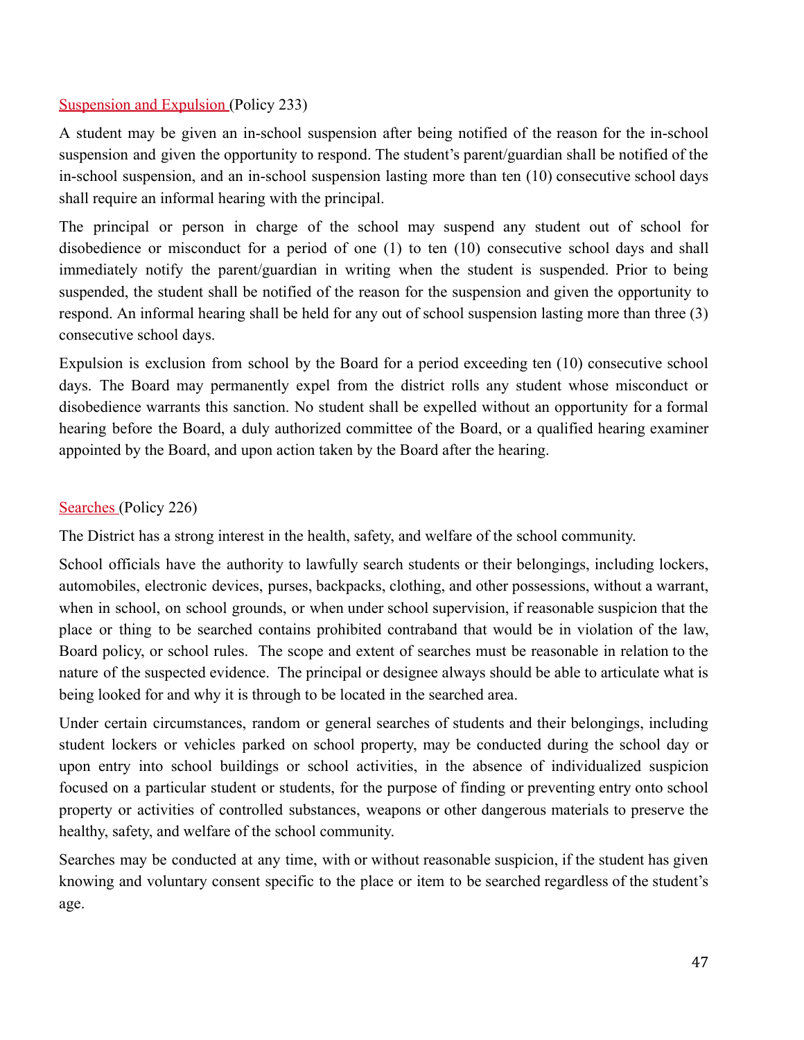## Suspension and Expulsion (Policy 233)

A student may be given an in-school suspension after being notified of the reason for the in-school suspension and given the opportunity to respond. The student's parent/guardian shall be notified of the in-school suspension, and an in-school suspension lasting more than ten (10) consecutive school days shall require an informal hearing with the principal.

The principal or person in charge of the school may suspend any student out of school for disobedience or misconduct for a period of one (1) to ten (10) consecutive school days and shall immediately notify the parent/guardian in writing when the student is suspended. Prior to being suspended, the student shall be notified of the reason for the suspension and given the opportunity to respond. An informal hearing shall be held for any out of school suspension lasting more than three (3) consecutive school days.

Expulsion is exclusion from school by the Board for a period exceeding ten (10) consecutive school days. The Board may permanently expel from the district rolls any student whose misconduct or disobedience warrants this sanction. No student shall be expelled without an opportunity for a formal hearing before the Board, a duly authorized committee of the Board, or a qualified hearing examiner appointed by the Board, and upon action taken by the Board after the hearing.

## Searches (Policy 226)

The District has a strong interest in the health, safety, and welfare of the school community.

School officials have the authority to lawfully search students or their belongings, including lockers, automobiles, electronic devices, purses, backpacks, clothing, and other possessions, without a warrant, when in school, on school grounds, or when under school supervision, if reasonable suspicion that the place or thing to be searched contains prohibited contraband that would be in violation of the law, Board policy, or school rules. The scope and extent of searches must be reasonable in relation to the nature of the suspected evidence. The principal or designee always should be able to articulate what is being looked for and why it is through to be located in the searched area.

Under certain circumstances, random or general searches of students and their belongings, including student lockers or vehicles parked on school property, may be conducted during the school day or upon entry into school buildings or school activities, in the absence of individualized suspicion focused on a particular student or students, for the purpose of finding or preventing entry onto school property or activities of controlled substances, weapons or other dangerous materials to preserve the healthy, safety, and welfare of the school community.

Searches may be conducted at any time, with or without reasonable suspicion, if the student has given knowing and voluntary consent specific to the place or item to be searched regardless of the student's age.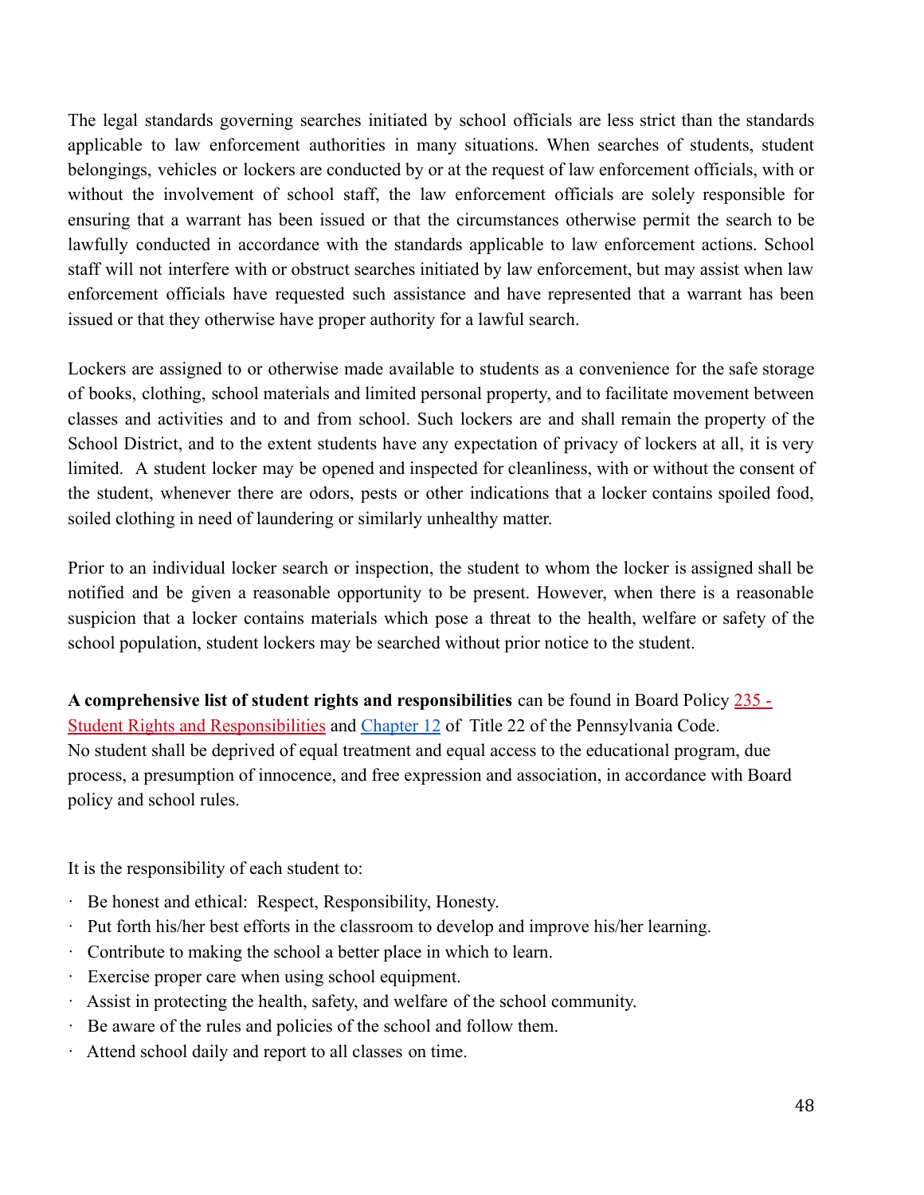The legal standards governing searches initiated by school officials are less strict than the standards applicable to law enforcement authorities in many situations. When searches of students, student belongings, vehicles or lockers are conducted by or at the request of law enforcement officials, with or without the involvement of school staff, the law enforcement officials are solely responsible for ensuring that a warrant has been issued or that the circumstances otherwise permit the search to be lawfully conducted in accordance with the standards applicable to law enforcement actions. School staff will not interfere with or obstruct searches initiated by law enforcement, but may assist when law enforcement officials have requested such assistance and have represented that a warrant has been issued or that they otherwise have proper authority for a lawful search.

Lockers are assigned to or otherwise made available to students as a convenience for the safe storage of books, clothing, school materials and limited personal property, and to facilitate movement between classes and activities and to and from school. Such lockers are and shall remain the property of the School District, and to the extent students have any expectation of privacy of lockers at all, it is very limited. A student locker may be opened and inspected for cleanliness, with or without the consent of the student, whenever there are odors, pests or other indications that a locker contains spoiled food, soiled clothing in need of laundering or similarly unhealthy matter.

Prior to an individual locker search or inspection, the student to whom the locker is assigned shall be notified and be given a reasonable opportunity to be present. However, when there is a reasonable suspicion that a locker contains materials which pose a threat to the health, welfare or safety of the school population, student lockers may be searched without prior notice to the student.

**A comprehensive list of student rights and responsibilities** can be found in Board Policy 235 - Student Rights and Responsibilities and Chapter 12 of Title 22 of the Pennsylvania Code.
No student shall be deprived of equal treatment and equal access to the educational program, due process, a presumption of innocence, and free expression and association, in accordance with Board policy and school rules.

It is the responsibility of each student to:

- Be honest and ethical: Respect, Responsibility, Honesty.
- Put forth his/her best efforts in the classroom to develop and improve his/her learning.
- Contribute to making the school a better place in which to learn.
- Exercise proper care when using school equipment.
- Assist in protecting the health, safety, and welfare of the school community.
- Be aware of the rules and policies of the school and follow them.
- Attend school daily and report to all classes on time.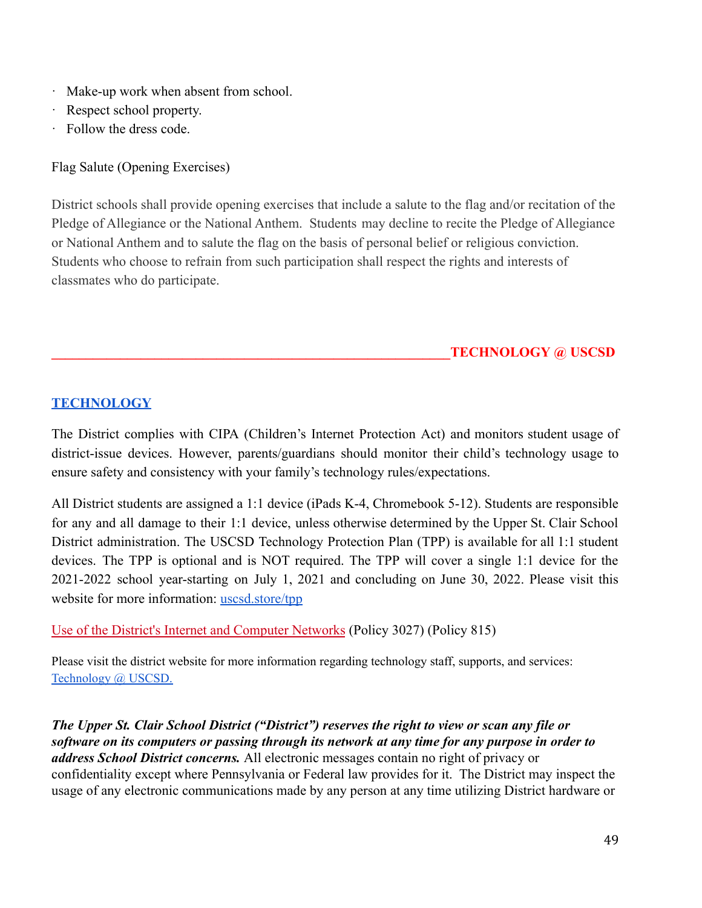- Make-up work when absent from school.
- Respect school property.
- Follow the dress code.

Flag Salute (Opening Exercises)

District schools shall provide opening exercises that include a salute to the flag and/or recitation of the Pledge of Allegiance or the National Anthem. Students may decline to recite the Pledge of Allegiance or National Anthem and to salute the flag on the basis of personal belief or religious conviction. Students who choose to refrain from such participation shall respect the rights and interests of classmates who do participate.

## TECHNOLOGY @ USCSD

### TECHNOLOGY

The District complies with CIPA (Children's Internet Protection Act) and monitors student usage of district-issue devices. However, parents/guardians should monitor their child's technology usage to ensure safety and consistency with your family's technology rules/expectations.

All District students are assigned a 1:1 device (iPads K-4, Chromebook 5-12). Students are responsible for any and all damage to their 1:1 device, unless otherwise determined by the Upper St. Clair School District administration. The USCSD Technology Protection Plan (TPP) is available for all 1:1 student devices. The TPP is optional and is NOT required. The TPP will cover a single 1:1 device for the 2021-2022 school year-starting on July 1, 2021 and concluding on June 30, 2022. Please visit this website for more information: uscsd.store/tpp

Use of the District's Internet and Computer Networks (Policy 3027) (Policy 815)

Please visit the district website for more information regarding technology staff, supports, and services: Technology @ USCSD.

***The Upper St. Clair School District ("District") reserves the right to view or scan any file or software on its computers or passing through its network at any time for any purpose in order to address School District concerns.*** All electronic messages contain no right of privacy or confidentiality except where Pennsylvania or Federal law provides for it. The District may inspect the usage of any electronic communications made by any person at any time utilizing District hardware or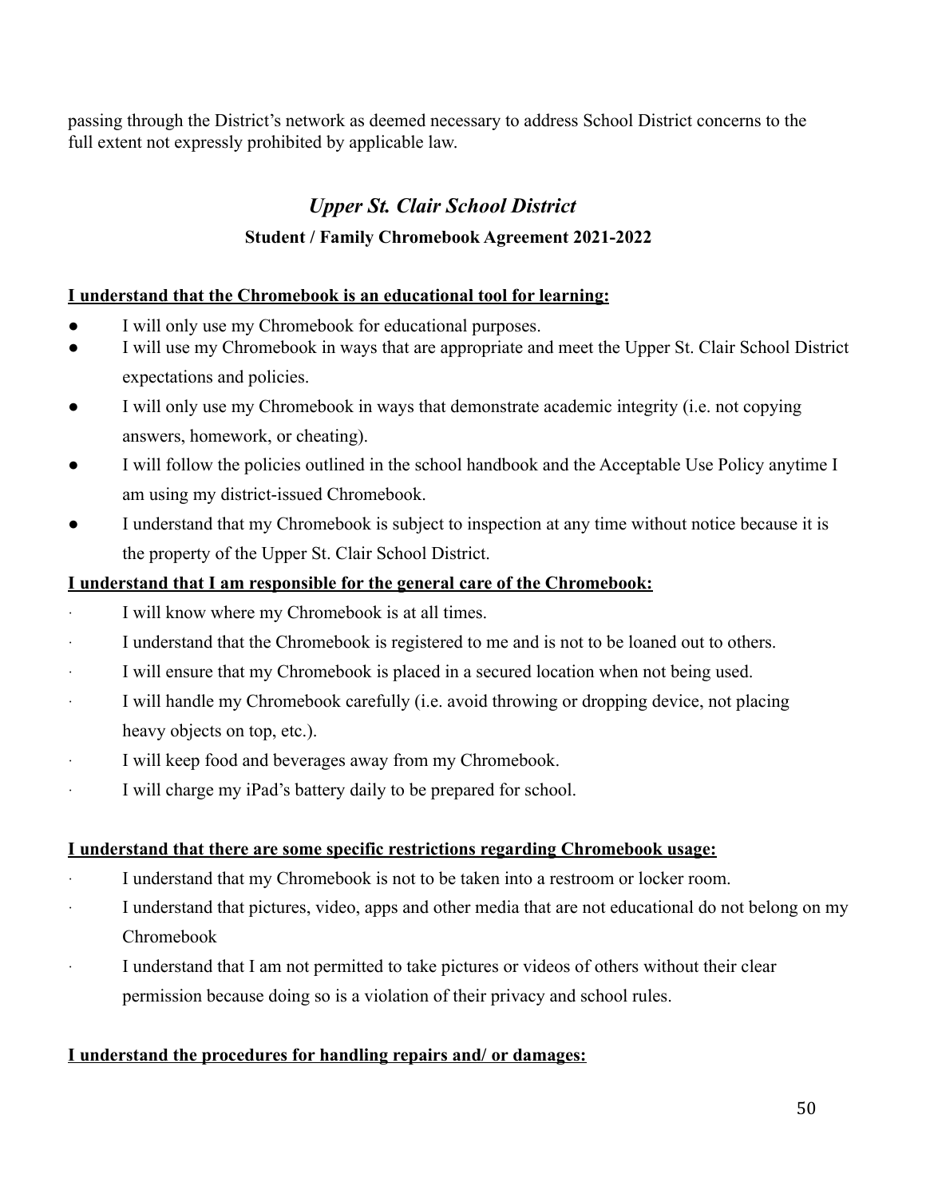passing through the District's network as deemed necessary to address School District concerns to the full extent not expressly prohibited by applicable law.

## *Upper St. Clair School District*

### Student / Family Chromebook Agreement 2021-2022

**<u>I understand that the Chromebook is an educational tool for learning:</u>**

- I will only use my Chromebook for educational purposes.
- I will use my Chromebook in ways that are appropriate and meet the Upper St. Clair School District expectations and policies.
- I will only use my Chromebook in ways that demonstrate academic integrity (i.e. not copying answers, homework, or cheating).
- I will follow the policies outlined in the school handbook and the Acceptable Use Policy anytime I am using my district-issued Chromebook.
- I understand that my Chromebook is subject to inspection at any time without notice because it is the property of the Upper St. Clair School District.

**<u>I understand that I am responsible for the general care of the Chromebook:</u>**

- I will know where my Chromebook is at all times.
- I understand that the Chromebook is registered to me and is not to be loaned out to others.
- I will ensure that my Chromebook is placed in a secured location when not being used.
- I will handle my Chromebook carefully (i.e. avoid throwing or dropping device, not placing heavy objects on top, etc.).
- I will keep food and beverages away from my Chromebook.
- I will charge my iPad's battery daily to be prepared for school.

**<u>I understand that there are some specific restrictions regarding Chromebook usage:</u>**

- I understand that my Chromebook is not to be taken into a restroom or locker room.
- I understand that pictures, video, apps and other media that are not educational do not belong on my Chromebook
- I understand that I am not permitted to take pictures or videos of others without their clear permission because doing so is a violation of their privacy and school rules.

**<u>I understand the procedures for handling repairs and/ or damages:</u>**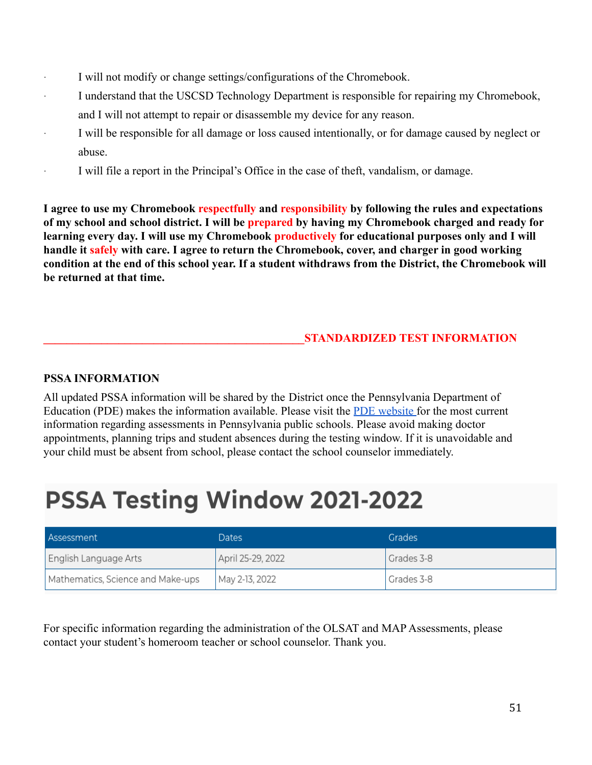- I will not modify or change settings/configurations of the Chromebook.
- I understand that the USCSD Technology Department is responsible for repairing my Chromebook, and I will not attempt to repair or disassemble my device for any reason.
- I will be responsible for all damage or loss caused intentionally, or for damage caused by neglect or abuse.
- I will file a report in the Principal's Office in the case of theft, vandalism, or damage.

**I agree to use my Chromebook respectfully and responsibility by following the rules and expectations of my school and school district. I will be prepared by having my Chromebook charged and ready for learning every day. I will use my Chromebook productively for educational purposes only and I will handle it safely with care. I agree to return the Chromebook, cover, and charger in good working condition at the end of this school year. If a student withdraws from the District, the Chromebook will be returned at that time.**

## STANDARDIZED TEST INFORMATION

**PSSA INFORMATION**

All updated PSSA information will be shared by the District once the Pennsylvania Department of Education (PDE) makes the information available. Please visit the PDE website for the most current information regarding assessments in Pennsylvania public schools. Please avoid making doctor appointments, planning trips and student absences during the testing window. If it is unavoidable and your child must be absent from school, please contact the school counselor immediately.

# PSSA Testing Window 2021-2022

| Assessment | Dates | Grades |
|---|---|---|
| English Language Arts | April 25-29, 2022 | Grades 3-8 |
| Mathematics, Science and Make-ups | May 2-13, 2022 | Grades 3-8 |

For specific information regarding the administration of the OLSAT and MAP Assessments, please contact your student's homeroom teacher or school counselor. Thank you.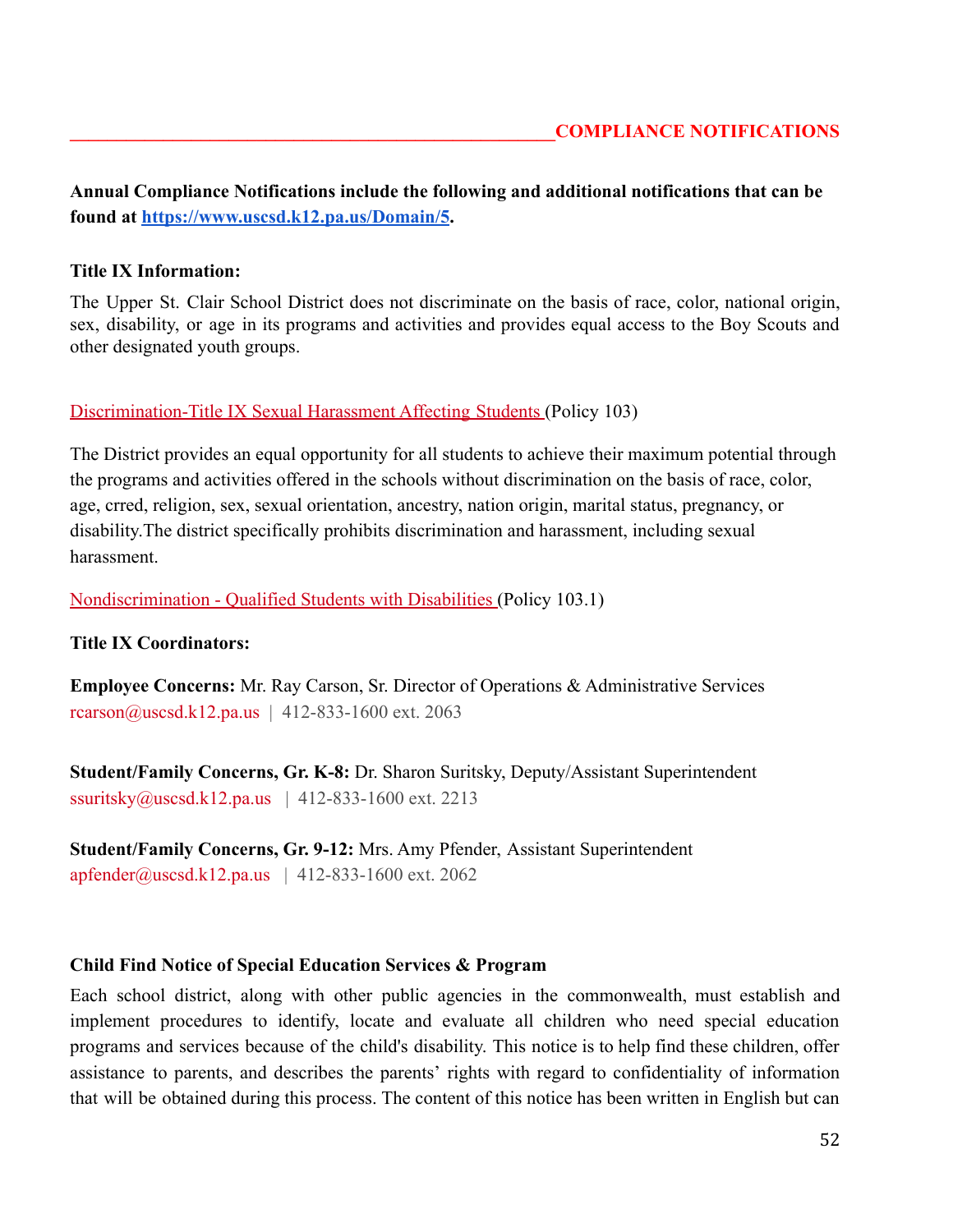## COMPLIANCE NOTIFICATIONS

**Annual Compliance Notifications include the following and additional notifications that can be found at [https://www.uscsd.k12.pa.us/Domain/5](https://www.uscsd.k12.pa.us/Domain/5).**

**Title IX Information:**

The Upper St. Clair School District does not discriminate on the basis of race, color, national origin, sex, disability, or age in its programs and activities and provides equal access to the Boy Scouts and other designated youth groups.

Discrimination-Title IX Sexual Harassment Affecting Students (Policy 103)

The District provides an equal opportunity for all students to achieve their maximum potential through the programs and activities offered in the schools without discrimination on the basis of race, color, age, crred, religion, sex, sexual orientation, ancestry, nation origin, marital status, pregnancy, or disability.The district specifically prohibits discrimination and harassment, including sexual harassment.

Nondiscrimination - Qualified Students with Disabilities (Policy 103.1)

**Title IX Coordinators:**

**Employee Concerns:** Mr. Ray Carson, Sr. Director of Operations & Administrative Services
rcarson@uscsd.k12.pa.us | 412-833-1600 ext. 2063

**Student/Family Concerns, Gr. K-8:** Dr. Sharon Suritsky, Deputy/Assistant Superintendent
ssuritsky@uscsd.k12.pa.us | 412-833-1600 ext. 2213

**Student/Family Concerns, Gr. 9-12:** Mrs. Amy Pfender, Assistant Superintendent
apfender@uscsd.k12.pa.us | 412-833-1600 ext. 2062

**Child Find Notice of Special Education Services & Program**

Each school district, along with other public agencies in the commonwealth, must establish and implement procedures to identify, locate and evaluate all children who need special education programs and services because of the child's disability. This notice is to help find these children, offer assistance to parents, and describes the parents' rights with regard to confidentiality of information that will be obtained during this process. The content of this notice has been written in English but can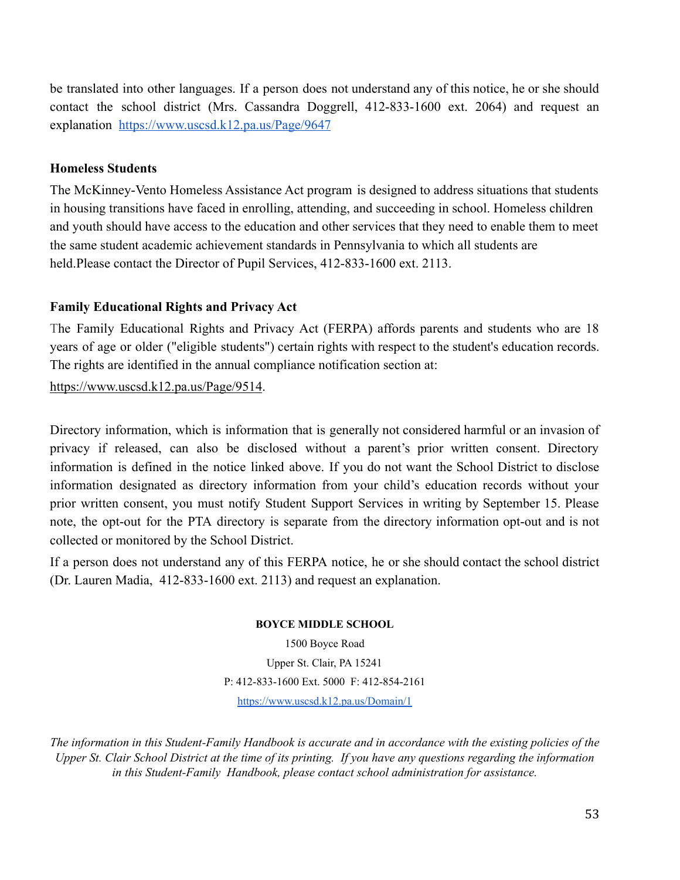be translated into other languages. If a person does not understand any of this notice, he or she should contact the school district (Mrs. Cassandra Doggrell, 412-833-1600 ext. 2064) and request an explanation https://www.uscsd.k12.pa.us/Page/9647

### Homeless Students

The McKinney-Vento Homeless Assistance Act program is designed to address situations that students in housing transitions have faced in enrolling, attending, and succeeding in school. Homeless children and youth should have access to the education and other services that they need to enable them to meet the same student academic achievement standards in Pennsylvania to which all students are held.Please contact the Director of Pupil Services, 412-833-1600 ext. 2113.

### Family Educational Rights and Privacy Act

The Family Educational Rights and Privacy Act (FERPA) affords parents and students who are 18 years of age or older ("eligible students") certain rights with respect to the student's education records. The rights are identified in the annual compliance notification section at:

https://www.uscsd.k12.pa.us/Page/9514.

Directory information, which is information that is generally not considered harmful or an invasion of privacy if released, can also be disclosed without a parent's prior written consent. Directory information is defined in the notice linked above. If you do not want the School District to disclose information designated as directory information from your child's education records without your prior written consent, you must notify Student Support Services in writing by September 15. Please note, the opt-out for the PTA directory is separate from the directory information opt-out and is not collected or monitored by the School District.

If a person does not understand any of this FERPA notice, he or she should contact the school district (Dr. Lauren Madia, 412-833-1600 ext. 2113) and request an explanation.

**BOYCE MIDDLE SCHOOL**

1500 Boyce Road

Upper St. Clair, PA 15241

P: 412-833-1600 Ext. 5000 F: 412-854-2161

https://www.uscsd.k12.pa.us/Domain/1

*The information in this Student-Family Handbook is accurate and in accordance with the existing policies of the Upper St. Clair School District at the time of its printing. If you have any questions regarding the information in this Student-Family Handbook, please contact school administration for assistance.*